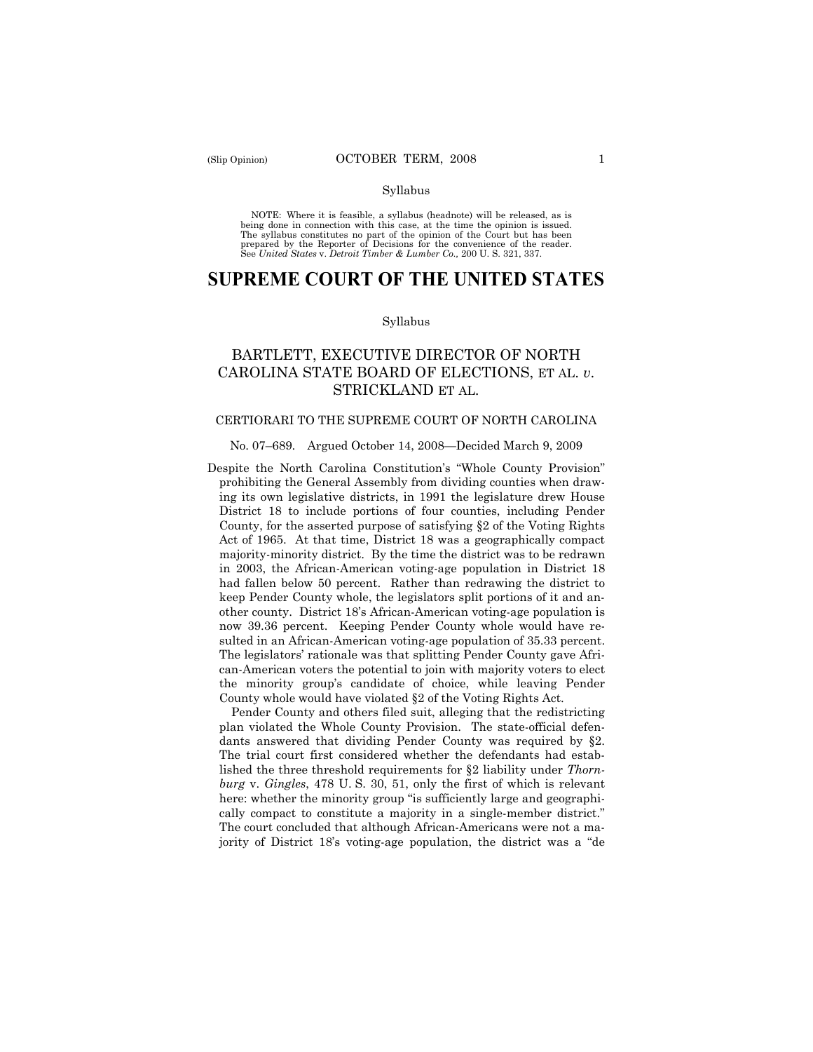Syllabus

NOTE: Where it is feasible, a syllabus (headnote) will be released, as is being done in connection with this case, at the time the opinion is issued. The syllabus constitutes no part of the opinion of the Court but has been prepared by the Reporter of Decisions for the convenience of the reader. See *United States* v. *Detroit Timber & Lumber Co.,* 200 U. S. 321, 337.

# SUPREME COURT OF THE UNITED STATES

Syllabus

## BARTLETT, EXECUTIVE DIRECTOR OF NORTH CAROLINA STATE BOARD OF ELECTIONS, ET AL. *v.* STRICKLAND ET AL.

CERTIORARI TO THE SUPREME COURT OF NORTH CAROLINA

No. 07–689. Argued October 14, 2008—Decided March 9, 2009

Despite the North Carolina Constitution's "Whole County Provision" prohibiting the General Assembly from dividing counties when drawing its own legislative districts, in 1991 the legislature drew House District 18 to include portions of four counties, including Pender County, for the asserted purpose of satisfying §2 of the Voting Rights Act of 1965. At that time, District 18 was a geographically compact majority-minority district. By the time the district was to be redrawn in 2003, the African-American voting-age population in District 18 had fallen below 50 percent. Rather than redrawing the district to keep Pender County whole, the legislators split portions of it and another county. District 18's African-American voting-age population is now 39.36 percent. Keeping Pender County whole would have resulted in an African-American voting-age population of 35.33 percent. The legislators' rationale was that splitting Pender County gave African-American voters the potential to join with majority voters to elect the minority group's candidate of choice, while leaving Pender County whole would have violated §2 of the Voting Rights Act.

Pender County and others filed suit, alleging that the redistricting plan violated the Whole County Provision. The state-official defendants answered that dividing Pender County was required by §2. The trial court first considered whether the defendants had established the three threshold requirements for §2 liability under *Thornburg* v. *Gingles*, 478 U. S. 30, 51, only the first of which is relevant here: whether the minority group "is sufficiently large and geographically compact to constitute a majority in a single-member district." The court concluded that although African-Americans were not a majority of District 18's voting-age population, the district was a "de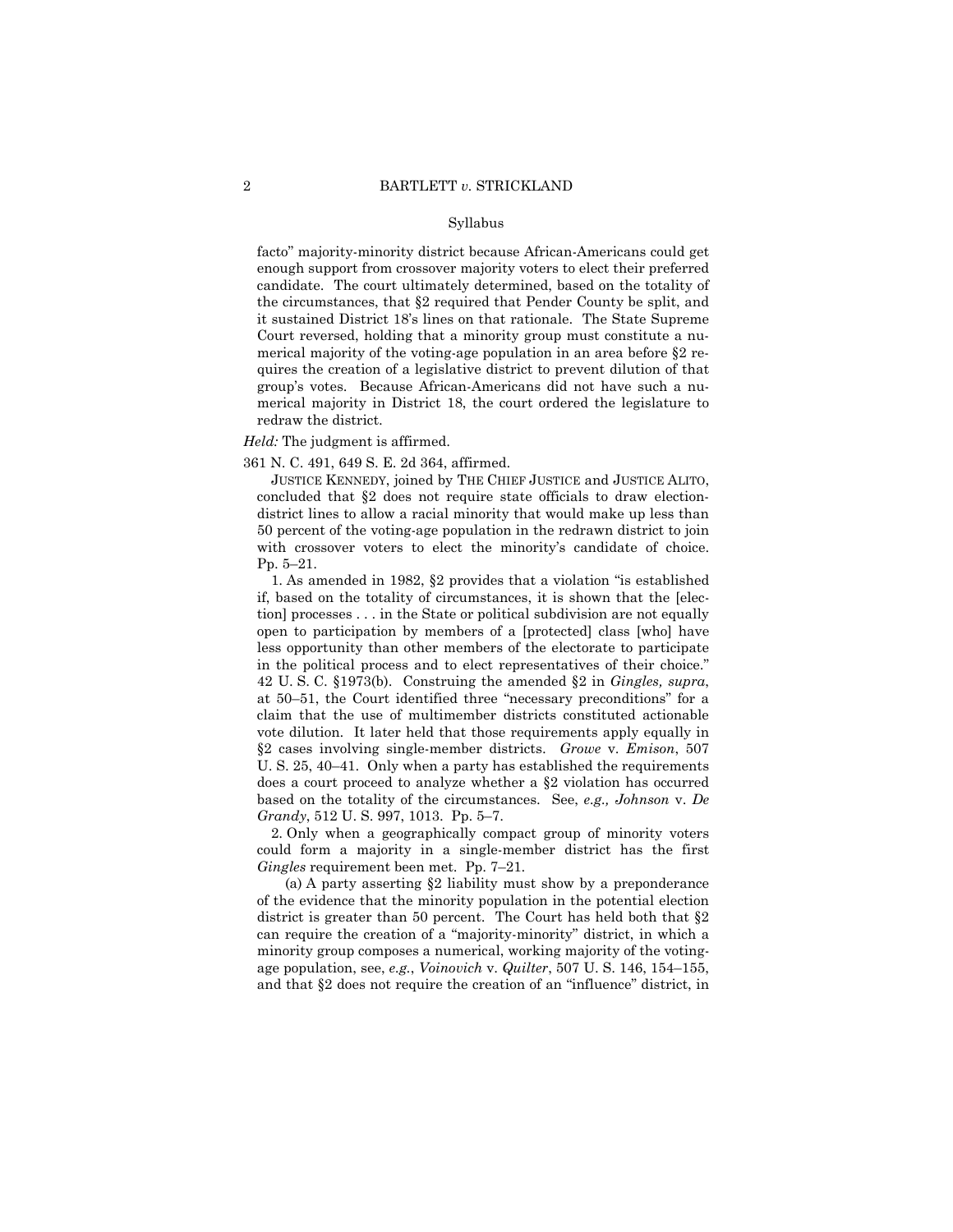facto" majority-minority district because African-Americans could get enough support from crossover majority voters to elect their preferred candidate. The court ultimately determined, based on the totality of the circumstances, that §2 required that Pender County be split, and it sustained District 18's lines on that rationale. The State Supreme Court reversed, holding that a minority group must constitute a numerical majority of the voting-age population in an area before §2 requires the creation of a legislative district to prevent dilution of that group's votes. Because African-Americans did not have such a numerical majority in District 18, the court ordered the legislature to redraw the district.

*Held:* The judgment is affirmed.

361 N. C. 491, 649 S. E. 2d 364, affirmed.

JUSTICE KENNEDY, joined by THE CHIEF JUSTICE and JUSTICE ALITO, concluded that §2 does not require state officials to draw election-district lines to allow a racial minority that would make up less than 50 percent of the voting-age population in the redrawn district to join with crossover voters to elect the minority's candidate of choice. Pp. 5–21.

1. As amended in 1982, §2 provides that a violation "is established if, based on the totality of circumstances, it is shown that the [election] processes . . . in the State or political subdivision are not equally open to participation by members of a [protected] class [who] have less opportunity than other members of the electorate to participate in the political process and to elect representatives of their choice." 42 U. S. C. §1973(b). Construing the amended §2 in *Gingles, supra*, at 50–51, the Court identified three "necessary preconditions" for a claim that the use of multimember districts constituted actionable vote dilution. It later held that those requirements apply equally in §2 cases involving single-member districts. *Growe* v. *Emison*, 507 U. S. 25, 40–41. Only when a party has established the requirements does a court proceed to analyze whether a §2 violation has occurred based on the totality of the circumstances. See, *e.g., Johnson* v. *De Grandy*, 512 U. S. 997, 1013. Pp. 5–7.

2. Only when a geographically compact group of minority voters could form a majority in a single-member district has the first *Gingles* requirement been met. Pp. 7–21.

(a) A party asserting §2 liability must show by a preponderance of the evidence that the minority population in the potential election district is greater than 50 percent. The Court has held both that §2 can require the creation of a "majority-minority" district, in which a minority group composes a numerical, working majority of the voting-age population, see, *e.g.*, *Voinovich* v. *Quilter*, 507 U. S. 146, 154–155, and that §2 does not require the creation of an "influence" district, in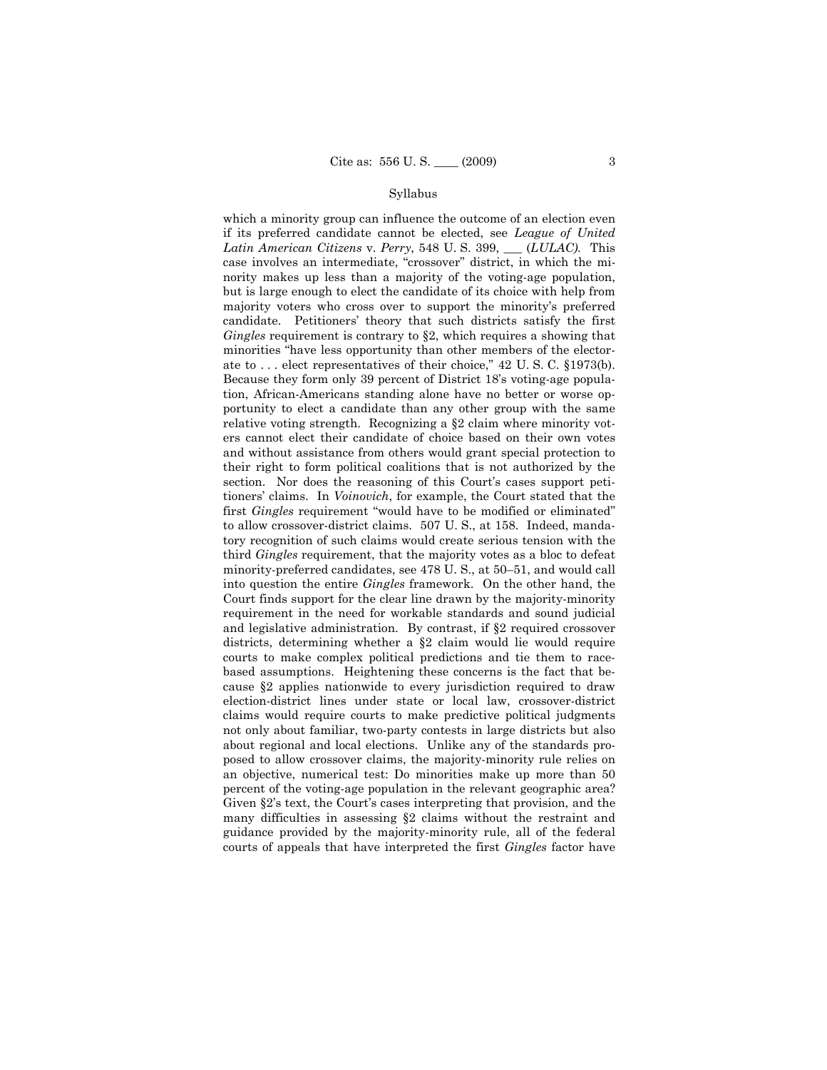which a minority group can influence the outcome of an election even if its preferred candidate cannot be elected, see *League of United Latin American Citizens* v. *Perry*, 548 U. S. 399, \_\_\_ (*LULAC)*. This case involves an intermediate, "crossover" district, in which the minority makes up less than a majority of the voting-age population, but is large enough to elect the candidate of its choice with help from majority voters who cross over to support the minority's preferred candidate. Petitioners' theory that such districts satisfy the first *Gingles* requirement is contrary to §2, which requires a showing that minorities "have less opportunity than other members of the electorate to . . . elect representatives of their choice," 42 U. S. C. §1973(b). Because they form only 39 percent of District 18's voting-age population, African-Americans standing alone have no better or worse opportunity to elect a candidate than any other group with the same relative voting strength. Recognizing a §2 claim where minority voters cannot elect their candidate of choice based on their own votes and without assistance from others would grant special protection to their right to form political coalitions that is not authorized by the section. Nor does the reasoning of this Court's cases support petitioners' claims. In *Voinovich*, for example, the Court stated that the first *Gingles* requirement "would have to be modified or eliminated" to allow crossover-district claims. 507 U. S., at 158. Indeed, mandatory recognition of such claims would create serious tension with the third *Gingles* requirement, that the majority votes as a bloc to defeat minority-preferred candidates, see 478 U. S., at 50–51, and would call into question the entire *Gingles* framework. On the other hand, the Court finds support for the clear line drawn by the majority-minority requirement in the need for workable standards and sound judicial and legislative administration. By contrast, if §2 required crossover districts, determining whether a §2 claim would lie would require courts to make complex political predictions and tie them to race-based assumptions. Heightening these concerns is the fact that because §2 applies nationwide to every jurisdiction required to draw election-district lines under state or local law, crossover-district claims would require courts to make predictive political judgments not only about familiar, two-party contests in large districts but also about regional and local elections. Unlike any of the standards proposed to allow crossover claims, the majority-minority rule relies on an objective, numerical test: Do minorities make up more than 50 percent of the voting-age population in the relevant geographic area? Given §2's text, the Court's cases interpreting that provision, and the many difficulties in assessing §2 claims without the restraint and guidance provided by the majority-minority rule, all of the federal courts of appeals that have interpreted the first *Gingles* factor have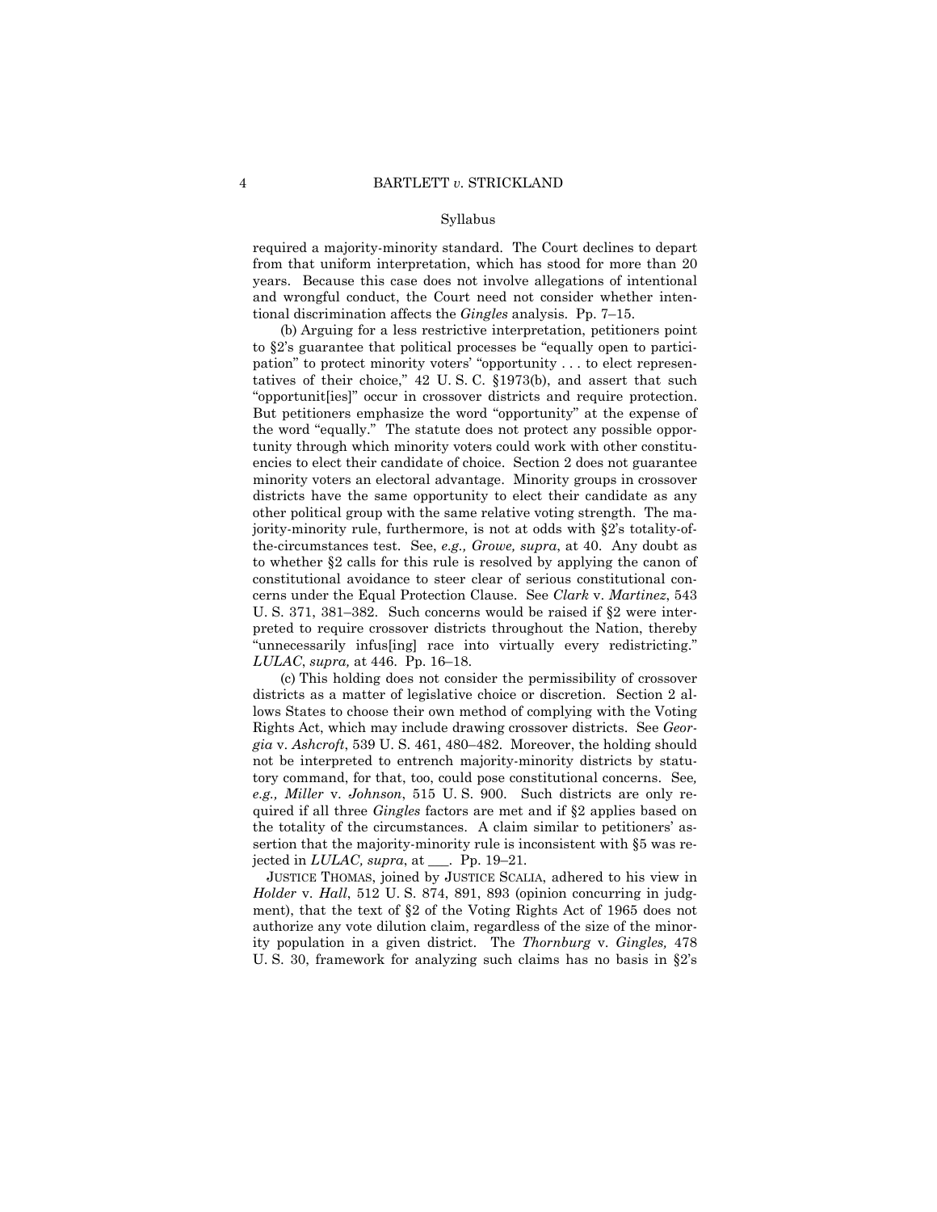required a majority-minority standard. The Court declines to depart from that uniform interpretation, which has stood for more than 20 years. Because this case does not involve allegations of intentional and wrongful conduct, the Court need not consider whether intentional discrimination affects the *Gingles* analysis. Pp. 7–15.

(b) Arguing for a less restrictive interpretation, petitioners point to §2's guarantee that political processes be "equally open to participation" to protect minority voters' "opportunity . . . to elect representatives of their choice," 42 U. S. C. §1973(b), and assert that such "opportunit[ies]" occur in crossover districts and require protection. But petitioners emphasize the word "opportunity" at the expense of the word "equally." The statute does not protect any possible opportunity through which minority voters could work with other constituencies to elect their candidate of choice. Section 2 does not guarantee minority voters an electoral advantage. Minority groups in crossover districts have the same opportunity to elect their candidate as any other political group with the same relative voting strength. The majority-minority rule, furthermore, is not at odds with §2's totality-of-the-circumstances test. See, *e.g., Growe, supra*, at 40. Any doubt as to whether §2 calls for this rule is resolved by applying the canon of constitutional avoidance to steer clear of serious constitutional concerns under the Equal Protection Clause. See *Clark* v. *Martinez*, 543 U. S. 371, 381–382. Such concerns would be raised if §2 were interpreted to require crossover districts throughout the Nation, thereby "unnecessarily infus[ing] race into virtually every redistricting." *LULAC*, *supra,* at 446. Pp. 16–18.

(c) This holding does not consider the permissibility of crossover districts as a matter of legislative choice or discretion. Section 2 allows States to choose their own method of complying with the Voting Rights Act, which may include drawing crossover districts. See *Georgia* v. *Ashcroft*, 539 U. S. 461, 480–482. Moreover, the holding should not be interpreted to entrench majority-minority districts by statutory command, for that, too, could pose constitutional concerns. See*, e.g., Miller* v. *Johnson*, 515 U. S. 900. Such districts are only required if all three *Gingles* factors are met and if §2 applies based on the totality of the circumstances. A claim similar to petitioners' assertion that the majority-minority rule is inconsistent with §5 was rejected in *LULAC, supra*, at ___. Pp. 19–21.

JUSTICE THOMAS, joined by JUSTICE SCALIA, adhered to his view in *Holder* v. *Hall*, 512 U. S. 874, 891, 893 (opinion concurring in judgment), that the text of §2 of the Voting Rights Act of 1965 does not authorize any vote dilution claim, regardless of the size of the minority population in a given district. The *Thornburg* v. *Gingles,* 478 U. S. 30, framework for analyzing such claims has no basis in §2's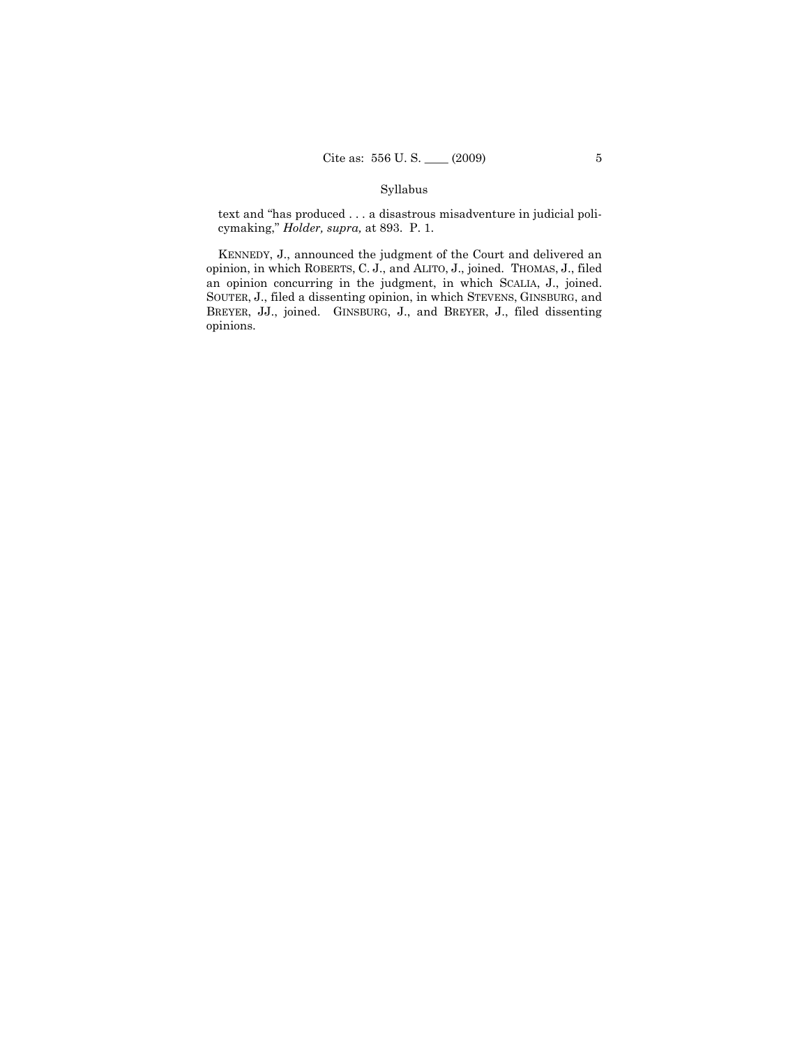text and "has produced . . . a disastrous misadventure in judicial policymaking," *Holder, supra,* at 893. P. 1.

KENNEDY, J., announced the judgment of the Court and delivered an opinion, in which ROBERTS, C. J., and ALITO, J., joined. THOMAS, J., filed an opinion concurring in the judgment, in which SCALIA, J., joined. SOUTER, J., filed a dissenting opinion, in which STEVENS, GINSBURG, and BREYER, JJ., joined. GINSBURG, J., and BREYER, J., filed dissenting opinions.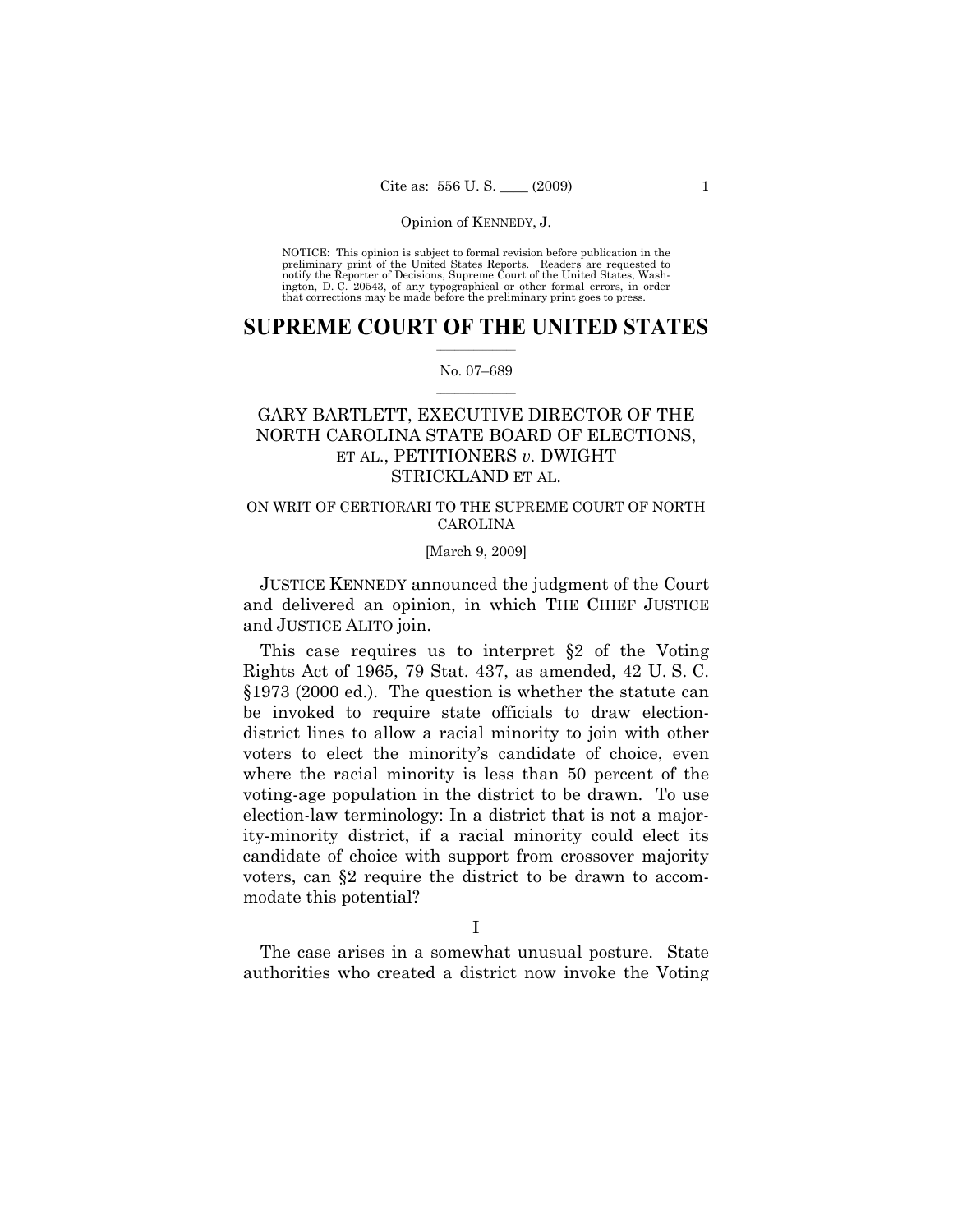NOTICE: This opinion is subject to formal revision before publication in the preliminary print of the United States Reports. Readers are requested to notify the Reporter of Decisions, Supreme Court of the United States, Washington, D. C. 20543, of any typographical or other formal errors, in order that corrections may be made before the preliminary print goes to press.

# SUPREME COURT OF THE UNITED STATES

No. 07–689

## GARY BARTLETT, EXECUTIVE DIRECTOR OF THE NORTH CAROLINA STATE BOARD OF ELECTIONS, ET AL., PETITIONERS *v.* DWIGHT STRICKLAND ET AL.

ON WRIT OF CERTIORARI TO THE SUPREME COURT OF NORTH CAROLINA

[March 9, 2009]

JUSTICE KENNEDY announced the judgment of the Court and delivered an opinion, in which THE CHIEF JUSTICE and JUSTICE ALITO join.

This case requires us to interpret §2 of the Voting Rights Act of 1965, 79 Stat. 437, as amended, 42 U. S. C. §1973 (2000 ed.). The question is whether the statute can be invoked to require state officials to draw election-district lines to allow a racial minority to join with other voters to elect the minority's candidate of choice, even where the racial minority is less than 50 percent of the voting-age population in the district to be drawn. To use election-law terminology: In a district that is not a majority-minority district, if a racial minority could elect its candidate of choice with support from crossover majority voters, can §2 require the district to be drawn to accommodate this potential?

I

The case arises in a somewhat unusual posture. State authorities who created a district now invoke the Voting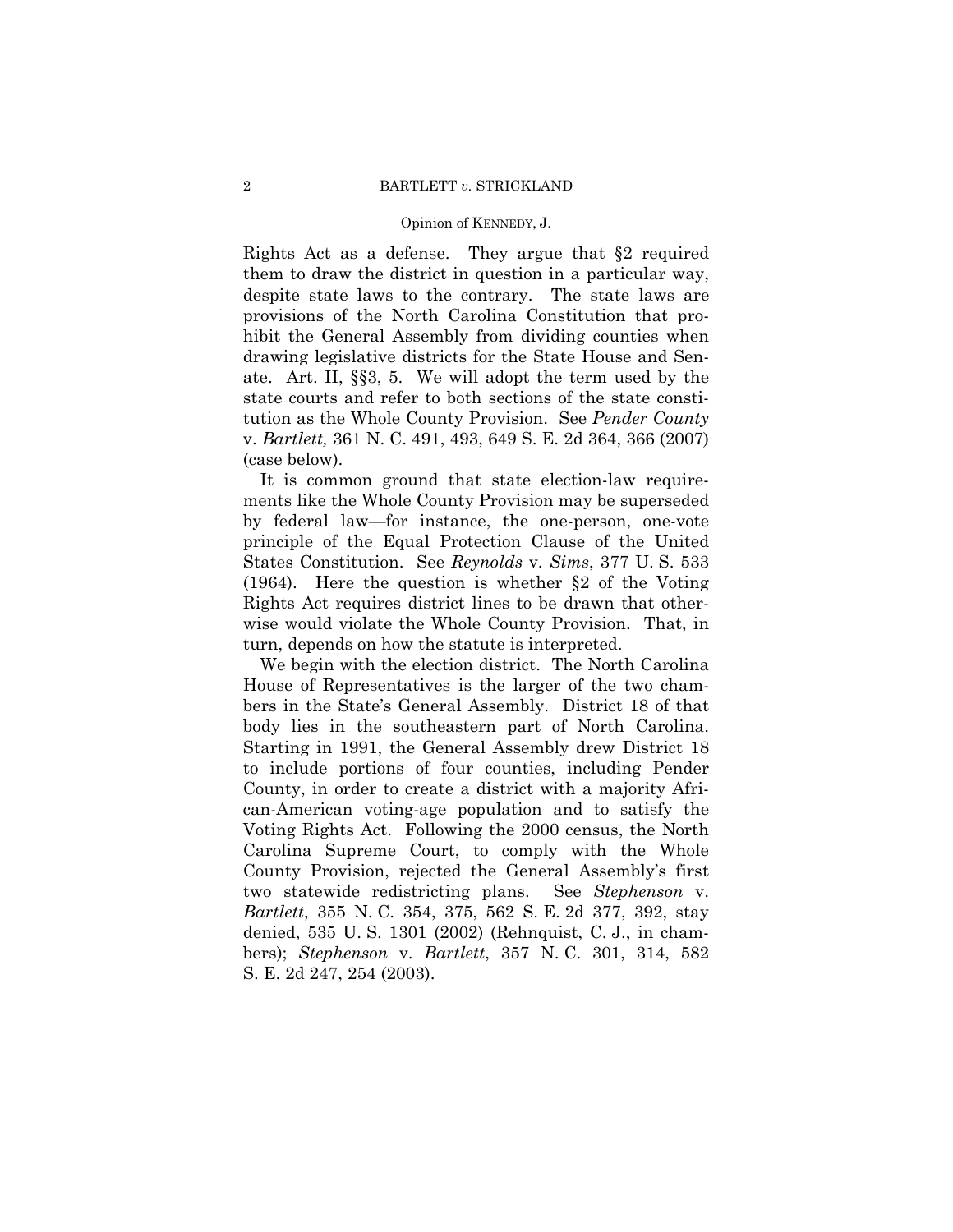Rights Act as a defense. They argue that §2 required them to draw the district in question in a particular way, despite state laws to the contrary. The state laws are provisions of the North Carolina Constitution that prohibit the General Assembly from dividing counties when drawing legislative districts for the State House and Senate. Art. II, §§3, 5. We will adopt the term used by the state courts and refer to both sections of the state constitution as the Whole County Provision. See *Pender County* v. *Bartlett,* 361 N. C. 491, 493, 649 S. E. 2d 364, 366 (2007) (case below).

It is common ground that state election-law requirements like the Whole County Provision may be superseded by federal law—for instance, the one-person, one-vote principle of the Equal Protection Clause of the United States Constitution. See *Reynolds* v. *Sims*, 377 U. S. 533 (1964). Here the question is whether §2 of the Voting Rights Act requires district lines to be drawn that otherwise would violate the Whole County Provision. That, in turn, depends on how the statute is interpreted.

We begin with the election district. The North Carolina House of Representatives is the larger of the two chambers in the State's General Assembly. District 18 of that body lies in the southeastern part of North Carolina. Starting in 1991, the General Assembly drew District 18 to include portions of four counties, including Pender County, in order to create a district with a majority African-American voting-age population and to satisfy the Voting Rights Act. Following the 2000 census, the North Carolina Supreme Court, to comply with the Whole County Provision, rejected the General Assembly's first two statewide redistricting plans. See *Stephenson* v. *Bartlett*, 355 N. C. 354, 375, 562 S. E. 2d 377, 392, stay denied, 535 U. S. 1301 (2002) (Rehnquist, C. J., in chambers); *Stephenson* v. *Bartlett*, 357 N. C. 301, 314, 582 S. E. 2d 247, 254 (2003).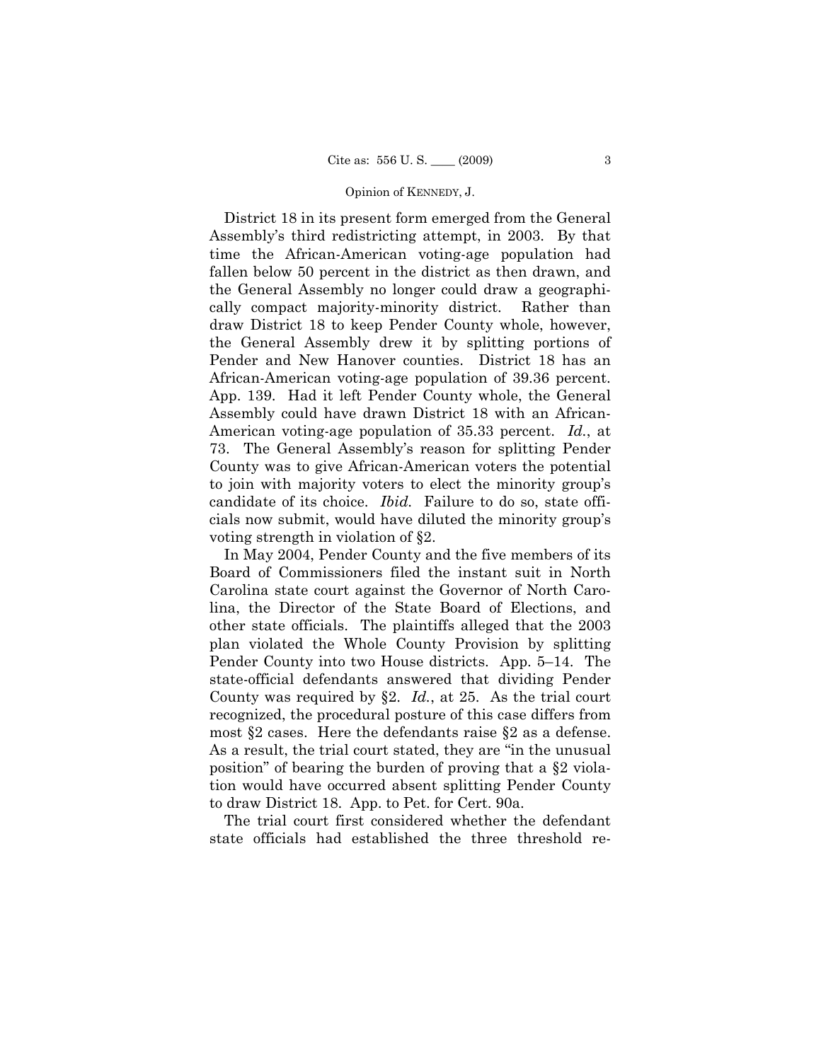District 18 in its present form emerged from the General Assembly's third redistricting attempt, in 2003. By that time the African-American voting-age population had fallen below 50 percent in the district as then drawn, and the General Assembly no longer could draw a geographically compact majority-minority district. Rather than draw District 18 to keep Pender County whole, however, the General Assembly drew it by splitting portions of Pender and New Hanover counties. District 18 has an African-American voting-age population of 39.36 percent. App. 139. Had it left Pender County whole, the General Assembly could have drawn District 18 with an African-American voting-age population of 35.33 percent. *Id.*, at 73. The General Assembly's reason for splitting Pender County was to give African-American voters the potential to join with majority voters to elect the minority group's candidate of its choice. *Ibid.* Failure to do so, state officials now submit, would have diluted the minority group's voting strength in violation of §2.

In May 2004, Pender County and the five members of its Board of Commissioners filed the instant suit in North Carolina state court against the Governor of North Carolina, the Director of the State Board of Elections, and other state officials. The plaintiffs alleged that the 2003 plan violated the Whole County Provision by splitting Pender County into two House districts. App. 5–14. The state-official defendants answered that dividing Pender County was required by §2. *Id.*, at 25. As the trial court recognized, the procedural posture of this case differs from most §2 cases. Here the defendants raise §2 as a defense. As a result, the trial court stated, they are "in the unusual position" of bearing the burden of proving that a §2 violation would have occurred absent splitting Pender County to draw District 18. App. to Pet. for Cert. 90a.

The trial court first considered whether the defendant state officials had established the three threshold re-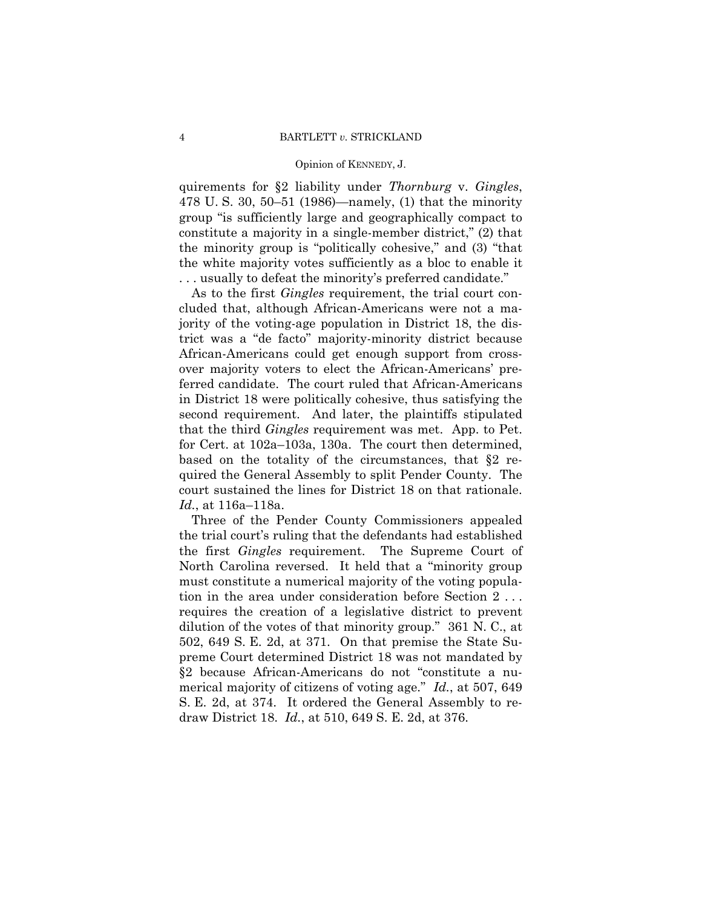quirements for §2 liability under *Thornburg* v. *Gingles*, 478 U. S. 30, 50–51 (1986)—namely, (1) that the minority group "is sufficiently large and geographically compact to constitute a majority in a single-member district," (2) that the minority group is "politically cohesive," and (3) "that the white majority votes sufficiently as a bloc to enable it . . . usually to defeat the minority's preferred candidate."

As to the first *Gingles* requirement, the trial court concluded that, although African-Americans were not a majority of the voting-age population in District 18, the district was a "de facto" majority-minority district because African-Americans could get enough support from crossover majority voters to elect the African-Americans' preferred candidate. The court ruled that African-Americans in District 18 were politically cohesive, thus satisfying the second requirement. And later, the plaintiffs stipulated that the third *Gingles* requirement was met. App. to Pet. for Cert. at 102a–103a, 130a. The court then determined, based on the totality of the circumstances, that §2 required the General Assembly to split Pender County. The court sustained the lines for District 18 on that rationale. *Id.*, at 116a–118a.

Three of the Pender County Commissioners appealed the trial court's ruling that the defendants had established the first *Gingles* requirement. The Supreme Court of North Carolina reversed. It held that a "minority group must constitute a numerical majority of the voting population in the area under consideration before Section 2 . . . requires the creation of a legislative district to prevent dilution of the votes of that minority group." 361 N. C., at 502, 649 S. E. 2d, at 371. On that premise the State Supreme Court determined District 18 was not mandated by §2 because African-Americans do not "constitute a numerical majority of citizens of voting age." *Id.*, at 507, 649 S. E. 2d, at 374. It ordered the General Assembly to redraw District 18. *Id.*, at 510, 649 S. E. 2d, at 376.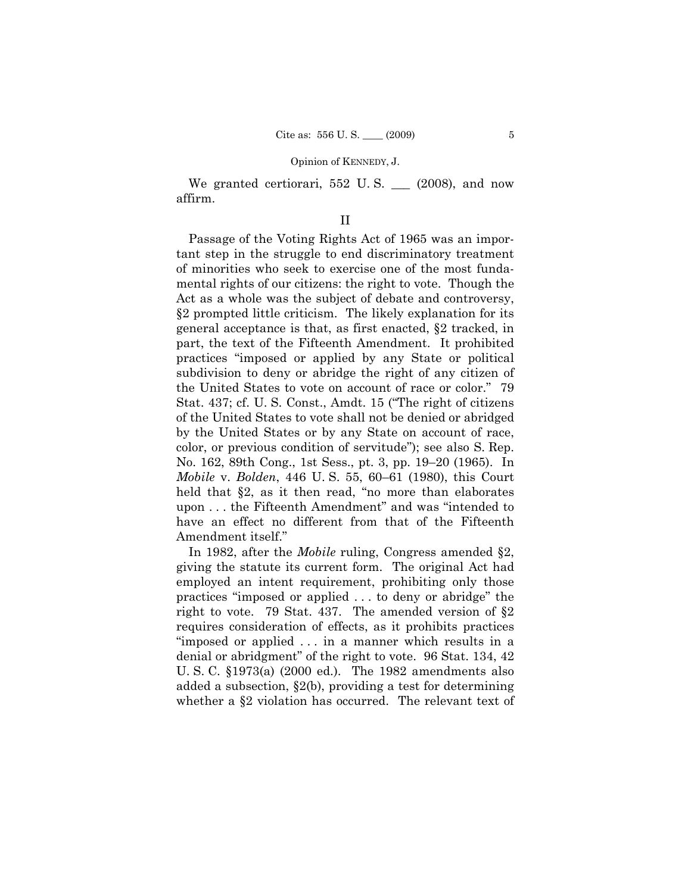We granted certiorari, 552 U. S. ___ (2008), and now affirm.

## II

Passage of the Voting Rights Act of 1965 was an important step in the struggle to end discriminatory treatment of minorities who seek to exercise one of the most fundamental rights of our citizens: the right to vote. Though the Act as a whole was the subject of debate and controversy, §2 prompted little criticism. The likely explanation for its general acceptance is that, as first enacted, §2 tracked, in part, the text of the Fifteenth Amendment. It prohibited practices "imposed or applied by any State or political subdivision to deny or abridge the right of any citizen of the United States to vote on account of race or color." 79 Stat. 437; cf. U. S. Const., Amdt. 15 ("The right of citizens of the United States to vote shall not be denied or abridged by the United States or by any State on account of race, color, or previous condition of servitude"); see also S. Rep. No. 162, 89th Cong., 1st Sess., pt. 3, pp. 19–20 (1965). In *Mobile* v. *Bolden*, 446 U. S. 55, 60–61 (1980), this Court held that §2, as it then read, "no more than elaborates upon . . . the Fifteenth Amendment" and was "intended to have an effect no different from that of the Fifteenth Amendment itself."

In 1982, after the *Mobile* ruling, Congress amended §2, giving the statute its current form. The original Act had employed an intent requirement, prohibiting only those practices "imposed or applied . . . to deny or abridge" the right to vote. 79 Stat. 437. The amended version of §2 requires consideration of effects, as it prohibits practices "imposed or applied . . . in a manner which results in a denial or abridgment" of the right to vote. 96 Stat. 134, 42 U. S. C. §1973(a) (2000 ed.). The 1982 amendments also added a subsection, §2(b), providing a test for determining whether a §2 violation has occurred. The relevant text of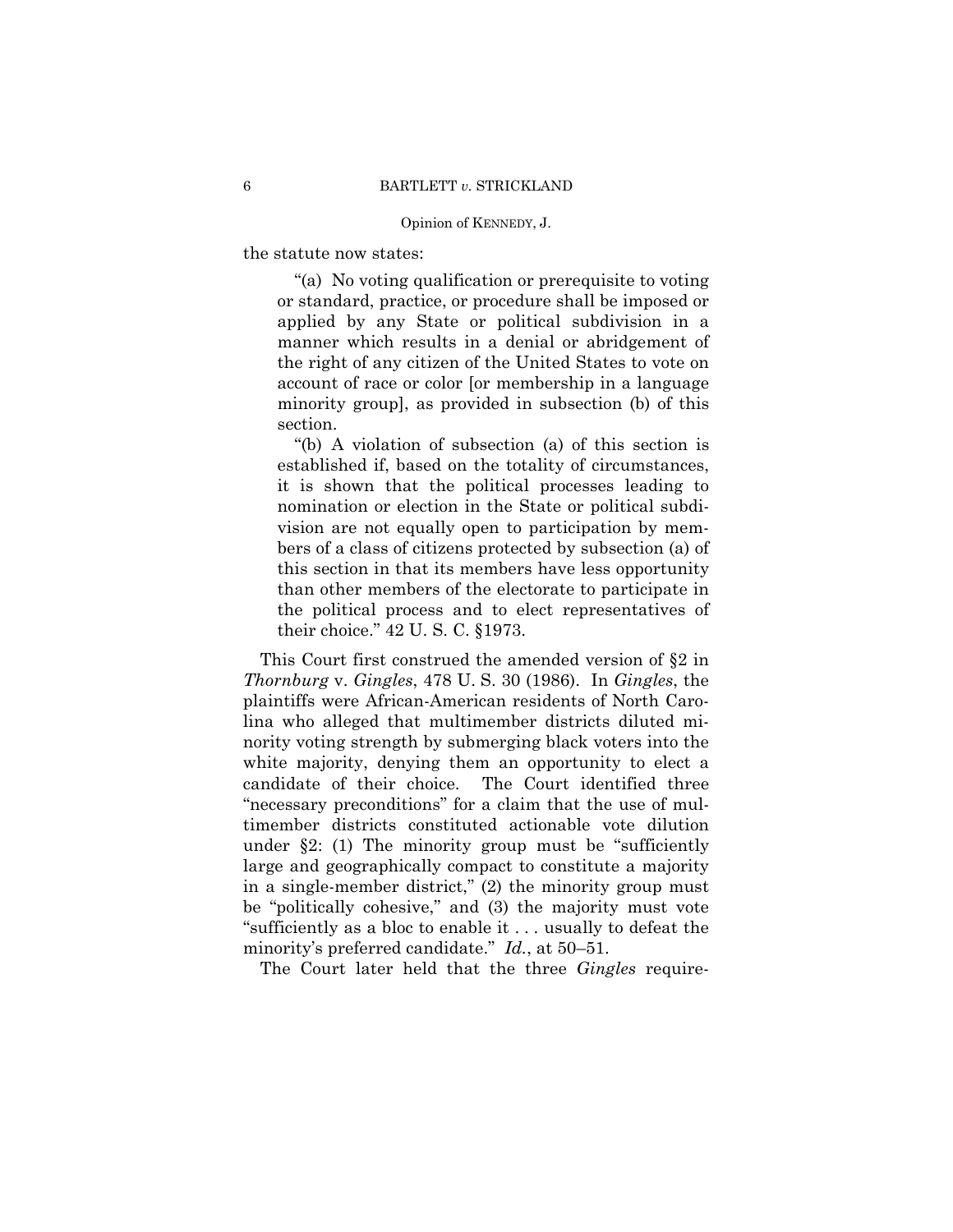the statute now states:

> "(a) No voting qualification or prerequisite to voting or standard, practice, or procedure shall be imposed or applied by any State or political subdivision in a manner which results in a denial or abridgement of the right of any citizen of the United States to vote on account of race or color [or membership in a language minority group], as provided in subsection (b) of this section.
>
> "(b) A violation of subsection (a) of this section is established if, based on the totality of circumstances, it is shown that the political processes leading to nomination or election in the State or political subdivision are not equally open to participation by members of a class of citizens protected by subsection (a) of this section in that its members have less opportunity than other members of the electorate to participate in the political process and to elect representatives of their choice." 42 U. S. C. §1973.

This Court first construed the amended version of §2 in *Thornburg* v. *Gingles*, 478 U. S. 30 (1986). In *Gingles*, the plaintiffs were African-American residents of North Carolina who alleged that multimember districts diluted minority voting strength by submerging black voters into the white majority, denying them an opportunity to elect a candidate of their choice. The Court identified three "necessary preconditions" for a claim that the use of multimember districts constituted actionable vote dilution under §2: (1) The minority group must be "sufficiently large and geographically compact to constitute a majority in a single-member district," (2) the minority group must be "politically cohesive," and (3) the majority must vote "sufficiently as a bloc to enable it . . . usually to defeat the minority's preferred candidate." *Id.*, at 50–51.

The Court later held that the three *Gingles* require-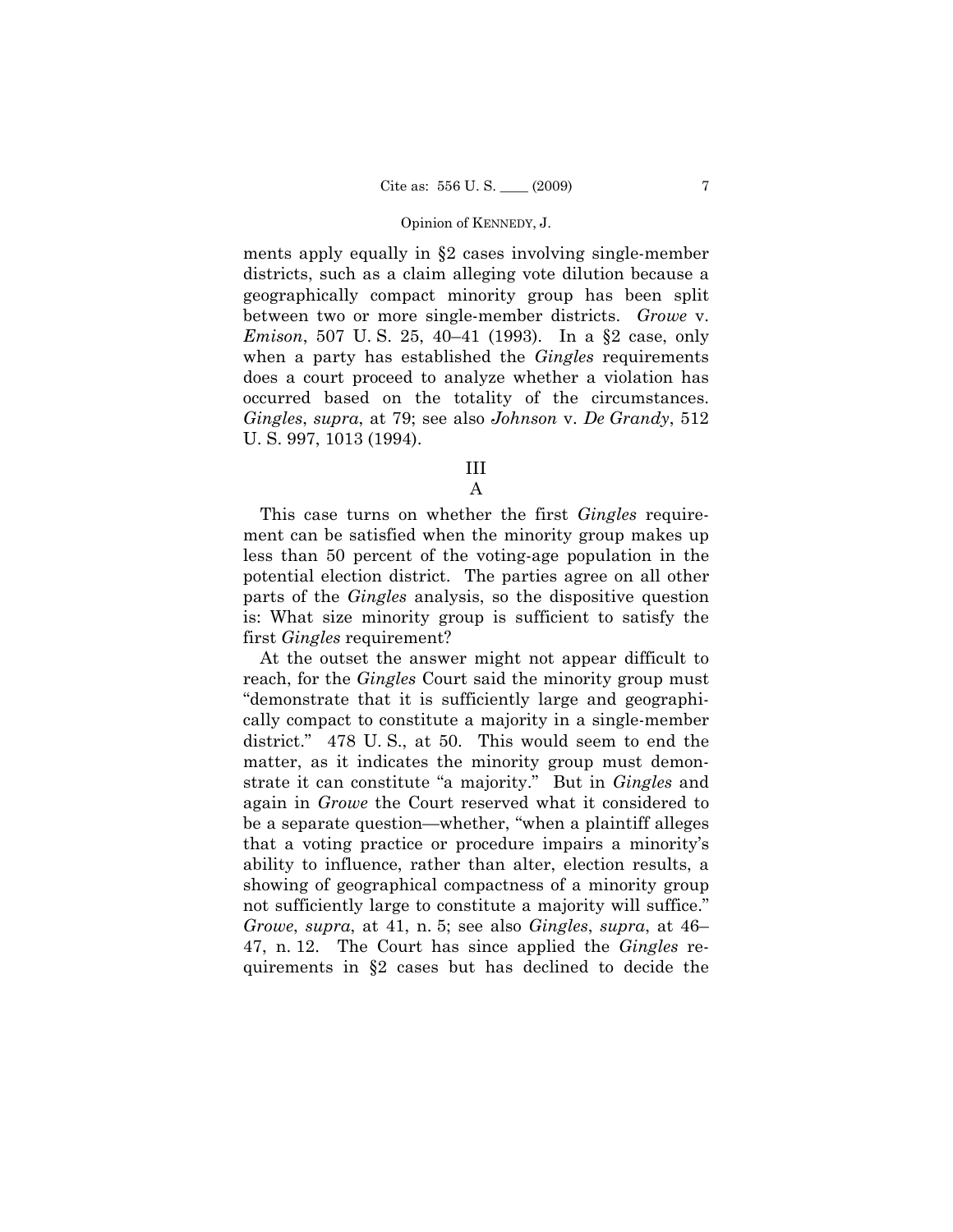ments apply equally in §2 cases involving single-member districts, such as a claim alleging vote dilution because a geographically compact minority group has been split between two or more single-member districts. *Growe* v. *Emison*, 507 U. S. 25, 40–41 (1993). In a §2 case, only when a party has established the *Gingles* requirements does a court proceed to analyze whether a violation has occurred based on the totality of the circumstances. *Gingles*, *supra*, at 79; see also *Johnson* v. *De Grandy*, 512 U. S. 997, 1013 (1994).

## III

### A

This case turns on whether the first *Gingles* requirement can be satisfied when the minority group makes up less than 50 percent of the voting-age population in the potential election district. The parties agree on all other parts of the *Gingles* analysis, so the dispositive question is: What size minority group is sufficient to satisfy the first *Gingles* requirement?

At the outset the answer might not appear difficult to reach, for the *Gingles* Court said the minority group must "demonstrate that it is sufficiently large and geographically compact to constitute a majority in a single-member district." 478 U. S., at 50. This would seem to end the matter, as it indicates the minority group must demonstrate it can constitute "a majority." But in *Gingles* and again in *Growe* the Court reserved what it considered to be a separate question—whether, "when a plaintiff alleges that a voting practice or procedure impairs a minority's ability to influence, rather than alter, election results, a showing of geographical compactness of a minority group not sufficiently large to constitute a majority will suffice." *Growe*, *supra*, at 41, n. 5; see also *Gingles*, *supra*, at 46–47, n. 12. The Court has since applied the *Gingles* requirements in §2 cases but has declined to decide the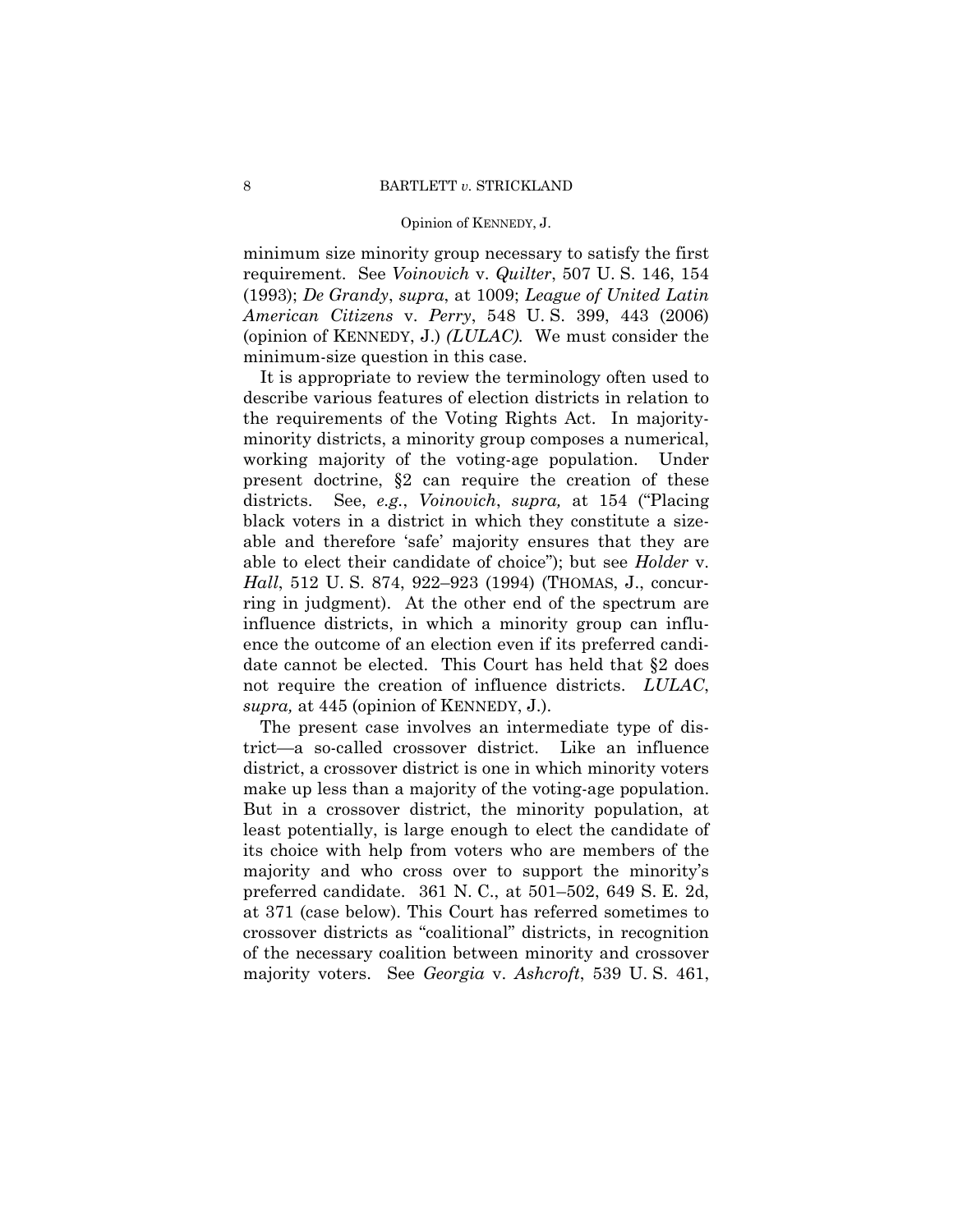minimum size minority group necessary to satisfy the first requirement. See *Voinovich* v. *Quilter*, 507 U. S. 146, 154 (1993); *De Grandy*, *supra*, at 1009; *League of United Latin American Citizens* v. *Perry*, 548 U. S. 399, 443 (2006) (opinion of KENNEDY, J.) *(LULAC)*. We must consider the minimum-size question in this case.

It is appropriate to review the terminology often used to describe various features of election districts in relation to the requirements of the Voting Rights Act. In majority-minority districts, a minority group composes a numerical, working majority of the voting-age population. Under present doctrine, §2 can require the creation of these districts. See, *e.g.*, *Voinovich*, *supra,* at 154 ("Placing black voters in a district in which they constitute a sizeable and therefore 'safe' majority ensures that they are able to elect their candidate of choice"); but see *Holder* v. *Hall*, 512 U. S. 874, 922–923 (1994) (THOMAS, J., concurring in judgment). At the other end of the spectrum are influence districts, in which a minority group can influence the outcome of an election even if its preferred candidate cannot be elected. This Court has held that §2 does not require the creation of influence districts. *LULAC*, *supra,* at 445 (opinion of KENNEDY, J.).

The present case involves an intermediate type of district—a so-called crossover district. Like an influence district, a crossover district is one in which minority voters make up less than a majority of the voting-age population. But in a crossover district, the minority population, at least potentially, is large enough to elect the candidate of its choice with help from voters who are members of the majority and who cross over to support the minority's preferred candidate. 361 N. C., at 501–502, 649 S. E. 2d, at 371 (case below). This Court has referred sometimes to crossover districts as "coalitional" districts, in recognition of the necessary coalition between minority and crossover majority voters. See *Georgia* v. *Ashcroft*, 539 U. S. 461,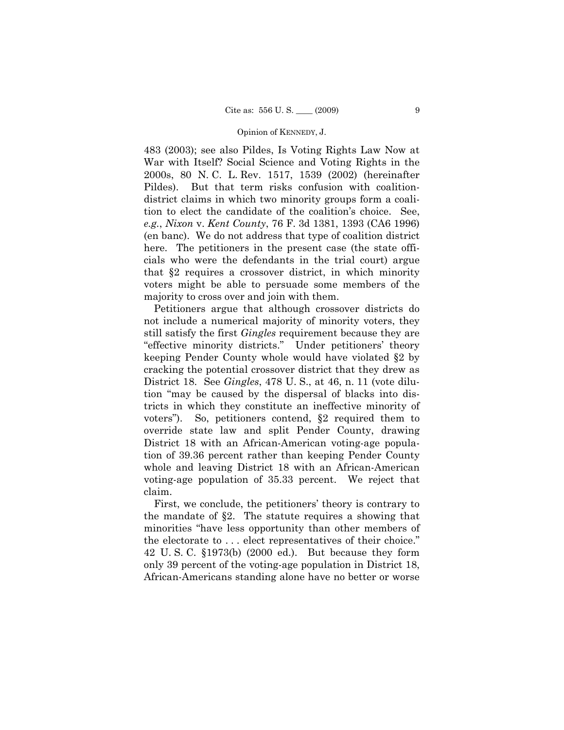483 (2003); see also Pildes, Is Voting Rights Law Now at War with Itself? Social Science and Voting Rights in the 2000s, 80 N. C. L. Rev. 1517, 1539 (2002) (hereinafter Pildes). But that term risks confusion with coalition-district claims in which two minority groups form a coalition to elect the candidate of the coalition's choice. See, *e.g.*, *Nixon* v. *Kent County*, 76 F. 3d 1381, 1393 (CA6 1996) (en banc). We do not address that type of coalition district here. The petitioners in the present case (the state officials who were the defendants in the trial court) argue that §2 requires a crossover district, in which minority voters might be able to persuade some members of the majority to cross over and join with them.

Petitioners argue that although crossover districts do not include a numerical majority of minority voters, they still satisfy the first *Gingles* requirement because they are "effective minority districts." Under petitioners' theory keeping Pender County whole would have violated §2 by cracking the potential crossover district that they drew as District 18. See *Gingles*, 478 U. S., at 46, n. 11 (vote dilution "may be caused by the dispersal of blacks into districts in which they constitute an ineffective minority of voters"). So, petitioners contend, §2 required them to override state law and split Pender County, drawing District 18 with an African-American voting-age population of 39.36 percent rather than keeping Pender County whole and leaving District 18 with an African-American voting-age population of 35.33 percent. We reject that claim.

First, we conclude, the petitioners' theory is contrary to the mandate of §2. The statute requires a showing that minorities "have less opportunity than other members of the electorate to . . . elect representatives of their choice." 42 U. S. C. §1973(b) (2000 ed.). But because they form only 39 percent of the voting-age population in District 18, African-Americans standing alone have no better or worse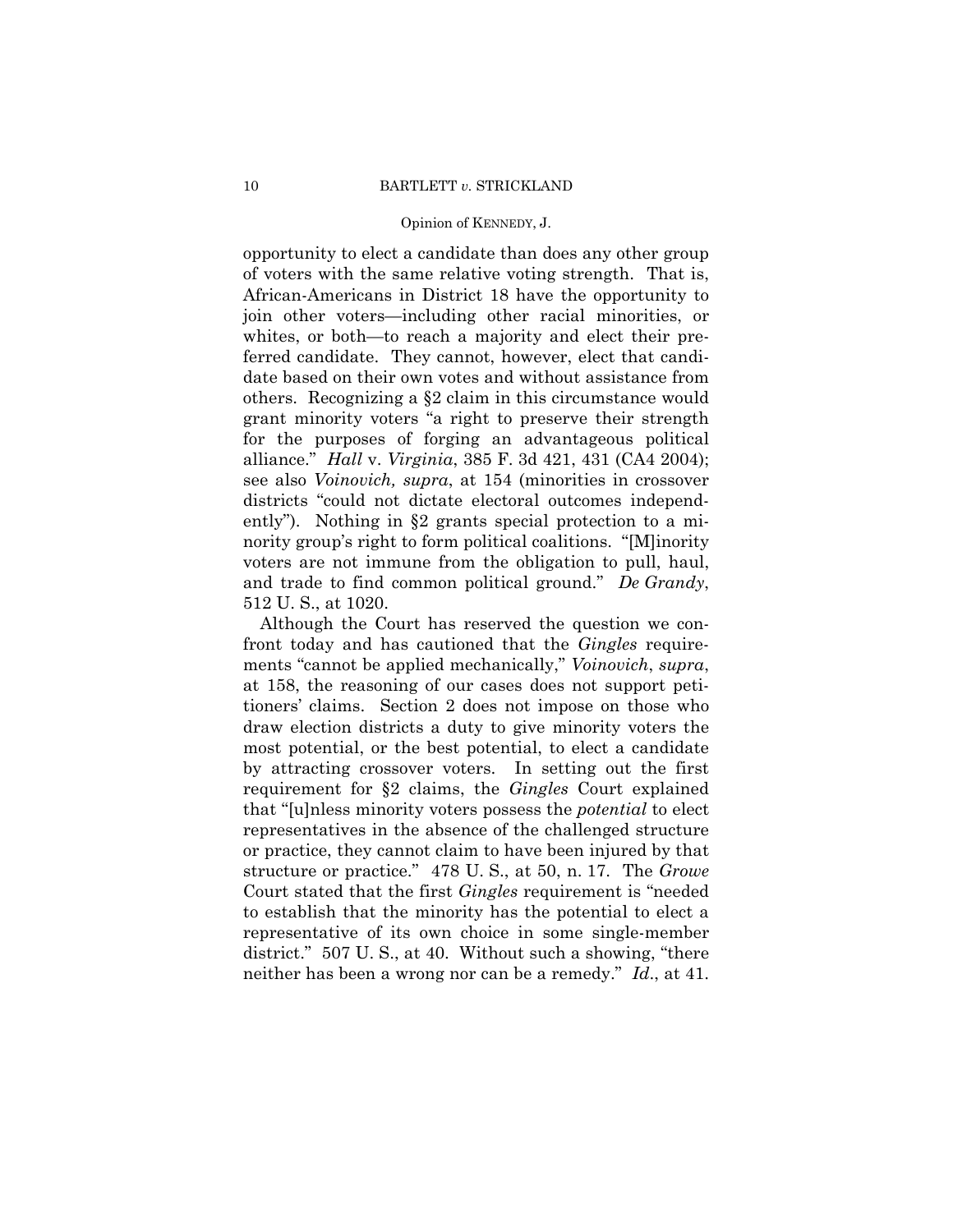opportunity to elect a candidate than does any other group of voters with the same relative voting strength. That is, African-Americans in District 18 have the opportunity to join other voters—including other racial minorities, or whites, or both—to reach a majority and elect their preferred candidate. They cannot, however, elect that candidate based on their own votes and without assistance from others. Recognizing a §2 claim in this circumstance would grant minority voters "a right to preserve their strength for the purposes of forging an advantageous political alliance." *Hall* v. *Virginia*, 385 F. 3d 421, 431 (CA4 2004); see also *Voinovich, supra*, at 154 (minorities in crossover districts "could not dictate electoral outcomes independently"). Nothing in §2 grants special protection to a minority group's right to form political coalitions. "[M]inority voters are not immune from the obligation to pull, haul, and trade to find common political ground." *De Grandy*, 512 U. S., at 1020.

Although the Court has reserved the question we confront today and has cautioned that the *Gingles* requirements "cannot be applied mechanically," *Voinovich*, *supra*, at 158, the reasoning of our cases does not support petitioners' claims. Section 2 does not impose on those who draw election districts a duty to give minority voters the most potential, or the best potential, to elect a candidate by attracting crossover voters. In setting out the first requirement for §2 claims, the *Gingles* Court explained that "[u]nless minority voters possess the *potential* to elect representatives in the absence of the challenged structure or practice, they cannot claim to have been injured by that structure or practice." 478 U. S., at 50, n. 17. The *Growe* Court stated that the first *Gingles* requirement is "needed to establish that the minority has the potential to elect a representative of its own choice in some single-member district." 507 U. S., at 40. Without such a showing, "there neither has been a wrong nor can be a remedy." *Id*., at 41.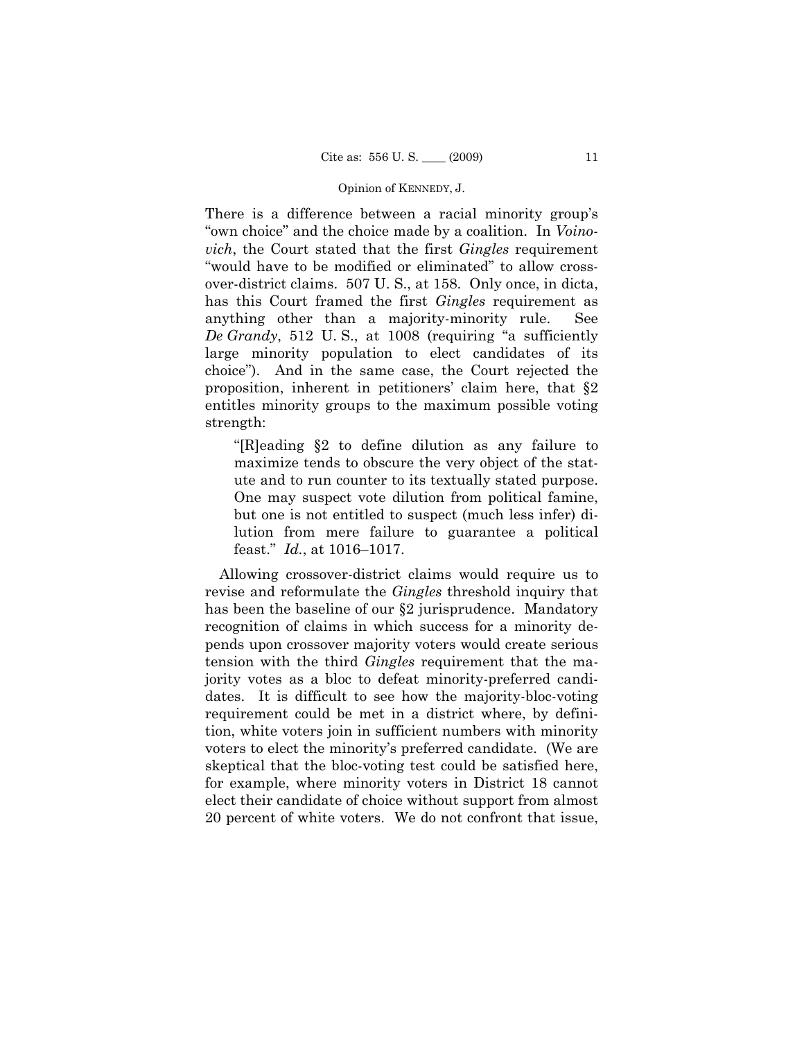There is a difference between a racial minority group's "own choice" and the choice made by a coalition. In *Voinovich*, the Court stated that the first *Gingles* requirement "would have to be modified or eliminated" to allow crossover-district claims. 507 U. S., at 158. Only once, in dicta, has this Court framed the first *Gingles* requirement as anything other than a majority-minority rule. See *De Grandy*, 512 U. S., at 1008 (requiring "a sufficiently large minority population to elect candidates of its choice"). And in the same case, the Court rejected the proposition, inherent in petitioners' claim here, that §2 entitles minority groups to the maximum possible voting strength:

> "[R]eading §2 to define dilution as any failure to maximize tends to obscure the very object of the statute and to run counter to its textually stated purpose. One may suspect vote dilution from political famine, but one is not entitled to suspect (much less infer) dilution from mere failure to guarantee a political feast." *Id.*, at 1016–1017.

Allowing crossover-district claims would require us to revise and reformulate the *Gingles* threshold inquiry that has been the baseline of our §2 jurisprudence. Mandatory recognition of claims in which success for a minority depends upon crossover majority voters would create serious tension with the third *Gingles* requirement that the majority votes as a bloc to defeat minority-preferred candidates. It is difficult to see how the majority-bloc-voting requirement could be met in a district where, by definition, white voters join in sufficient numbers with minority voters to elect the minority's preferred candidate. (We are skeptical that the bloc-voting test could be satisfied here, for example, where minority voters in District 18 cannot elect their candidate of choice without support from almost 20 percent of white voters. We do not confront that issue,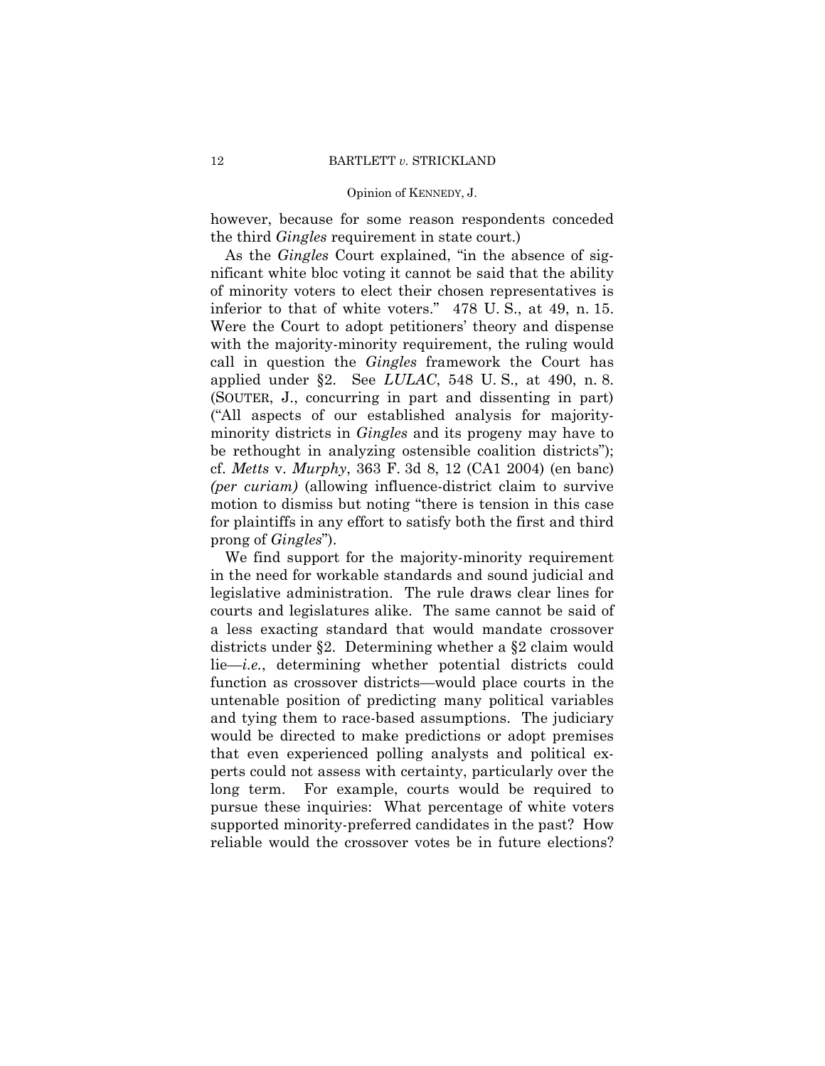however, because for some reason respondents conceded the third *Gingles* requirement in state court.)

As the *Gingles* Court explained, "in the absence of significant white bloc voting it cannot be said that the ability of minority voters to elect their chosen representatives is inferior to that of white voters." 478 U. S., at 49, n. 15. Were the Court to adopt petitioners' theory and dispense with the majority-minority requirement, the ruling would call in question the *Gingles* framework the Court has applied under §2. See *LULAC*, 548 U. S., at 490, n. 8. (SOUTER, J., concurring in part and dissenting in part) ("All aspects of our established analysis for majority-minority districts in *Gingles* and its progeny may have to be rethought in analyzing ostensible coalition districts"); cf. *Metts* v. *Murphy*, 363 F. 3d 8, 12 (CA1 2004) (en banc) *(per curiam)* (allowing influence-district claim to survive motion to dismiss but noting "there is tension in this case for plaintiffs in any effort to satisfy both the first and third prong of *Gingles*").

We find support for the majority-minority requirement in the need for workable standards and sound judicial and legislative administration. The rule draws clear lines for courts and legislatures alike. The same cannot be said of a less exacting standard that would mandate crossover districts under §2. Determining whether a §2 claim would lie—*i.e.*, determining whether potential districts could function as crossover districts—would place courts in the untenable position of predicting many political variables and tying them to race-based assumptions. The judiciary would be directed to make predictions or adopt premises that even experienced polling analysts and political experts could not assess with certainty, particularly over the long term. For example, courts would be required to pursue these inquiries: What percentage of white voters supported minority-preferred candidates in the past? How reliable would the crossover votes be in future elections?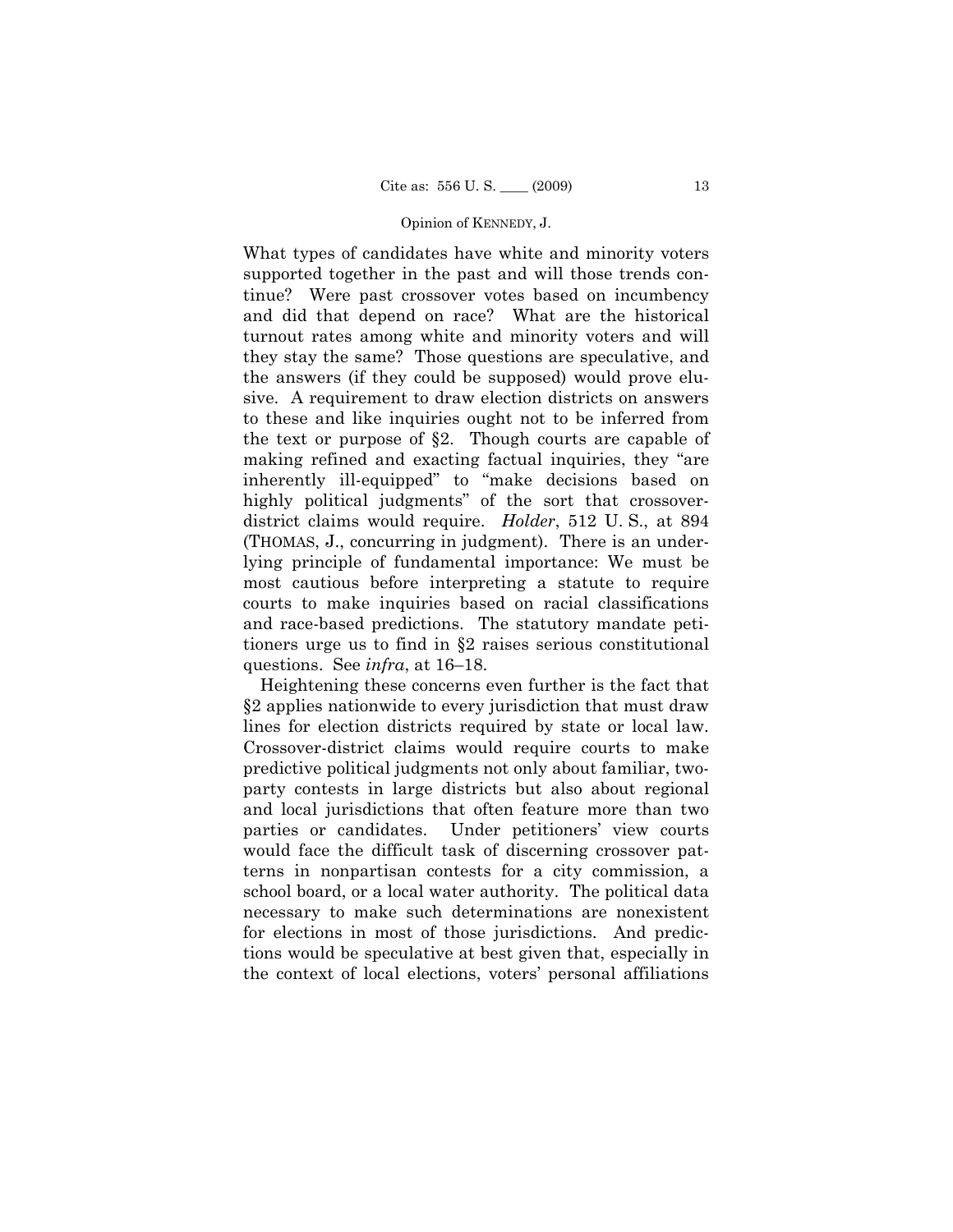What types of candidates have white and minority voters supported together in the past and will those trends continue? Were past crossover votes based on incumbency and did that depend on race? What are the historical turnout rates among white and minority voters and will they stay the same? Those questions are speculative, and the answers (if they could be supposed) would prove elusive. A requirement to draw election districts on answers to these and like inquiries ought not to be inferred from the text or purpose of §2. Though courts are capable of making refined and exacting factual inquiries, they "are inherently ill-equipped" to "make decisions based on highly political judgments" of the sort that crossover-district claims would require. *Holder*, 512 U. S., at 894 (THOMAS, J., concurring in judgment). There is an underlying principle of fundamental importance: We must be most cautious before interpreting a statute to require courts to make inquiries based on racial classifications and race-based predictions. The statutory mandate petitioners urge us to find in §2 raises serious constitutional questions. See *infra*, at 16–18.

Heightening these concerns even further is the fact that §2 applies nationwide to every jurisdiction that must draw lines for election districts required by state or local law. Crossover-district claims would require courts to make predictive political judgments not only about familiar, two-party contests in large districts but also about regional and local jurisdictions that often feature more than two parties or candidates. Under petitioners' view courts would face the difficult task of discerning crossover patterns in nonpartisan contests for a city commission, a school board, or a local water authority. The political data necessary to make such determinations are nonexistent for elections in most of those jurisdictions. And predictions would be speculative at best given that, especially in the context of local elections, voters' personal affiliations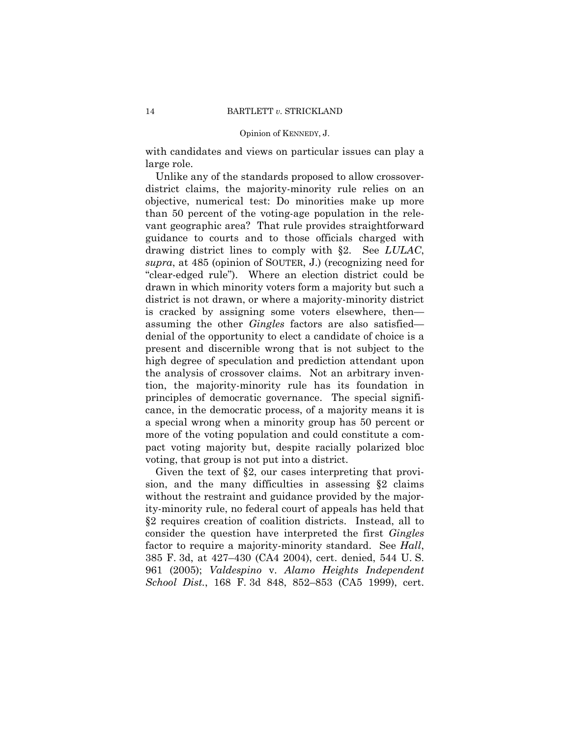with candidates and views on particular issues can play a large role.

Unlike any of the standards proposed to allow crossover-district claims, the majority-minority rule relies on an objective, numerical test: Do minorities make up more than 50 percent of the voting-age population in the relevant geographic area? That rule provides straightforward guidance to courts and to those officials charged with drawing district lines to comply with §2. See *LULAC*, *supra*, at 485 (opinion of SOUTER, J.) (recognizing need for "clear-edged rule"). Where an election district could be drawn in which minority voters form a majority but such a district is not drawn, or where a majority-minority district is cracked by assigning some voters elsewhere, then—assuming the other *Gingles* factors are also satisfied—denial of the opportunity to elect a candidate of choice is a present and discernible wrong that is not subject to the high degree of speculation and prediction attendant upon the analysis of crossover claims. Not an arbitrary invention, the majority-minority rule has its foundation in principles of democratic governance. The special significance, in the democratic process, of a majority means it is a special wrong when a minority group has 50 percent or more of the voting population and could constitute a compact voting majority but, despite racially polarized bloc voting, that group is not put into a district.

Given the text of §2, our cases interpreting that provision, and the many difficulties in assessing §2 claims without the restraint and guidance provided by the majority-minority rule, no federal court of appeals has held that §2 requires creation of coalition districts. Instead, all to consider the question have interpreted the first *Gingles* factor to require a majority-minority standard. See *Hall*, 385 F. 3d, at 427–430 (CA4 2004), cert. denied, 544 U. S. 961 (2005); *Valdespino* v. *Alamo Heights Independent School Dist.*, 168 F. 3d 848, 852–853 (CA5 1999), cert.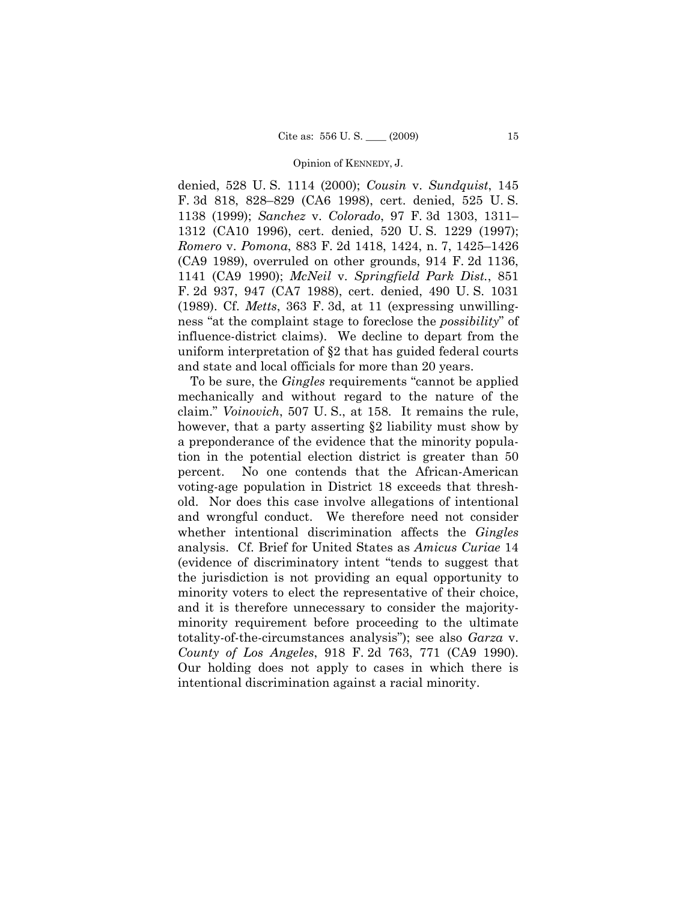denied, 528 U. S. 1114 (2000); *Cousin* v. *Sundquist*, 145 F. 3d 818, 828–829 (CA6 1998), cert. denied, 525 U. S. 1138 (1999); *Sanchez* v. *Colorado*, 97 F. 3d 1303, 1311–1312 (CA10 1996), cert. denied, 520 U. S. 1229 (1997); *Romero* v. *Pomona*, 883 F. 2d 1418, 1424, n. 7, 1425–1426 (CA9 1989), overruled on other grounds, 914 F. 2d 1136, 1141 (CA9 1990); *McNeil* v. *Springfield Park Dist.*, 851 F. 2d 937, 947 (CA7 1988), cert. denied, 490 U. S. 1031 (1989). Cf. *Metts*, 363 F. 3d, at 11 (expressing unwillingness "at the complaint stage to foreclose the *possibility*" of influence-district claims). We decline to depart from the uniform interpretation of §2 that has guided federal courts and state and local officials for more than 20 years.

To be sure, the *Gingles* requirements "cannot be applied mechanically and without regard to the nature of the claim." *Voinovich*, 507 U. S., at 158. It remains the rule, however, that a party asserting §2 liability must show by a preponderance of the evidence that the minority population in the potential election district is greater than 50 percent. No one contends that the African-American voting-age population in District 18 exceeds that threshold. Nor does this case involve allegations of intentional and wrongful conduct. We therefore need not consider whether intentional discrimination affects the *Gingles* analysis. Cf. Brief for United States as *Amicus Curiae* 14 (evidence of discriminatory intent "tends to suggest that the jurisdiction is not providing an equal opportunity to minority voters to elect the representative of their choice, and it is therefore unnecessary to consider the majority-minority requirement before proceeding to the ultimate totality-of-the-circumstances analysis"); see also *Garza* v. *County of Los Angeles*, 918 F. 2d 763, 771 (CA9 1990). Our holding does not apply to cases in which there is intentional discrimination against a racial minority.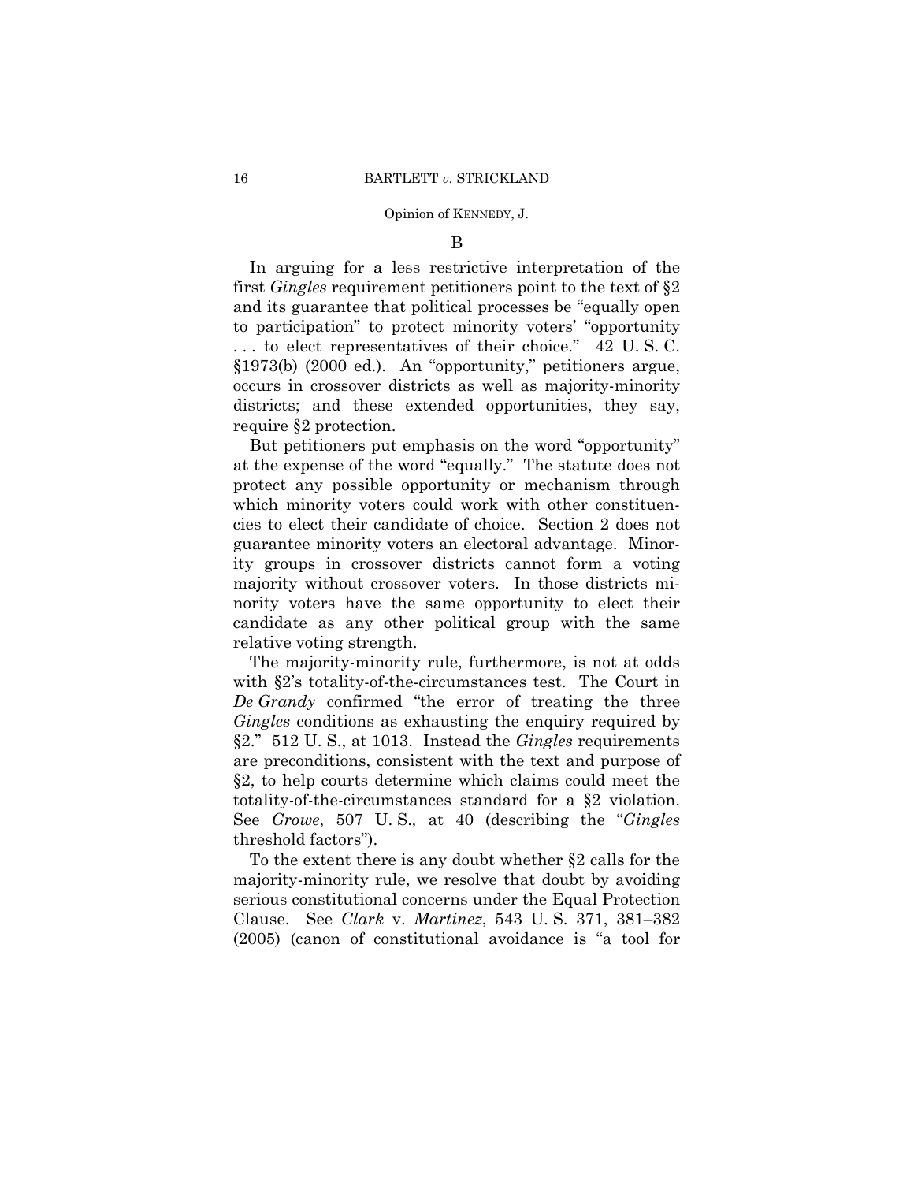B

In arguing for a less restrictive interpretation of the first *Gingles* requirement petitioners point to the text of §2 and its guarantee that political processes be "equally open to participation" to protect minority voters' "opportunity . . . to elect representatives of their choice." 42 U. S. C. §1973(b) (2000 ed.). An "opportunity," petitioners argue, occurs in crossover districts as well as majority-minority districts; and these extended opportunities, they say, require §2 protection.

But petitioners put emphasis on the word "opportunity" at the expense of the word "equally." The statute does not protect any possible opportunity or mechanism through which minority voters could work with other constituencies to elect their candidate of choice. Section 2 does not guarantee minority voters an electoral advantage. Minority groups in crossover districts cannot form a voting majority without crossover voters. In those districts minority voters have the same opportunity to elect their candidate as any other political group with the same relative voting strength.

The majority-minority rule, furthermore, is not at odds with §2's totality-of-the-circumstances test. The Court in *De Grandy* confirmed "the error of treating the three *Gingles* conditions as exhausting the enquiry required by §2." 512 U. S., at 1013. Instead the *Gingles* requirements are preconditions, consistent with the text and purpose of §2, to help courts determine which claims could meet the totality-of-the-circumstances standard for a §2 violation. See *Growe*, 507 U. S., at 40 (describing the "*Gingles* threshold factors").

To the extent there is any doubt whether §2 calls for the majority-minority rule, we resolve that doubt by avoiding serious constitutional concerns under the Equal Protection Clause. See *Clark* v. *Martinez*, 543 U. S. 371, 381–382 (2005) (canon of constitutional avoidance is "a tool for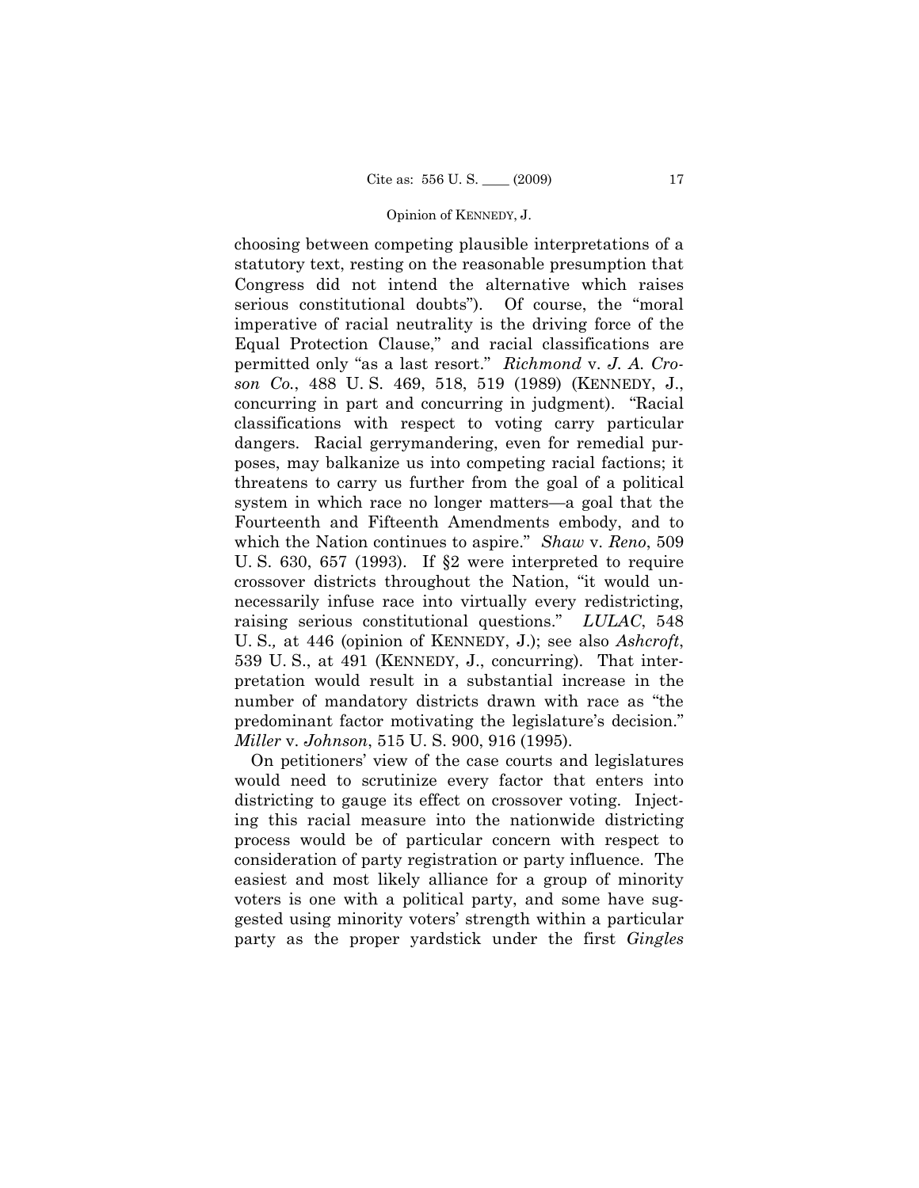choosing between competing plausible interpretations of a statutory text, resting on the reasonable presumption that Congress did not intend the alternative which raises serious constitutional doubts"). Of course, the "moral imperative of racial neutrality is the driving force of the Equal Protection Clause," and racial classifications are permitted only "as a last resort." *Richmond* v. *J. A. Croson Co.*, 488 U. S. 469, 518, 519 (1989) (KENNEDY, J., concurring in part and concurring in judgment). "Racial classifications with respect to voting carry particular dangers. Racial gerrymandering, even for remedial purposes, may balkanize us into competing racial factions; it threatens to carry us further from the goal of a political system in which race no longer matters—a goal that the Fourteenth and Fifteenth Amendments embody, and to which the Nation continues to aspire." *Shaw* v. *Reno*, 509 U. S. 630, 657 (1993). If §2 were interpreted to require crossover districts throughout the Nation, "it would unnecessarily infuse race into virtually every redistricting, raising serious constitutional questions." *LULAC*, 548 U. S., at 446 (opinion of KENNEDY, J.); see also *Ashcroft*, 539 U. S., at 491 (KENNEDY, J., concurring). That interpretation would result in a substantial increase in the number of mandatory districts drawn with race as "the predominant factor motivating the legislature's decision." *Miller* v. *Johnson*, 515 U. S. 900, 916 (1995).

On petitioners' view of the case courts and legislatures would need to scrutinize every factor that enters into districting to gauge its effect on crossover voting. Injecting this racial measure into the nationwide districting process would be of particular concern with respect to consideration of party registration or party influence. The easiest and most likely alliance for a group of minority voters is one with a political party, and some have suggested using minority voters' strength within a particular party as the proper yardstick under the first *Gingles*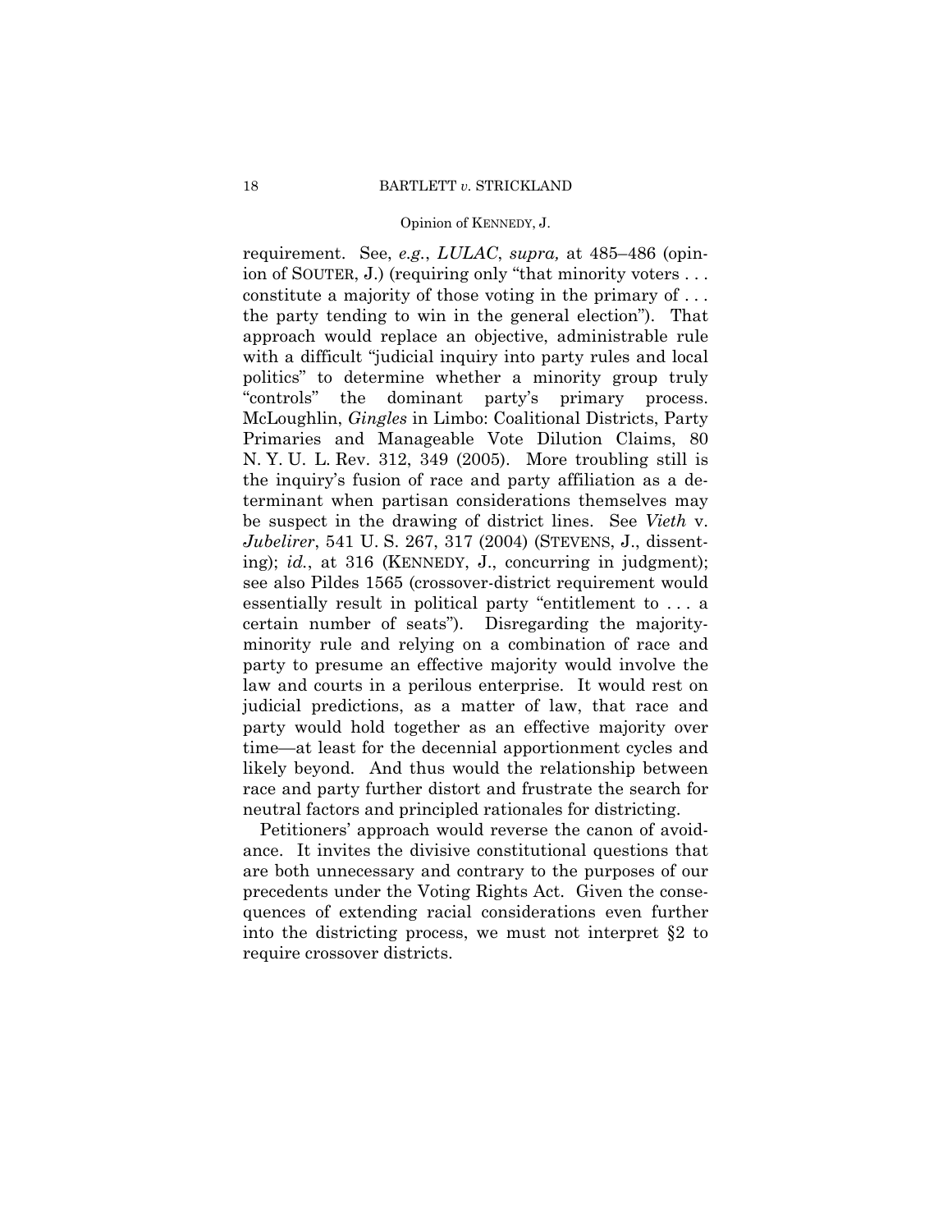requirement. See, *e.g.*, *LULAC*, *supra,* at 485–486 (opinion of SOUTER, J.) (requiring only "that minority voters . . . constitute a majority of those voting in the primary of . . . the party tending to win in the general election"). That approach would replace an objective, administrable rule with a difficult "judicial inquiry into party rules and local politics" to determine whether a minority group truly "controls" the dominant party's primary process. McLoughlin, *Gingles* in Limbo: Coalitional Districts, Party Primaries and Manageable Vote Dilution Claims, 80 N. Y. U. L. Rev. 312, 349 (2005). More troubling still is the inquiry's fusion of race and party affiliation as a determinant when partisan considerations themselves may be suspect in the drawing of district lines. See *Vieth* v. *Jubelirer*, 541 U. S. 267, 317 (2004) (STEVENS, J., dissenting); *id.*, at 316 (KENNEDY, J., concurring in judgment); see also Pildes 1565 (crossover-district requirement would essentially result in political party "entitlement to . . . a certain number of seats"). Disregarding the majority-minority rule and relying on a combination of race and party to presume an effective majority would involve the law and courts in a perilous enterprise. It would rest on judicial predictions, as a matter of law, that race and party would hold together as an effective majority over time—at least for the decennial apportionment cycles and likely beyond. And thus would the relationship between race and party further distort and frustrate the search for neutral factors and principled rationales for districting.

Petitioners' approach would reverse the canon of avoidance. It invites the divisive constitutional questions that are both unnecessary and contrary to the purposes of our precedents under the Voting Rights Act. Given the consequences of extending racial considerations even further into the districting process, we must not interpret §2 to require crossover districts.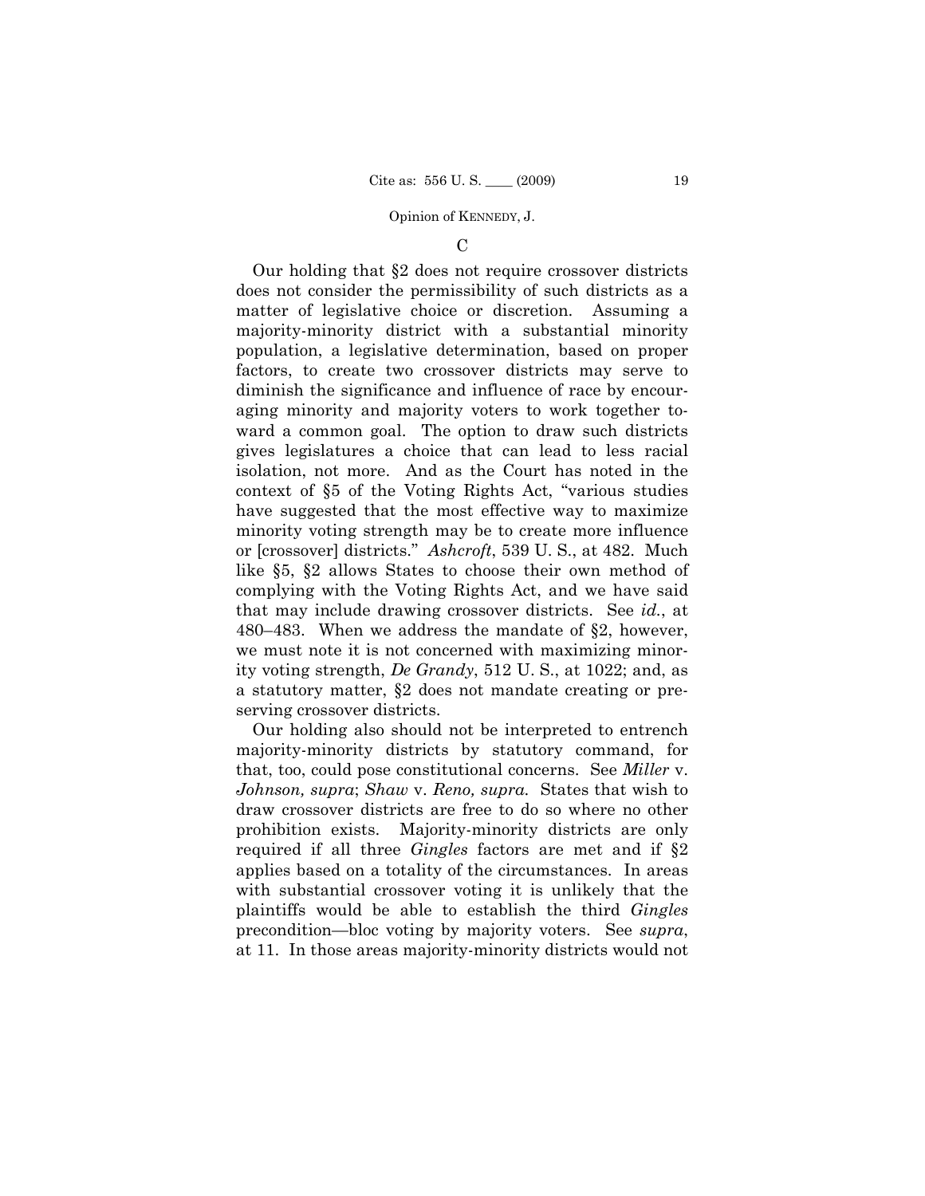### C

Our holding that §2 does not require crossover districts does not consider the permissibility of such districts as a matter of legislative choice or discretion. Assuming a majority-minority district with a substantial minority population, a legislative determination, based on proper factors, to create two crossover districts may serve to diminish the significance and influence of race by encouraging minority and majority voters to work together toward a common goal. The option to draw such districts gives legislatures a choice that can lead to less racial isolation, not more. And as the Court has noted in the context of §5 of the Voting Rights Act, "various studies have suggested that the most effective way to maximize minority voting strength may be to create more influence or [crossover] districts." *Ashcroft*, 539 U. S., at 482. Much like §5, §2 allows States to choose their own method of complying with the Voting Rights Act, and we have said that may include drawing crossover districts. See *id.*, at 480–483. When we address the mandate of §2, however, we must note it is not concerned with maximizing minority voting strength, *De Grandy*, 512 U. S., at 1022; and, as a statutory matter, §2 does not mandate creating or preserving crossover districts.

Our holding also should not be interpreted to entrench majority-minority districts by statutory command, for that, too, could pose constitutional concerns. See *Miller* v. *Johnson, supra*; *Shaw* v. *Reno, supra.* States that wish to draw crossover districts are free to do so where no other prohibition exists. Majority-minority districts are only required if all three *Gingles* factors are met and if §2 applies based on a totality of the circumstances. In areas with substantial crossover voting it is unlikely that the plaintiffs would be able to establish the third *Gingles* precondition—bloc voting by majority voters. See *supra*, at 11. In those areas majority-minority districts would not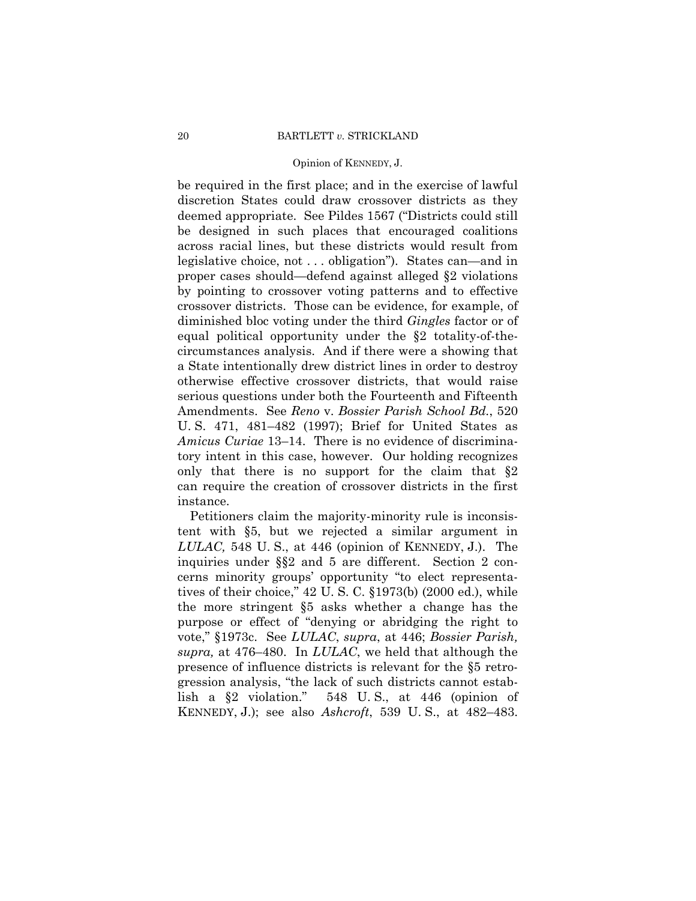be required in the first place; and in the exercise of lawful discretion States could draw crossover districts as they deemed appropriate. See Pildes 1567 ("Districts could still be designed in such places that encouraged coalitions across racial lines, but these districts would result from legislative choice, not . . . obligation"). States can—and in proper cases should—defend against alleged §2 violations by pointing to crossover voting patterns and to effective crossover districts. Those can be evidence, for example, of diminished bloc voting under the third *Gingles* factor or of equal political opportunity under the §2 totality-of-the-circumstances analysis. And if there were a showing that a State intentionally drew district lines in order to destroy otherwise effective crossover districts, that would raise serious questions under both the Fourteenth and Fifteenth Amendments. See *Reno* v. *Bossier Parish School Bd.*, 520 U. S. 471, 481–482 (1997); Brief for United States as *Amicus Curiae* 13–14. There is no evidence of discriminatory intent in this case, however. Our holding recognizes only that there is no support for the claim that §2 can require the creation of crossover districts in the first instance.

Petitioners claim the majority-minority rule is inconsistent with §5, but we rejected a similar argument in *LULAC,* 548 U. S., at 446 (opinion of KENNEDY, J.). The inquiries under §§2 and 5 are different. Section 2 concerns minority groups' opportunity "to elect representatives of their choice," 42 U. S. C. §1973(b) (2000 ed.), while the more stringent §5 asks whether a change has the purpose or effect of "denying or abridging the right to vote," §1973c. See *LULAC*, *supra*, at 446; *Bossier Parish, supra,* at 476–480. In *LULAC*, we held that although the presence of influence districts is relevant for the §5 retrogression analysis, "the lack of such districts cannot establish a §2 violation." 548 U. S., at 446 (opinion of KENNEDY, J.); see also *Ashcroft*, 539 U. S., at 482–483.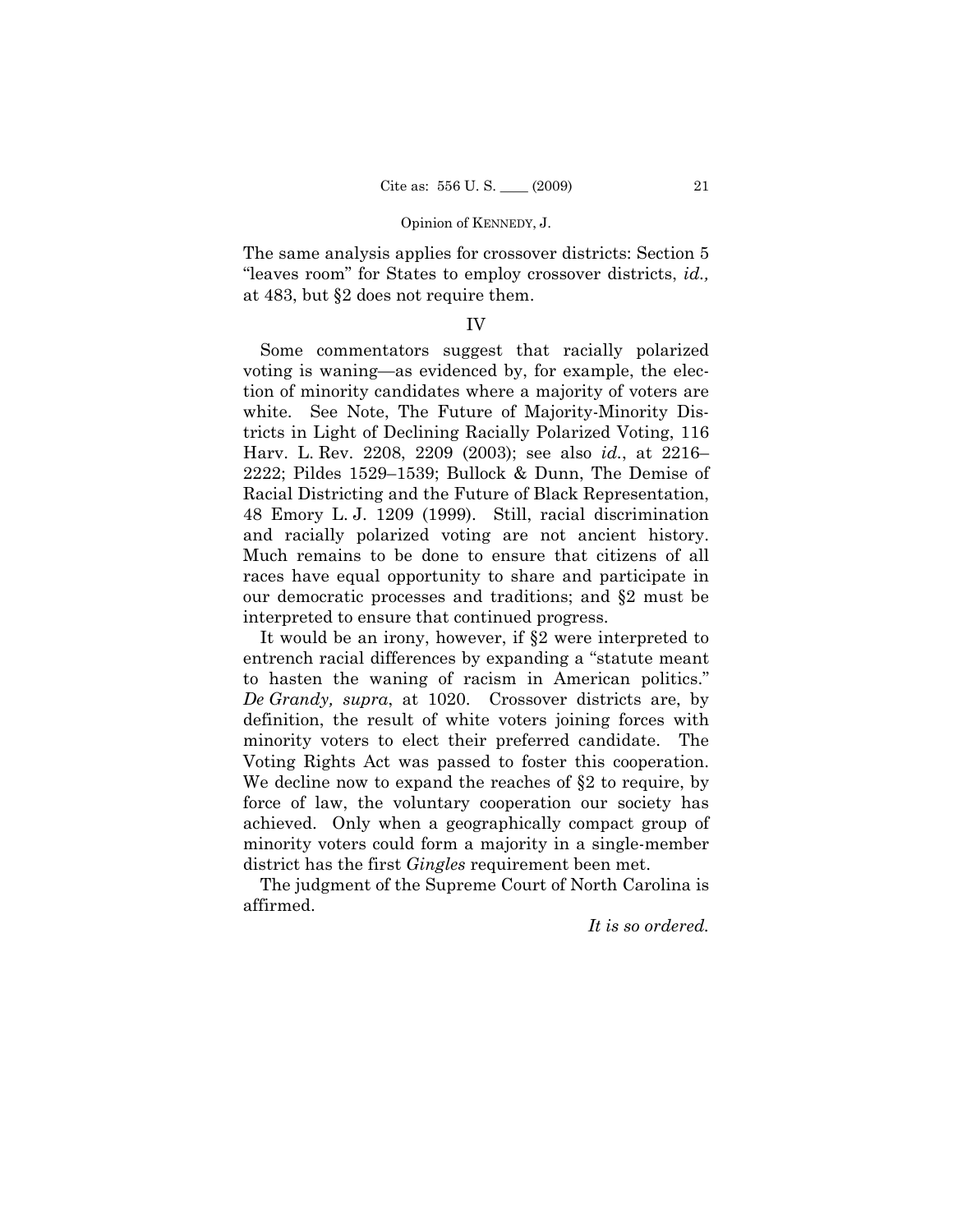The same analysis applies for crossover districts: Section 5 "leaves room" for States to employ crossover districts, *id.,* at 483, but §2 does not require them.

## IV

Some commentators suggest that racially polarized voting is waning—as evidenced by, for example, the election of minority candidates where a majority of voters are white. See Note, The Future of Majority-Minority Districts in Light of Declining Racially Polarized Voting, 116 Harv. L. Rev. 2208, 2209 (2003); see also *id.*, at 2216–2222; Pildes 1529–1539; Bullock & Dunn, The Demise of Racial Districting and the Future of Black Representation, 48 Emory L. J. 1209 (1999). Still, racial discrimination and racially polarized voting are not ancient history. Much remains to be done to ensure that citizens of all races have equal opportunity to share and participate in our democratic processes and traditions; and §2 must be interpreted to ensure that continued progress.

It would be an irony, however, if §2 were interpreted to entrench racial differences by expanding a "statute meant to hasten the waning of racism in American politics." *De Grandy, supra*, at 1020. Crossover districts are, by definition, the result of white voters joining forces with minority voters to elect their preferred candidate. The Voting Rights Act was passed to foster this cooperation. We decline now to expand the reaches of §2 to require, by force of law, the voluntary cooperation our society has achieved. Only when a geographically compact group of minority voters could form a majority in a single-member district has the first *Gingles* requirement been met.

The judgment of the Supreme Court of North Carolina is affirmed.

*It is so ordered.*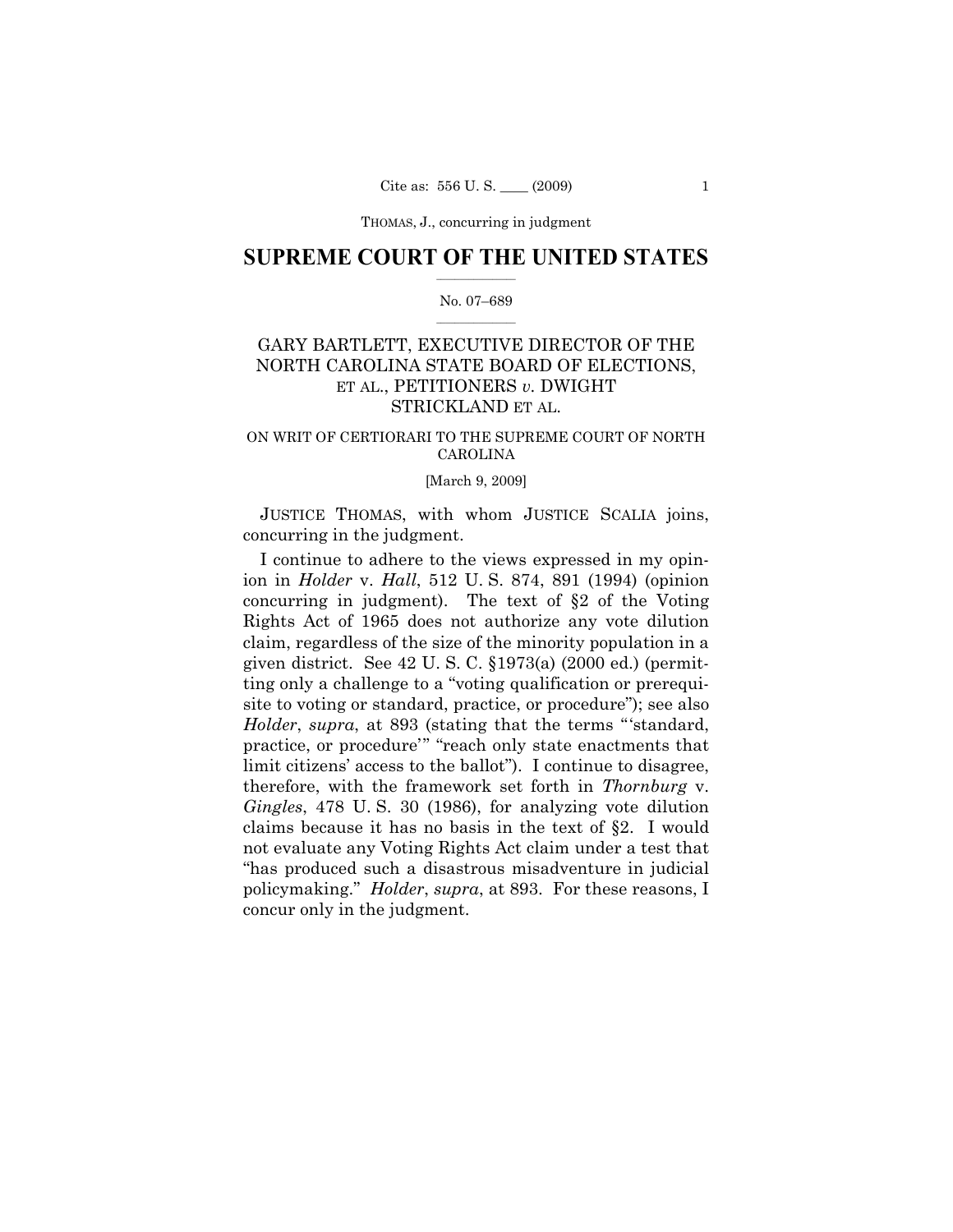# SUPREME COURT OF THE UNITED STATES

No. 07–689

GARY BARTLETT, EXECUTIVE DIRECTOR OF THE NORTH CAROLINA STATE BOARD OF ELECTIONS, ET AL., PETITIONERS *v.* DWIGHT STRICKLAND ET AL.

ON WRIT OF CERTIORARI TO THE SUPREME COURT OF NORTH CAROLINA

[March 9, 2009]

JUSTICE THOMAS, with whom JUSTICE SCALIA joins, concurring in the judgment.

I continue to adhere to the views expressed in my opinion in *Holder* v. *Hall*, 512 U. S. 874, 891 (1994) (opinion concurring in judgment). The text of §2 of the Voting Rights Act of 1965 does not authorize any vote dilution claim, regardless of the size of the minority population in a given district. See 42 U. S. C. §1973(a) (2000 ed.) (permitting only a challenge to a "voting qualification or prerequisite to voting or standard, practice, or procedure"); see also *Holder*, *supra*, at 893 (stating that the terms "'standard, practice, or procedure'" "reach only state enactments that limit citizens' access to the ballot"). I continue to disagree, therefore, with the framework set forth in *Thornburg* v. *Gingles*, 478 U. S. 30 (1986), for analyzing vote dilution claims because it has no basis in the text of §2. I would not evaluate any Voting Rights Act claim under a test that "has produced such a disastrous misadventure in judicial policymaking." *Holder*, *supra*, at 893. For these reasons, I concur only in the judgment.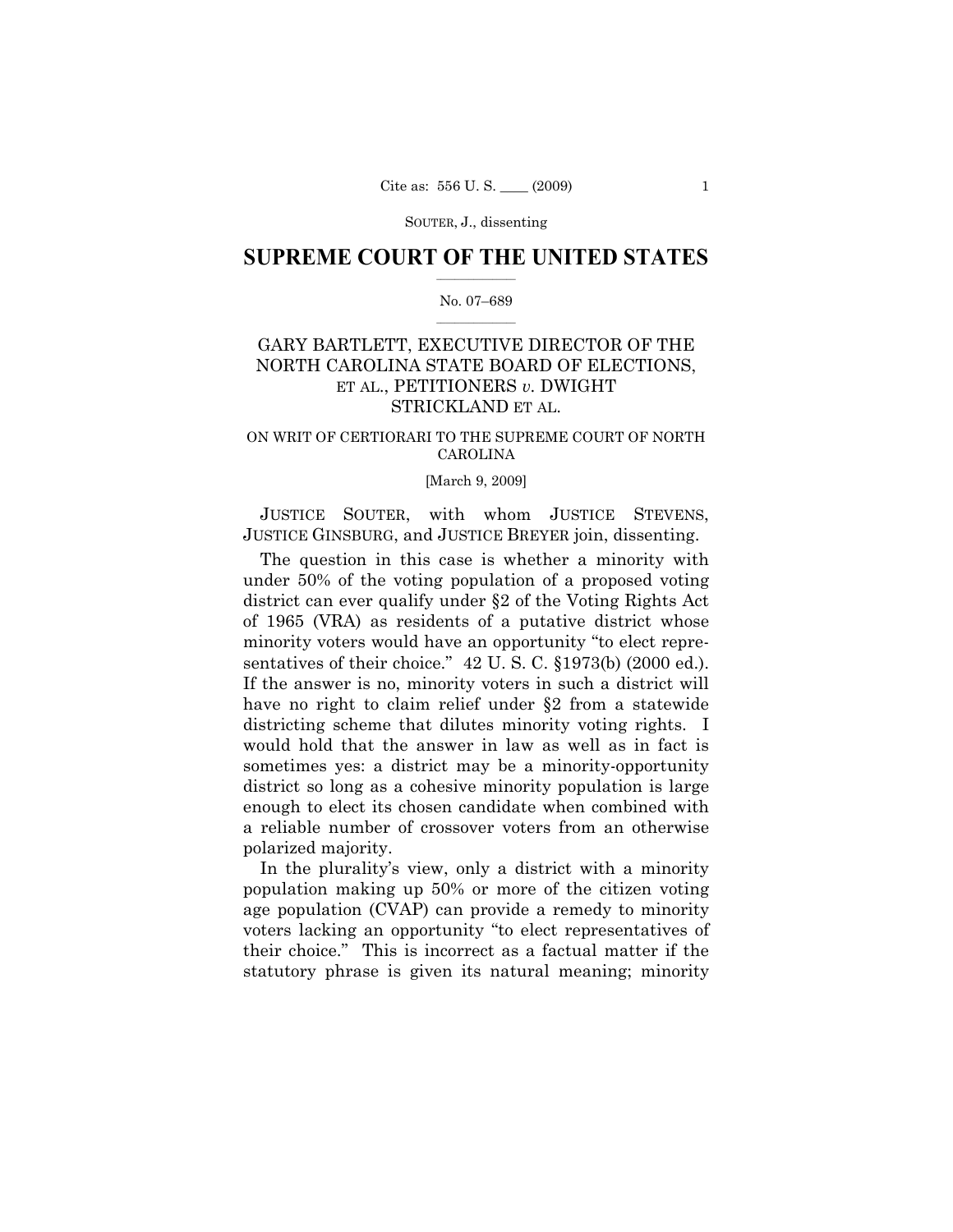# SUPREME COURT OF THE UNITED STATES

No. 07–689

GARY BARTLETT, EXECUTIVE DIRECTOR OF THE NORTH CAROLINA STATE BOARD OF ELECTIONS, ET AL., PETITIONERS *v.* DWIGHT STRICKLAND ET AL.

ON WRIT OF CERTIORARI TO THE SUPREME COURT OF NORTH CAROLINA

[March 9, 2009]

JUSTICE SOUTER, with whom JUSTICE STEVENS, JUSTICE GINSBURG, and JUSTICE BREYER join, dissenting.

The question in this case is whether a minority with under 50% of the voting population of a proposed voting district can ever qualify under §2 of the Voting Rights Act of 1965 (VRA) as residents of a putative district whose minority voters would have an opportunity "to elect representatives of their choice." 42 U. S. C. §1973(b) (2000 ed.). If the answer is no, minority voters in such a district will have no right to claim relief under §2 from a statewide districting scheme that dilutes minority voting rights. I would hold that the answer in law as well as in fact is sometimes yes: a district may be a minority-opportunity district so long as a cohesive minority population is large enough to elect its chosen candidate when combined with a reliable number of crossover voters from an otherwise polarized majority.

In the plurality's view, only a district with a minority population making up 50% or more of the citizen voting age population (CVAP) can provide a remedy to minority voters lacking an opportunity "to elect representatives of their choice." This is incorrect as a factual matter if the statutory phrase is given its natural meaning; minority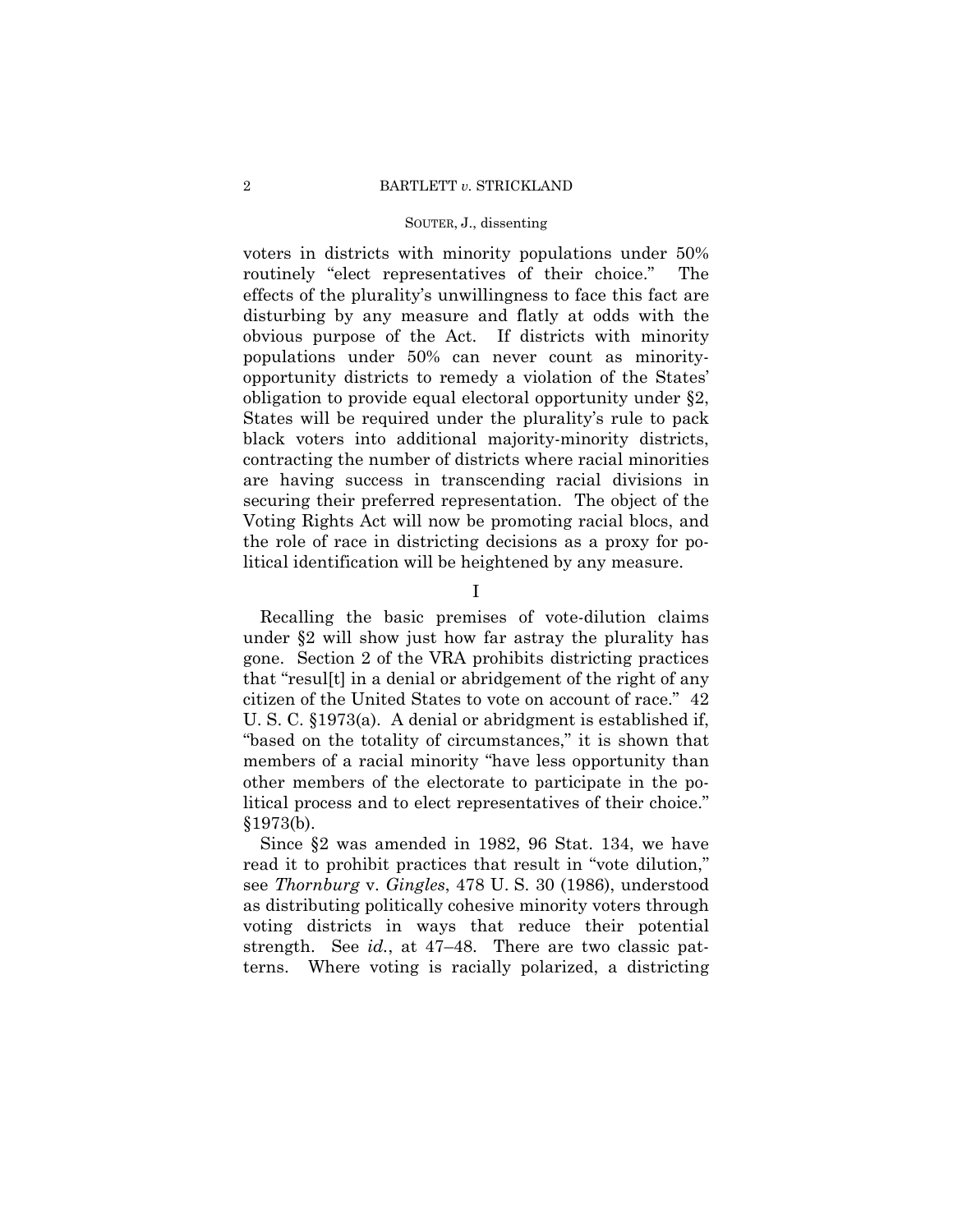voters in districts with minority populations under 50% routinely "elect representatives of their choice." The effects of the plurality's unwillingness to face this fact are disturbing by any measure and flatly at odds with the obvious purpose of the Act. If districts with minority populations under 50% can never count as minority-opportunity districts to remedy a violation of the States' obligation to provide equal electoral opportunity under §2, States will be required under the plurality's rule to pack black voters into additional majority-minority districts, contracting the number of districts where racial minorities are having success in transcending racial divisions in securing their preferred representation. The object of the Voting Rights Act will now be promoting racial blocs, and the role of race in districting decisions as a proxy for political identification will be heightened by any measure.

## I

Recalling the basic premises of vote-dilution claims under §2 will show just how far astray the plurality has gone. Section 2 of the VRA prohibits districting practices that "resul[t] in a denial or abridgement of the right of any citizen of the United States to vote on account of race." 42 U. S. C. §1973(a). A denial or abridgment is established if, "based on the totality of circumstances," it is shown that members of a racial minority "have less opportunity than other members of the electorate to participate in the political process and to elect representatives of their choice." §1973(b).

Since §2 was amended in 1982, 96 Stat. 134, we have read it to prohibit practices that result in "vote dilution," see *Thornburg* v. *Gingles*, 478 U. S. 30 (1986), understood as distributing politically cohesive minority voters through voting districts in ways that reduce their potential strength. See *id.*, at 47–48. There are two classic patterns. Where voting is racially polarized, a districting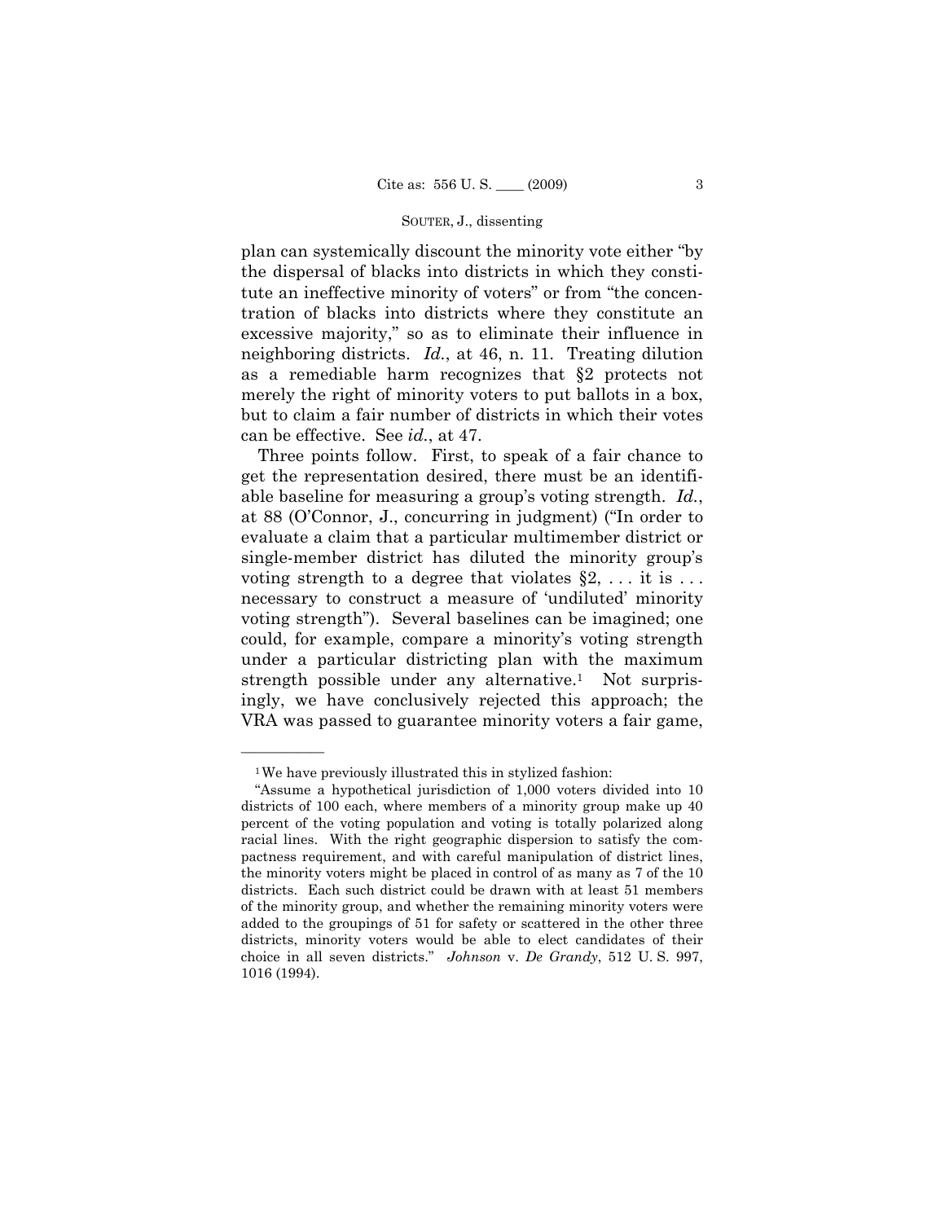plan can systemically discount the minority vote either "by the dispersal of blacks into districts in which they constitute an ineffective minority of voters" or from "the concentration of blacks into districts where they constitute an excessive majority," so as to eliminate their influence in neighboring districts. *Id.*, at 46, n. 11. Treating dilution as a remediable harm recognizes that §2 protects not merely the right of minority voters to put ballots in a box, but to claim a fair number of districts in which their votes can be effective. See *id.*, at 47.

Three points follow. First, to speak of a fair chance to get the representation desired, there must be an identifiable baseline for measuring a group's voting strength. *Id.*, at 88 (O'Connor, J., concurring in judgment) ("In order to evaluate a claim that a particular multimember district or single-member district has diluted the minority group's voting strength to a degree that violates §2, . . . it is . . . necessary to construct a measure of 'undiluted' minority voting strength"). Several baselines can be imagined; one could, for example, compare a minority's voting strength under a particular districting plan with the maximum strength possible under any alternative.[1] Not surprisingly, we have conclusively rejected this approach; the VRA was passed to guarantee minority voters a fair game,

---

[1] We have previously illustrated this in stylized fashion:

"Assume a hypothetical jurisdiction of 1,000 voters divided into 10 districts of 100 each, where members of a minority group make up 40 percent of the voting population and voting is totally polarized along racial lines. With the right geographic dispersion to satisfy the compactness requirement, and with careful manipulation of district lines, the minority voters might be placed in control of as many as 7 of the 10 districts. Each such district could be drawn with at least 51 members of the minority group, and whether the remaining minority voters were added to the groupings of 51 for safety or scattered in the other three districts, minority voters would be able to elect candidates of their choice in all seven districts." *Johnson* v. *De Grandy*, 512 U. S. 997, 1016 (1994).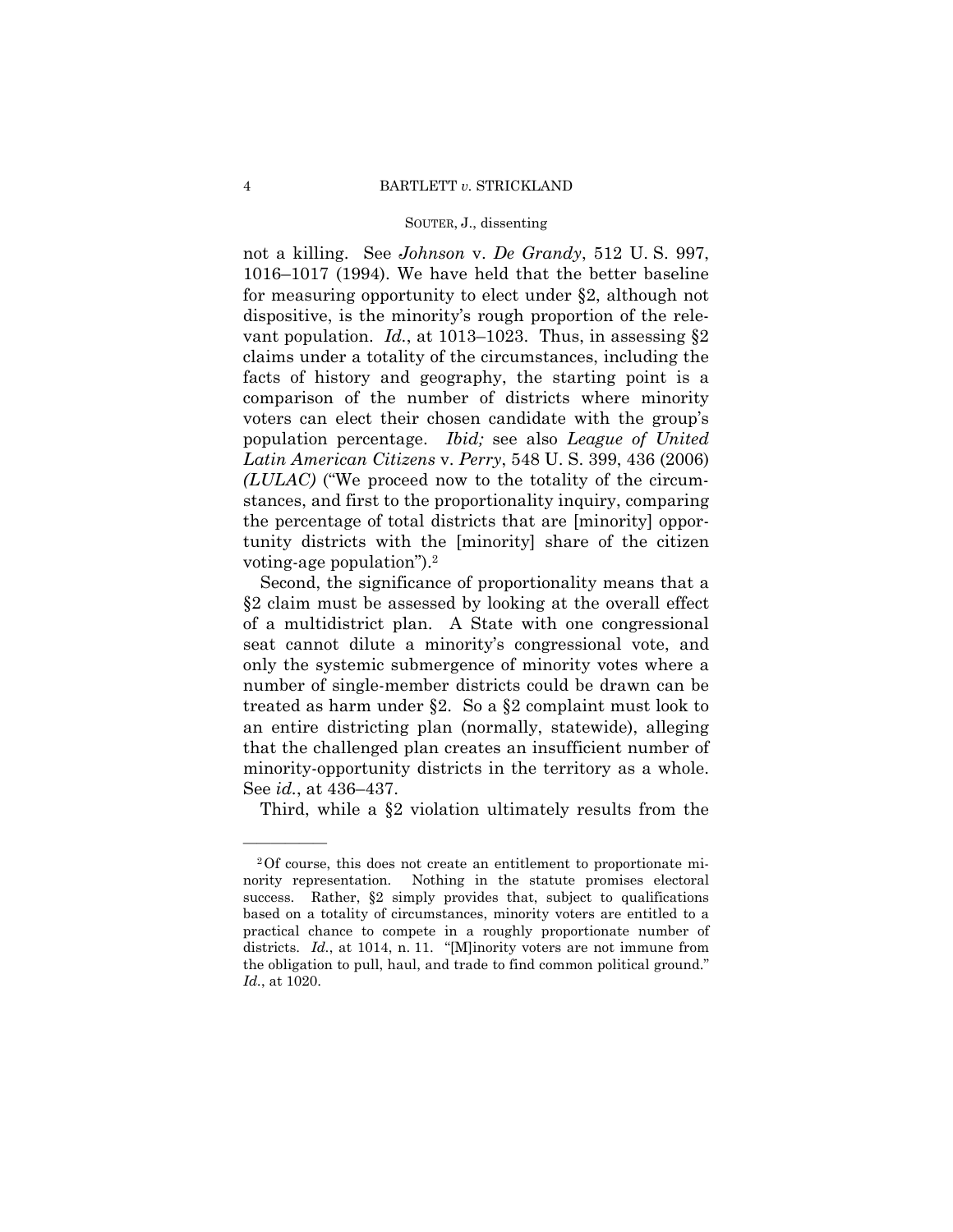not a killing. See *Johnson* v. *De Grandy*, 512 U. S. 997, 1016–1017 (1994). We have held that the better baseline for measuring opportunity to elect under §2, although not dispositive, is the minority's rough proportion of the relevant population. *Id.*, at 1013–1023. Thus, in assessing §2 claims under a totality of the circumstances, including the facts of history and geography, the starting point is a comparison of the number of districts where minority voters can elect their chosen candidate with the group's population percentage. *Ibid;* see also *League of United Latin American Citizens* v. *Perry*, 548 U. S. 399, 436 (2006) *(LULAC)* ("We proceed now to the totality of the circumstances, and first to the proportionality inquiry, comparing the percentage of total districts that are [minority] opportunity districts with the [minority] share of the citizen voting-age population").[2]

Second, the significance of proportionality means that a §2 claim must be assessed by looking at the overall effect of a multidistrict plan. A State with one congressional seat cannot dilute a minority's congressional vote, and only the systemic submergence of minority votes where a number of single-member districts could be drawn can be treated as harm under §2. So a §2 complaint must look to an entire districting plan (normally, statewide), alleging that the challenged plan creates an insufficient number of minority-opportunity districts in the territory as a whole. See *id.*, at 436–437.

Third, while a §2 violation ultimately results from the

---

[2] Of course, this does not create an entitlement to proportionate minority representation. Nothing in the statute promises electoral success. Rather, §2 simply provides that, subject to qualifications based on a totality of circumstances, minority voters are entitled to a practical chance to compete in a roughly proportionate number of districts. *Id.*, at 1014, n. 11. "[M]inority voters are not immune from the obligation to pull, haul, and trade to find common political ground." *Id.*, at 1020.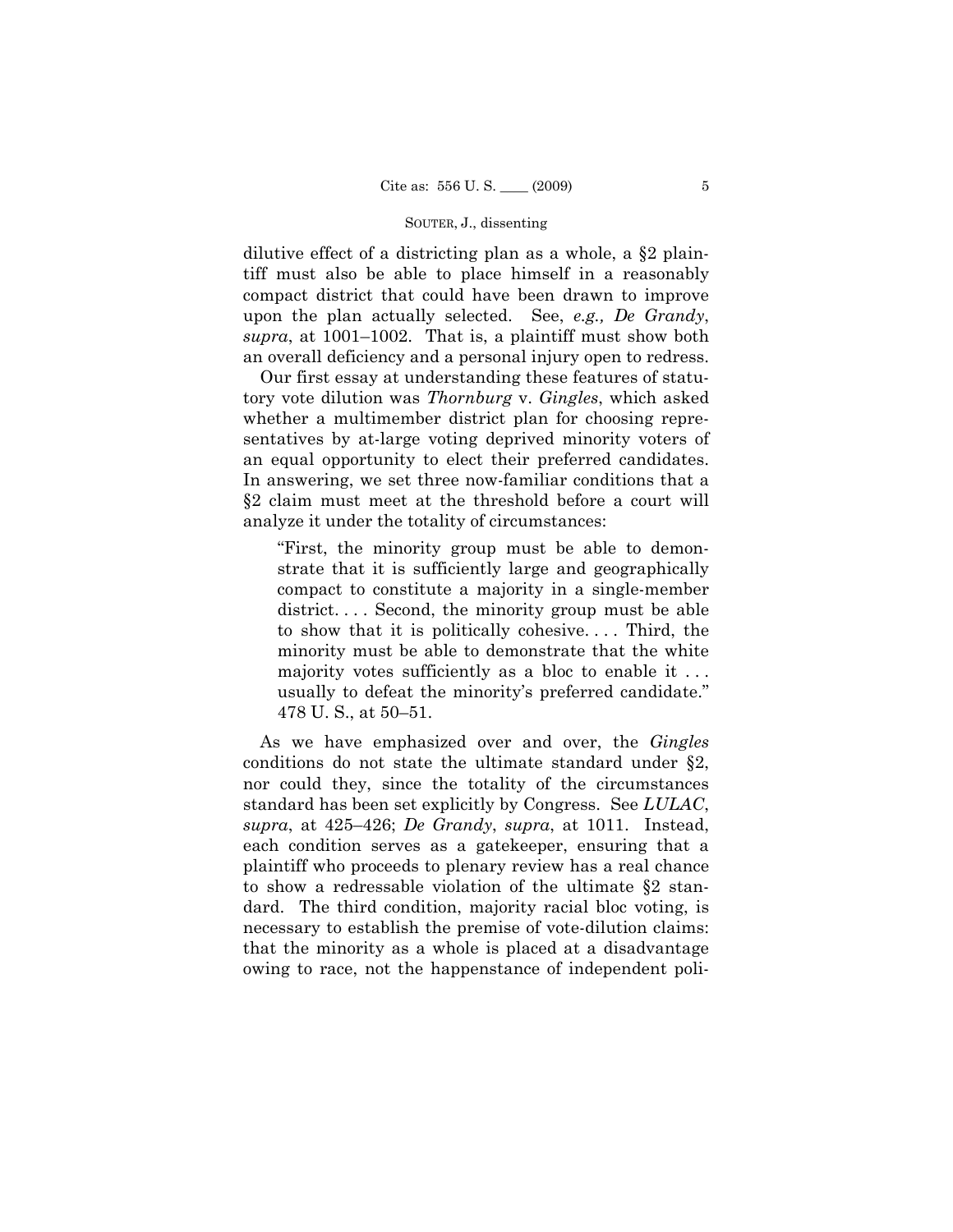dilutive effect of a districting plan as a whole, a §2 plaintiff must also be able to place himself in a reasonably compact district that could have been drawn to improve upon the plan actually selected. See, *e.g., De Grandy*, *supra*, at 1001–1002. That is, a plaintiff must show both an overall deficiency and a personal injury open to redress.

Our first essay at understanding these features of statutory vote dilution was *Thornburg* v. *Gingles*, which asked whether a multimember district plan for choosing representatives by at-large voting deprived minority voters of an equal opportunity to elect their preferred candidates. In answering, we set three now-familiar conditions that a §2 claim must meet at the threshold before a court will analyze it under the totality of circumstances:

> "First, the minority group must be able to demonstrate that it is sufficiently large and geographically compact to constitute a majority in a single-member district. . . . Second, the minority group must be able to show that it is politically cohesive. . . . Third, the minority must be able to demonstrate that the white majority votes sufficiently as a bloc to enable it . . . usually to defeat the minority's preferred candidate." 478 U. S., at 50–51.

As we have emphasized over and over, the *Gingles* conditions do not state the ultimate standard under §2, nor could they, since the totality of the circumstances standard has been set explicitly by Congress. See *LULAC*, *supra*, at 425–426; *De Grandy*, *supra*, at 1011. Instead, each condition serves as a gatekeeper, ensuring that a plaintiff who proceeds to plenary review has a real chance to show a redressable violation of the ultimate §2 standard. The third condition, majority racial bloc voting, is necessary to establish the premise of vote-dilution claims: that the minority as a whole is placed at a disadvantage owing to race, not the happenstance of independent poli-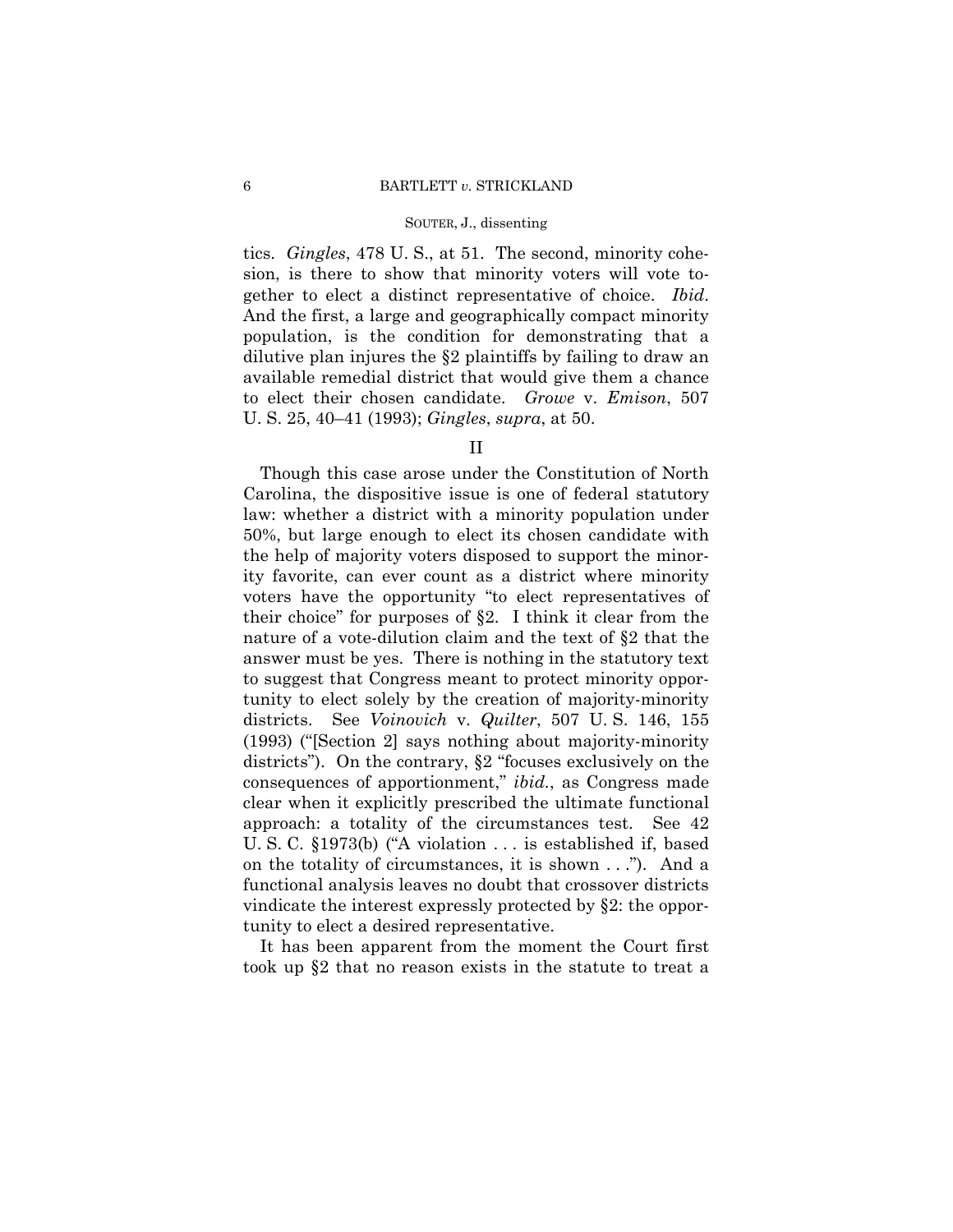tics. *Gingles*, 478 U. S., at 51. The second, minority cohesion, is there to show that minority voters will vote together to elect a distinct representative of choice. *Ibid*. And the first, a large and geographically compact minority population, is the condition for demonstrating that a dilutive plan injures the §2 plaintiffs by failing to draw an available remedial district that would give them a chance to elect their chosen candidate. *Growe* v. *Emison*, 507 U. S. 25, 40–41 (1993); *Gingles*, *supra*, at 50.

## II

Though this case arose under the Constitution of North Carolina, the dispositive issue is one of federal statutory law: whether a district with a minority population under 50%, but large enough to elect its chosen candidate with the help of majority voters disposed to support the minority favorite, can ever count as a district where minority voters have the opportunity "to elect representatives of their choice" for purposes of §2. I think it clear from the nature of a vote-dilution claim and the text of §2 that the answer must be yes. There is nothing in the statutory text to suggest that Congress meant to protect minority opportunity to elect solely by the creation of majority-minority districts. See *Voinovich* v. *Quilter*, 507 U. S. 146, 155 (1993) ("[Section 2] says nothing about majority-minority districts"). On the contrary, §2 "focuses exclusively on the consequences of apportionment," *ibid.*, as Congress made clear when it explicitly prescribed the ultimate functional approach: a totality of the circumstances test. See 42 U. S. C. §1973(b) ("A violation . . . is established if, based on the totality of circumstances, it is shown . . ."). And a functional analysis leaves no doubt that crossover districts vindicate the interest expressly protected by §2: the opportunity to elect a desired representative.

It has been apparent from the moment the Court first took up §2 that no reason exists in the statute to treat a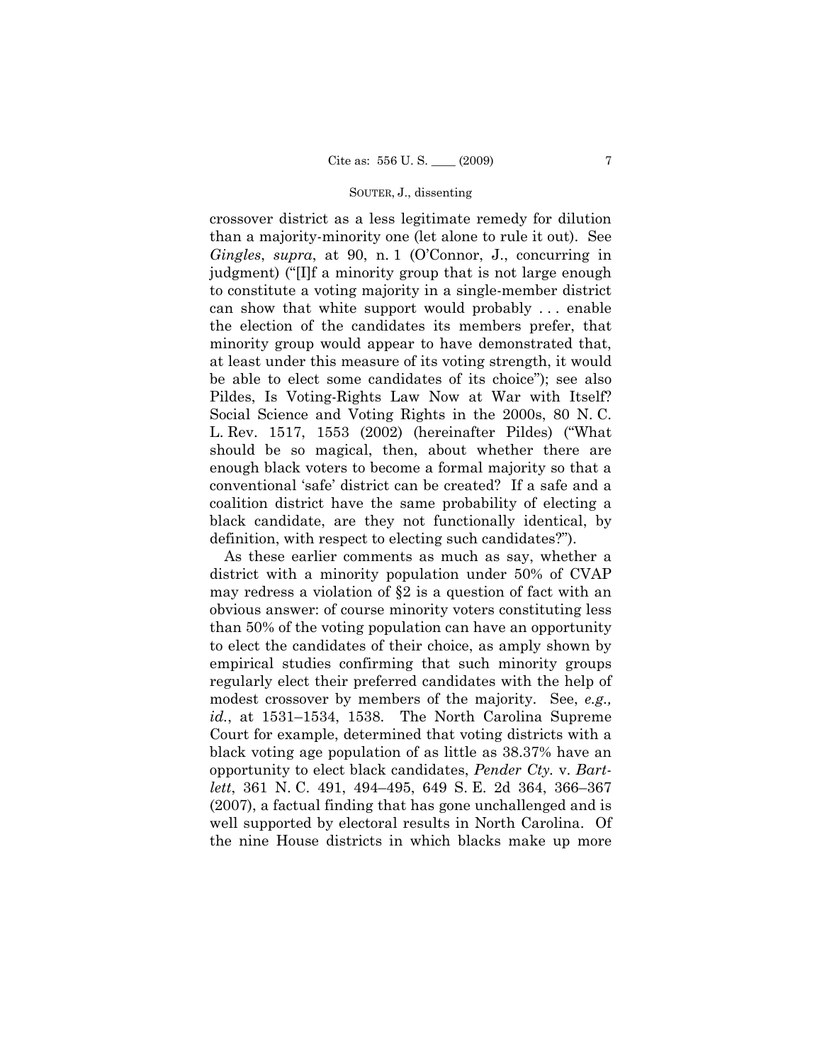crossover district as a less legitimate remedy for dilution than a majority-minority one (let alone to rule it out). See *Gingles*, *supra*, at 90, n. 1 (O'Connor, J., concurring in judgment) ("[I]f a minority group that is not large enough to constitute a voting majority in a single-member district can show that white support would probably . . . enable the election of the candidates its members prefer, that minority group would appear to have demonstrated that, at least under this measure of its voting strength, it would be able to elect some candidates of its choice"); see also Pildes, Is Voting-Rights Law Now at War with Itself? Social Science and Voting Rights in the 2000s, 80 N. C. L. Rev. 1517, 1553 (2002) (hereinafter Pildes) ("What should be so magical, then, about whether there are enough black voters to become a formal majority so that a conventional 'safe' district can be created? If a safe and a coalition district have the same probability of electing a black candidate, are they not functionally identical, by definition, with respect to electing such candidates?").

As these earlier comments as much as say, whether a district with a minority population under 50% of CVAP may redress a violation of §2 is a question of fact with an obvious answer: of course minority voters constituting less than 50% of the voting population can have an opportunity to elect the candidates of their choice, as amply shown by empirical studies confirming that such minority groups regularly elect their preferred candidates with the help of modest crossover by members of the majority. See, *e.g., id.*, at 1531–1534, 1538. The North Carolina Supreme Court for example, determined that voting districts with a black voting age population of as little as 38.37% have an opportunity to elect black candidates, *Pender Cty.* v. *Bartlett*, 361 N. C. 491, 494–495, 649 S. E. 2d 364, 366–367 (2007), a factual finding that has gone unchallenged and is well supported by electoral results in North Carolina. Of the nine House districts in which blacks make up more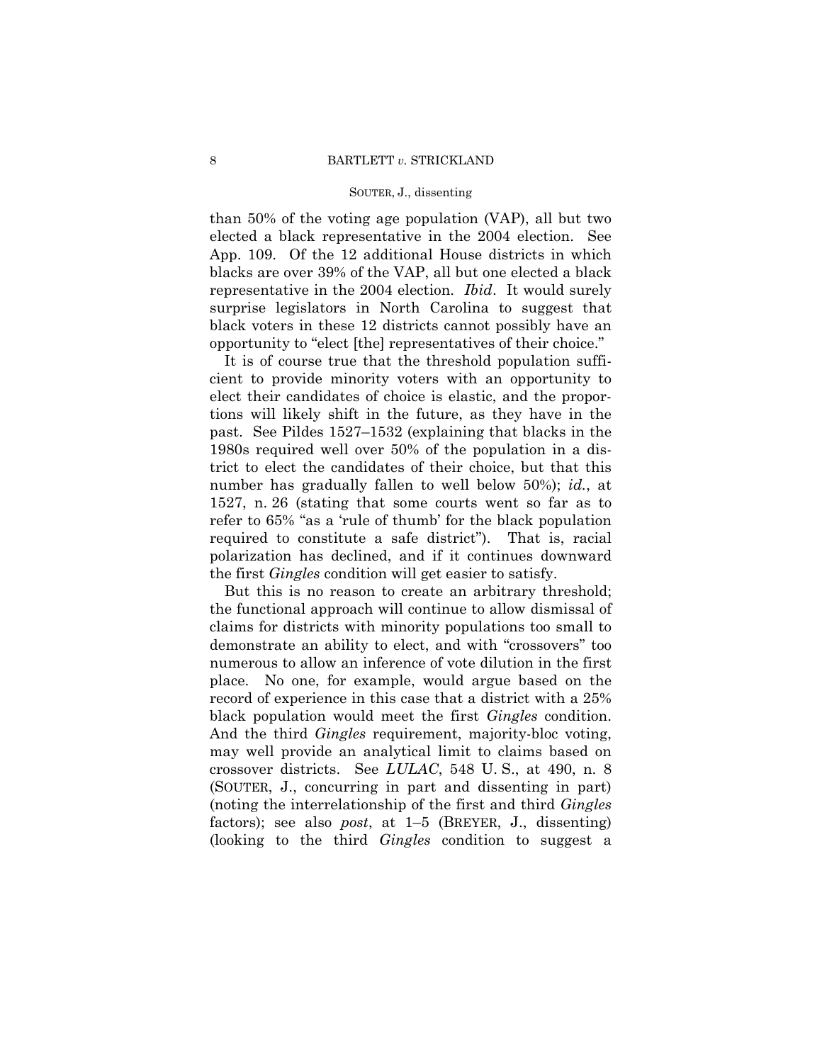than 50% of the voting age population (VAP), all but two elected a black representative in the 2004 election. See App. 109. Of the 12 additional House districts in which blacks are over 39% of the VAP, all but one elected a black representative in the 2004 election. *Ibid*. It would surely surprise legislators in North Carolina to suggest that black voters in these 12 districts cannot possibly have an opportunity to "elect [the] representatives of their choice."

It is of course true that the threshold population sufficient to provide minority voters with an opportunity to elect their candidates of choice is elastic, and the proportions will likely shift in the future, as they have in the past. See Pildes 1527–1532 (explaining that blacks in the 1980s required well over 50% of the population in a district to elect the candidates of their choice, but that this number has gradually fallen to well below 50%); *id.*, at 1527, n. 26 (stating that some courts went so far as to refer to 65% "as a 'rule of thumb' for the black population required to constitute a safe district"). That is, racial polarization has declined, and if it continues downward the first *Gingles* condition will get easier to satisfy.

But this is no reason to create an arbitrary threshold; the functional approach will continue to allow dismissal of claims for districts with minority populations too small to demonstrate an ability to elect, and with "crossovers" too numerous to allow an inference of vote dilution in the first place. No one, for example, would argue based on the record of experience in this case that a district with a 25% black population would meet the first *Gingles* condition. And the third *Gingles* requirement, majority-bloc voting, may well provide an analytical limit to claims based on crossover districts. See *LULAC*, 548 U. S., at 490, n. 8 (SOUTER, J., concurring in part and dissenting in part) (noting the interrelationship of the first and third *Gingles* factors); see also *post*, at 1–5 (BREYER, J., dissenting) (looking to the third *Gingles* condition to suggest a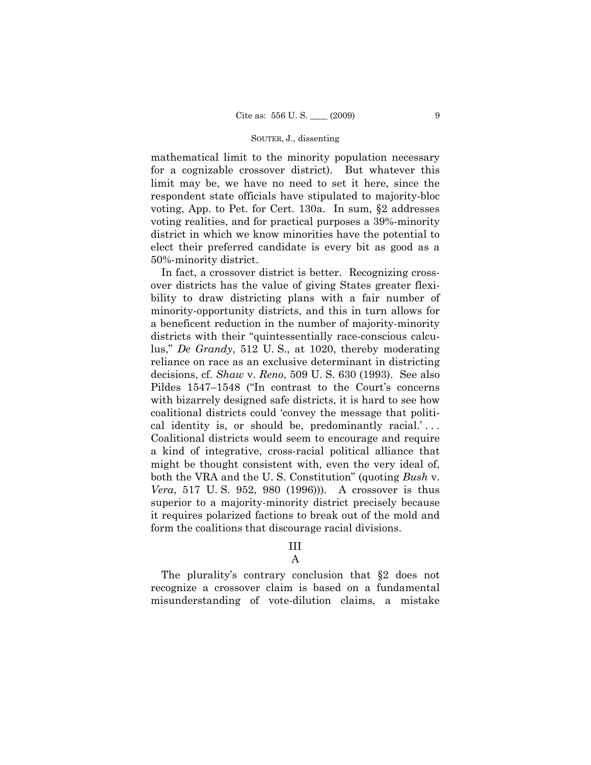mathematical limit to the minority population necessary for a cognizable crossover district). But whatever this limit may be, we have no need to set it here, since the respondent state officials have stipulated to majority-bloc voting, App. to Pet. for Cert. 130a. In sum, §2 addresses voting realities, and for practical purposes a 39%-minority district in which we know minorities have the potential to elect their preferred candidate is every bit as good as a 50%-minority district.

In fact, a crossover district is better. Recognizing crossover districts has the value of giving States greater flexibility to draw districting plans with a fair number of minority-opportunity districts, and this in turn allows for a beneficent reduction in the number of majority-minority districts with their "quintessentially race-conscious calculus," *De Grandy*, 512 U. S., at 1020, thereby moderating reliance on race as an exclusive determinant in districting decisions, cf. *Shaw* v. *Reno*, 509 U. S. 630 (1993). See also Pildes 1547–1548 ("In contrast to the Court's concerns with bizarrely designed safe districts, it is hard to see how coalitional districts could 'convey the message that political identity is, or should be, predominantly racial.' . . . Coalitional districts would seem to encourage and require a kind of integrative, cross-racial political alliance that might be thought consistent with, even the very ideal of, both the VRA and the U. S. Constitution" (quoting *Bush* v. *Vera*, 517 U. S. 952, 980 (1996))). A crossover is thus superior to a majority-minority district precisely because it requires polarized factions to break out of the mold and form the coalitions that discourage racial divisions.

## III

### A

The plurality's contrary conclusion that §2 does not recognize a crossover claim is based on a fundamental misunderstanding of vote-dilution claims, a mistake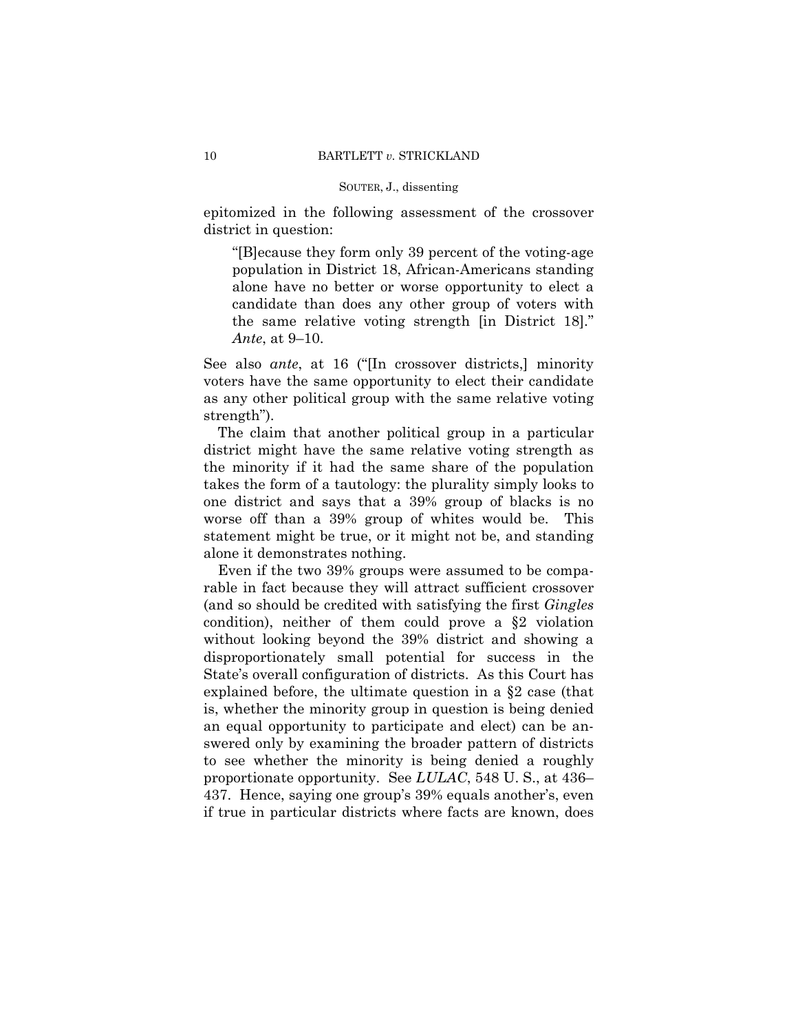epitomized in the following assessment of the crossover district in question:

> "[B]ecause they form only 39 percent of the voting-age population in District 18, African-Americans standing alone have no better or worse opportunity to elect a candidate than does any other group of voters with the same relative voting strength [in District 18]." *Ante*, at 9–10.

See also *ante*, at 16 ("[In crossover districts,] minority voters have the same opportunity to elect their candidate as any other political group with the same relative voting strength").

The claim that another political group in a particular district might have the same relative voting strength as the minority if it had the same share of the population takes the form of a tautology: the plurality simply looks to one district and says that a 39% group of blacks is no worse off than a 39% group of whites would be. This statement might be true, or it might not be, and standing alone it demonstrates nothing.

Even if the two 39% groups were assumed to be comparable in fact because they will attract sufficient crossover (and so should be credited with satisfying the first *Gingles* condition), neither of them could prove a §2 violation without looking beyond the 39% district and showing a disproportionately small potential for success in the State's overall configuration of districts. As this Court has explained before, the ultimate question in a §2 case (that is, whether the minority group in question is being denied an equal opportunity to participate and elect) can be answered only by examining the broader pattern of districts to see whether the minority is being denied a roughly proportionate opportunity. See *LULAC*, 548 U. S., at 436–437. Hence, saying one group's 39% equals another's, even if true in particular districts where facts are known, does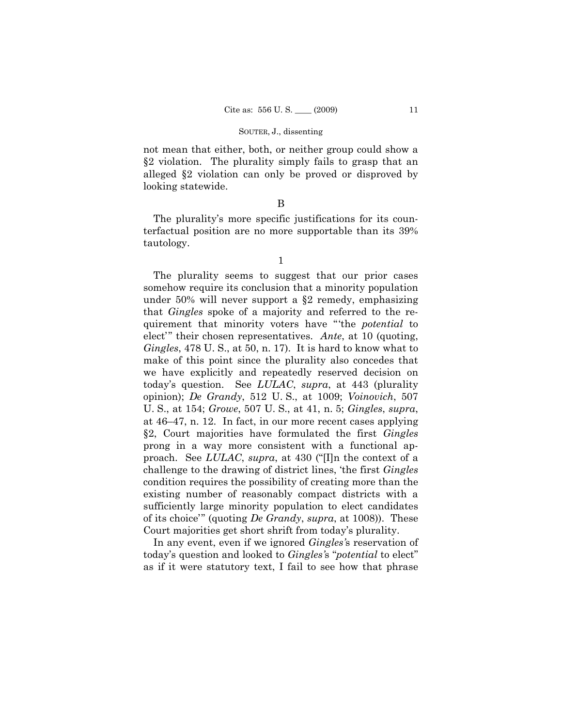not mean that either, both, or neither group could show a §2 violation. The plurality simply fails to grasp that an alleged §2 violation can only be proved or disproved by looking statewide.

B

The plurality's more specific justifications for its counterfactual position are no more supportable than its 39% tautology.

1

The plurality seems to suggest that our prior cases somehow require its conclusion that a minority population under 50% will never support a §2 remedy, emphasizing that *Gingles* spoke of a majority and referred to the requirement that minority voters have "'the *potential* to elect'" their chosen representatives. *Ante*, at 10 (quoting, *Gingles*, 478 U. S., at 50, n. 17). It is hard to know what to make of this point since the plurality also concedes that we have explicitly and repeatedly reserved decision on today's question. See *LULAC*, *supra*, at 443 (plurality opinion); *De Grandy*, 512 U. S., at 1009; *Voinovich*, 507 U. S., at 154; *Growe*, 507 U. S., at 41, n. 5; *Gingles*, *supra*, at 46–47, n. 12. In fact, in our more recent cases applying §2, Court majorities have formulated the first *Gingles* prong in a way more consistent with a functional approach. See *LULAC*, *supra*, at 430 ("[I]n the context of a challenge to the drawing of district lines, 'the first *Gingles* condition requires the possibility of creating more than the existing number of reasonably compact districts with a sufficiently large minority population to elect candidates of its choice'" (quoting *De Grandy*, *supra*, at 1008)). These Court majorities get short shrift from today's plurality.

In any event, even if we ignored *Gingles*'s reservation of today's question and looked to *Gingles*'s "*potential* to elect" as if it were statutory text, I fail to see how that phrase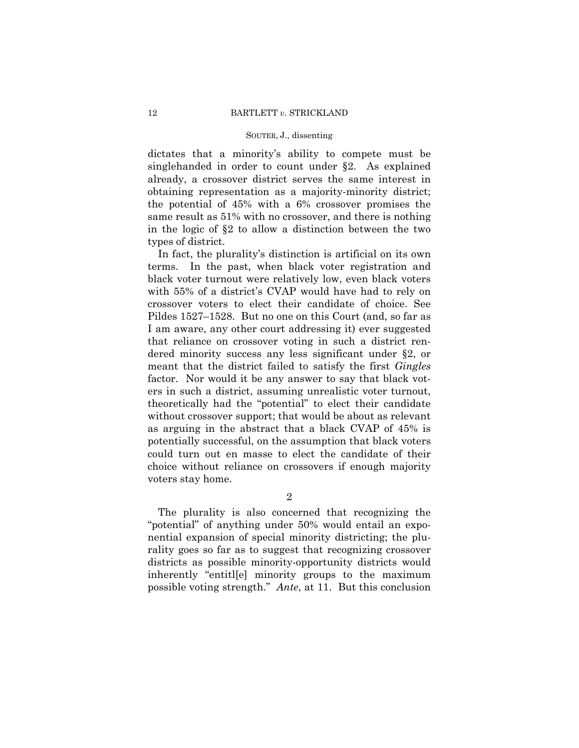dictates that a minority's ability to compete must be singlehanded in order to count under §2. As explained already, a crossover district serves the same interest in obtaining representation as a majority-minority district; the potential of 45% with a 6% crossover promises the same result as 51% with no crossover, and there is nothing in the logic of §2 to allow a distinction between the two types of district.

In fact, the plurality's distinction is artificial on its own terms. In the past, when black voter registration and black voter turnout were relatively low, even black voters with 55% of a district's CVAP would have had to rely on crossover voters to elect their candidate of choice. See Pildes 1527–1528. But no one on this Court (and, so far as I am aware, any other court addressing it) ever suggested that reliance on crossover voting in such a district rendered minority success any less significant under §2, or meant that the district failed to satisfy the first *Gingles* factor. Nor would it be any answer to say that black voters in such a district, assuming unrealistic voter turnout, theoretically had the "potential" to elect their candidate without crossover support; that would be about as relevant as arguing in the abstract that a black CVAP of 45% is potentially successful, on the assumption that black voters could turn out en masse to elect the candidate of their choice without reliance on crossovers if enough majority voters stay home.

2

The plurality is also concerned that recognizing the "potential" of anything under 50% would entail an exponential expansion of special minority districting; the plurality goes so far as to suggest that recognizing crossover districts as possible minority-opportunity districts would inherently "entitl[e] minority groups to the maximum possible voting strength." *Ante*, at 11. But this conclusion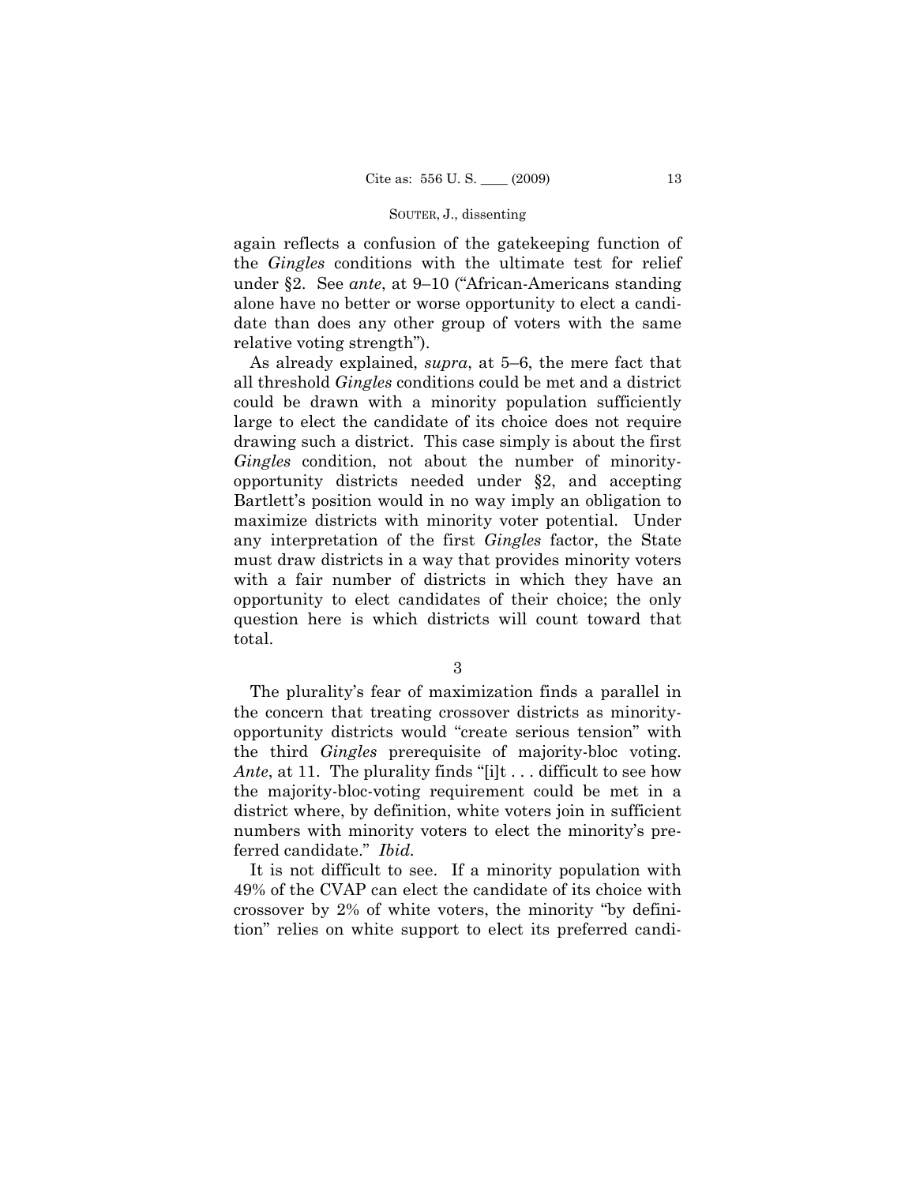again reflects a confusion of the gatekeeping function of the *Gingles* conditions with the ultimate test for relief under §2. See *ante*, at 9–10 ("African-Americans standing alone have no better or worse opportunity to elect a candidate than does any other group of voters with the same relative voting strength").

As already explained, *supra*, at 5–6, the mere fact that all threshold *Gingles* conditions could be met and a district could be drawn with a minority population sufficiently large to elect the candidate of its choice does not require drawing such a district. This case simply is about the first *Gingles* condition, not about the number of minority-opportunity districts needed under §2, and accepting Bartlett's position would in no way imply an obligation to maximize districts with minority voter potential. Under any interpretation of the first *Gingles* factor, the State must draw districts in a way that provides minority voters with a fair number of districts in which they have an opportunity to elect candidates of their choice; the only question here is which districts will count toward that total.

3

The plurality's fear of maximization finds a parallel in the concern that treating crossover districts as minority-opportunity districts would "create serious tension" with the third *Gingles* prerequisite of majority-bloc voting. *Ante*, at 11. The plurality finds "[i]t . . . difficult to see how the majority-bloc-voting requirement could be met in a district where, by definition, white voters join in sufficient numbers with minority voters to elect the minority's preferred candidate." *Ibid.*

It is not difficult to see. If a minority population with 49% of the CVAP can elect the candidate of its choice with crossover by 2% of white voters, the minority "by definition" relies on white support to elect its preferred candi-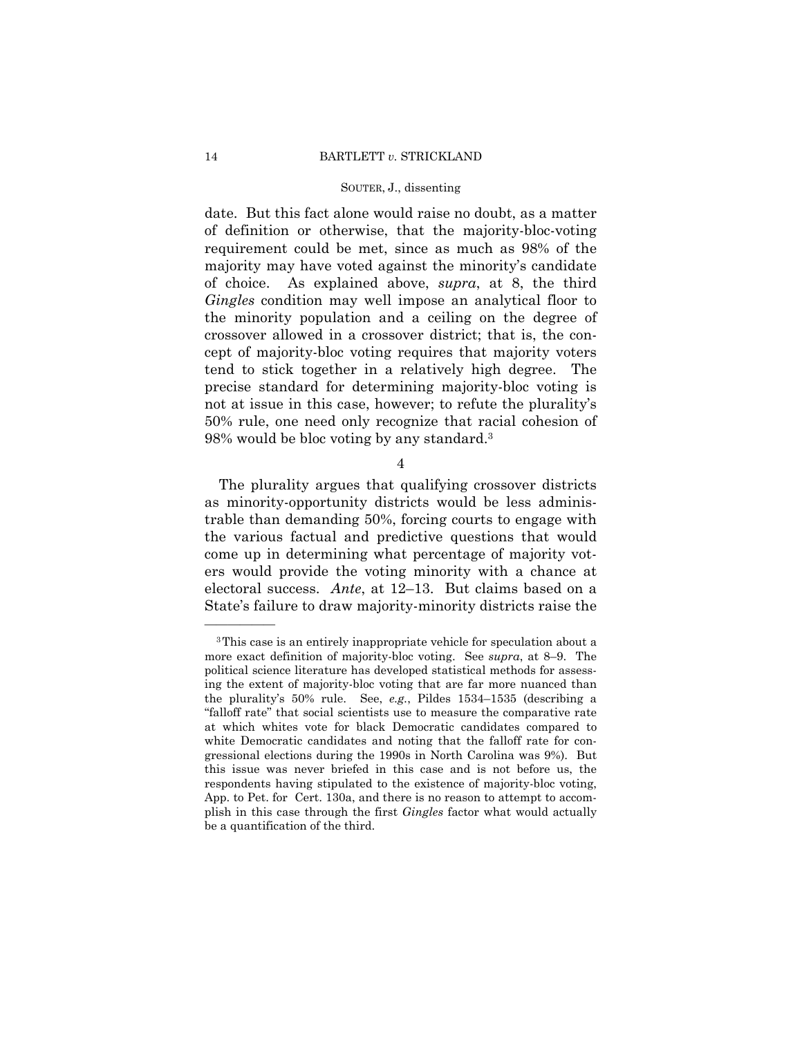date. But this fact alone would raise no doubt, as a matter of definition or otherwise, that the majority-bloc-voting requirement could be met, since as much as 98% of the majority may have voted against the minority's candidate of choice. As explained above, *supra*, at 8, the third *Gingles* condition may well impose an analytical floor to the minority population and a ceiling on the degree of crossover allowed in a crossover district; that is, the concept of majority-bloc voting requires that majority voters tend to stick together in a relatively high degree. The precise standard for determining majority-bloc voting is not at issue in this case, however; to refute the plurality's 50% rule, one need only recognize that racial cohesion of 98% would be bloc voting by any standard.[3]

4

The plurality argues that qualifying crossover districts as minority-opportunity districts would be less administrable than demanding 50%, forcing courts to engage with the various factual and predictive questions that would come up in determining what percentage of majority voters would provide the voting minority with a chance at electoral success. *Ante*, at 12–13. But claims based on a State's failure to draw majority-minority districts raise the

---

[3] This case is an entirely inappropriate vehicle for speculation about a more exact definition of majority-bloc voting. See *supra*, at 8–9. The political science literature has developed statistical methods for assessing the extent of majority-bloc voting that are far more nuanced than the plurality's 50% rule. See, *e.g.*, Pildes 1534–1535 (describing a "falloff rate" that social scientists use to measure the comparative rate at which whites vote for black Democratic candidates compared to white Democratic candidates and noting that the falloff rate for congressional elections during the 1990s in North Carolina was 9%). But this issue was never briefed in this case and is not before us, the respondents having stipulated to the existence of majority-bloc voting, App. to Pet. for Cert. 130a, and there is no reason to attempt to accomplish in this case through the first *Gingles* factor what would actually be a quantification of the third.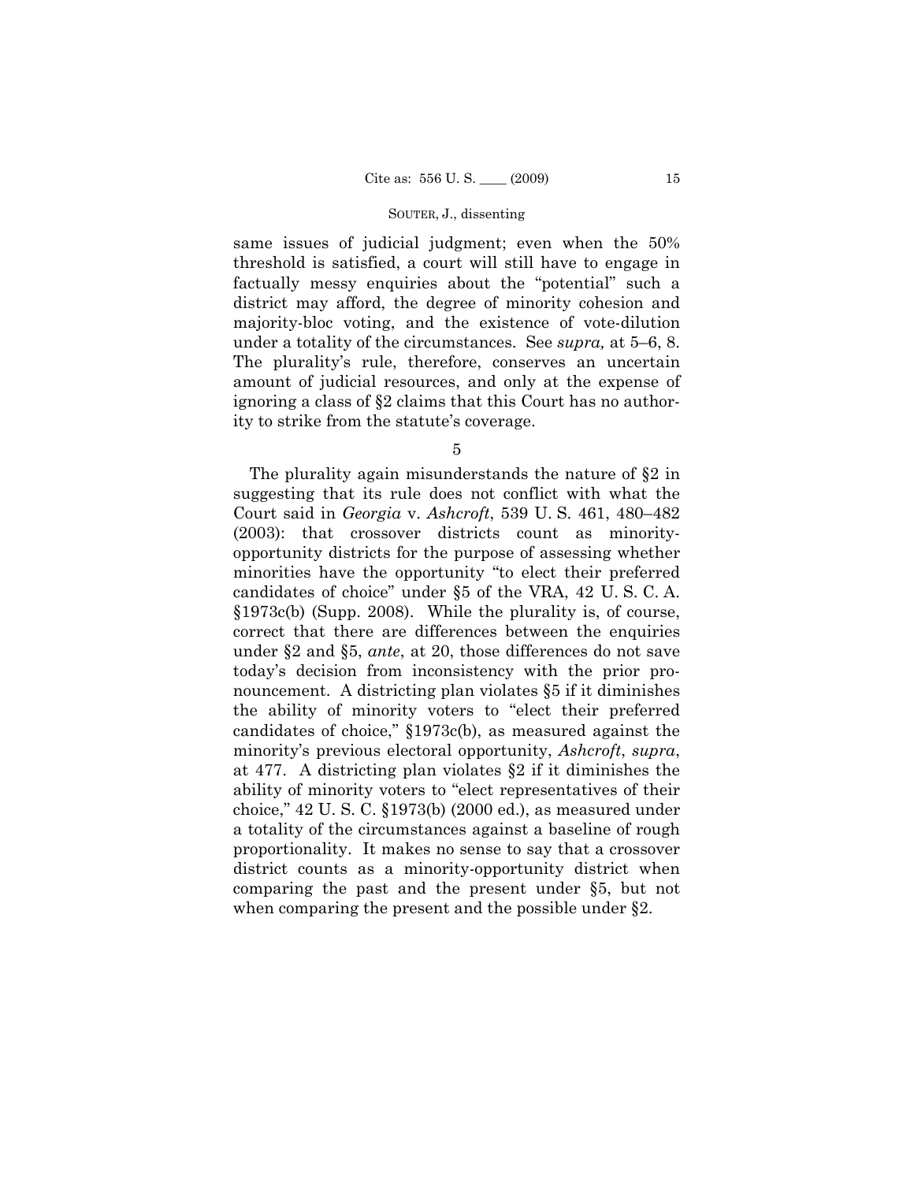same issues of judicial judgment; even when the 50% threshold is satisfied, a court will still have to engage in factually messy enquiries about the "potential" such a district may afford, the degree of minority cohesion and majority-bloc voting, and the existence of vote-dilution under a totality of the circumstances. See *supra,* at 5–6, 8. The plurality's rule, therefore, conserves an uncertain amount of judicial resources, and only at the expense of ignoring a class of §2 claims that this Court has no authority to strike from the statute's coverage.

5

The plurality again misunderstands the nature of §2 in suggesting that its rule does not conflict with what the Court said in *Georgia* v. *Ashcroft*, 539 U. S. 461, 480–482 (2003): that crossover districts count as minority-opportunity districts for the purpose of assessing whether minorities have the opportunity "to elect their preferred candidates of choice" under §5 of the VRA, 42 U. S. C. A. §1973c(b) (Supp. 2008). While the plurality is, of course, correct that there are differences between the enquiries under §2 and §5, *ante*, at 20, those differences do not save today's decision from inconsistency with the prior pronouncement. A districting plan violates §5 if it diminishes the ability of minority voters to "elect their preferred candidates of choice," §1973c(b), as measured against the minority's previous electoral opportunity, *Ashcroft*, *supra*, at 477. A districting plan violates §2 if it diminishes the ability of minority voters to "elect representatives of their choice," 42 U. S. C. §1973(b) (2000 ed.), as measured under a totality of the circumstances against a baseline of rough proportionality. It makes no sense to say that a crossover district counts as a minority-opportunity district when comparing the past and the present under §5, but not when comparing the present and the possible under §2.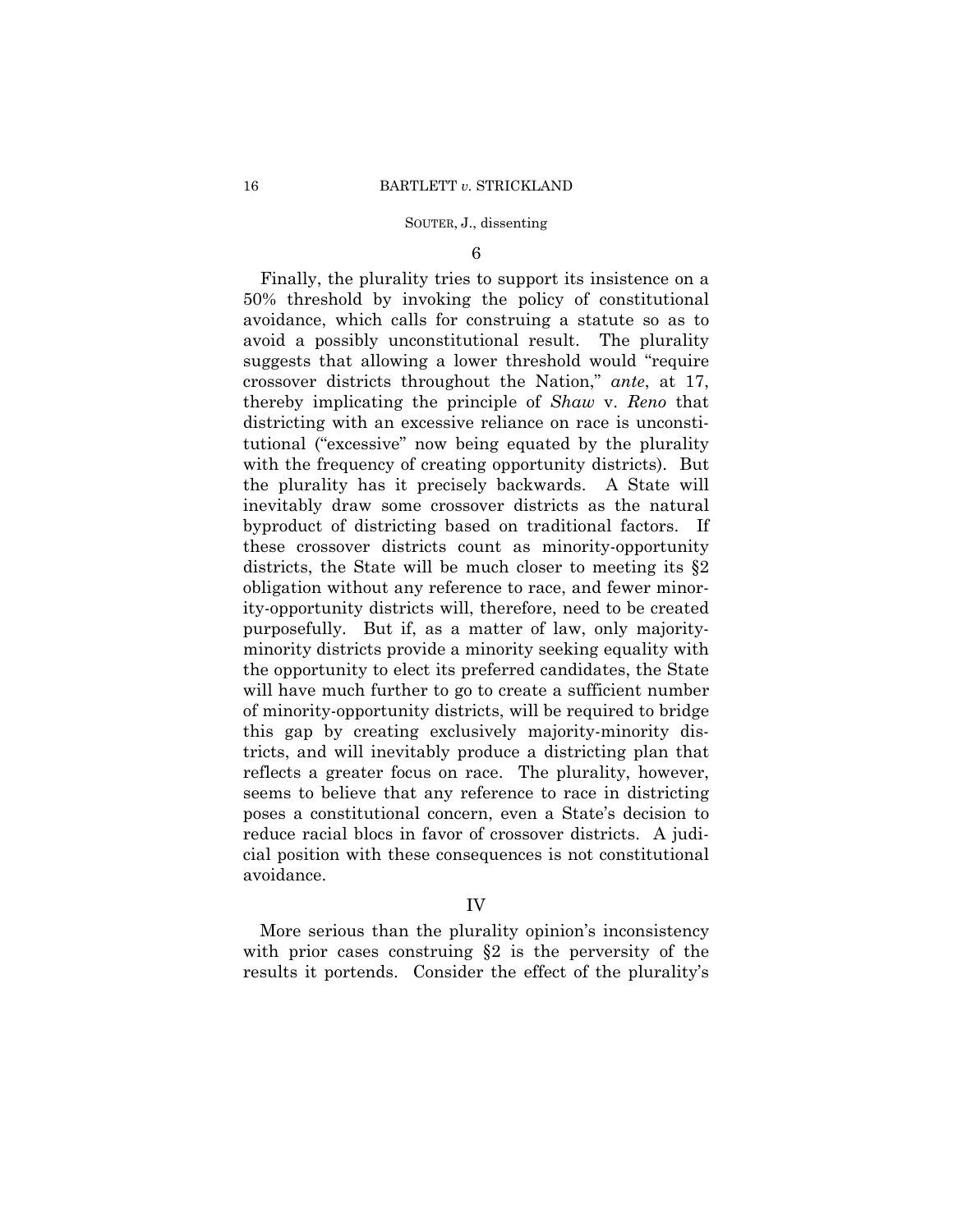### 6

Finally, the plurality tries to support its insistence on a 50% threshold by invoking the policy of constitutional avoidance, which calls for construing a statute so as to avoid a possibly unconstitutional result. The plurality suggests that allowing a lower threshold would "require crossover districts throughout the Nation," *ante*, at 17, thereby implicating the principle of *Shaw* v. *Reno* that districting with an excessive reliance on race is unconstitutional ("excessive" now being equated by the plurality with the frequency of creating opportunity districts). But the plurality has it precisely backwards. A State will inevitably draw some crossover districts as the natural byproduct of districting based on traditional factors. If these crossover districts count as minority-opportunity districts, the State will be much closer to meeting its §2 obligation without any reference to race, and fewer minority-opportunity districts will, therefore, need to be created purposefully. But if, as a matter of law, only majority-minority districts provide a minority seeking equality with the opportunity to elect its preferred candidates, the State will have much further to go to create a sufficient number of minority-opportunity districts, will be required to bridge this gap by creating exclusively majority-minority districts, and will inevitably produce a districting plan that reflects a greater focus on race. The plurality, however, seems to believe that any reference to race in districting poses a constitutional concern, even a State's decision to reduce racial blocs in favor of crossover districts. A judicial position with these consequences is not constitutional avoidance.

## IV

More serious than the plurality opinion's inconsistency with prior cases construing §2 is the perversity of the results it portends. Consider the effect of the plurality's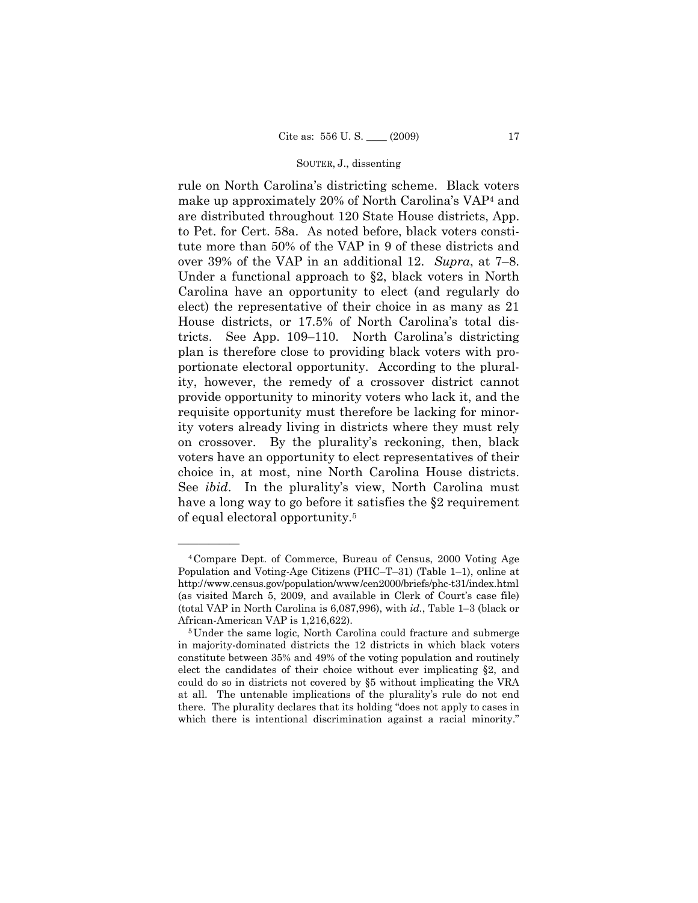rule on North Carolina's districting scheme. Black voters make up approximately 20% of North Carolina's VAP[4] and are distributed throughout 120 State House districts, App. to Pet. for Cert. 58a. As noted before, black voters constitute more than 50% of the VAP in 9 of these districts and over 39% of the VAP in an additional 12. *Supra*, at 7–8. Under a functional approach to §2, black voters in North Carolina have an opportunity to elect (and regularly do elect) the representative of their choice in as many as 21 House districts, or 17.5% of North Carolina's total districts. See App. 109–110. North Carolina's districting plan is therefore close to providing black voters with proportionate electoral opportunity. According to the plurality, however, the remedy of a crossover district cannot provide opportunity to minority voters who lack it, and the requisite opportunity must therefore be lacking for minority voters already living in districts where they must rely on crossover. By the plurality's reckoning, then, black voters have an opportunity to elect representatives of their choice in, at most, nine North Carolina House districts. See *ibid*. In the plurality's view, North Carolina must have a long way to go before it satisfies the §2 requirement of equal electoral opportunity.[5]

---

[4] Compare Dept. of Commerce, Bureau of Census, 2000 Voting Age Population and Voting-Age Citizens (PHC–T–31) (Table 1–1), online at http://www.census.gov/population/www/cen2000/briefs/phc-t31/index.html (as visited March 5, 2009, and available in Clerk of Court's case file) (total VAP in North Carolina is 6,087,996), with *id.*, Table 1–3 (black or African-American VAP is 1,216,622).

[5] Under the same logic, North Carolina could fracture and submerge in majority-dominated districts the 12 districts in which black voters constitute between 35% and 49% of the voting population and routinely elect the candidates of their choice without ever implicating §2, and could do so in districts not covered by §5 without implicating the VRA at all. The untenable implications of the plurality's rule do not end there. The plurality declares that its holding "does not apply to cases in which there is intentional discrimination against a racial minority."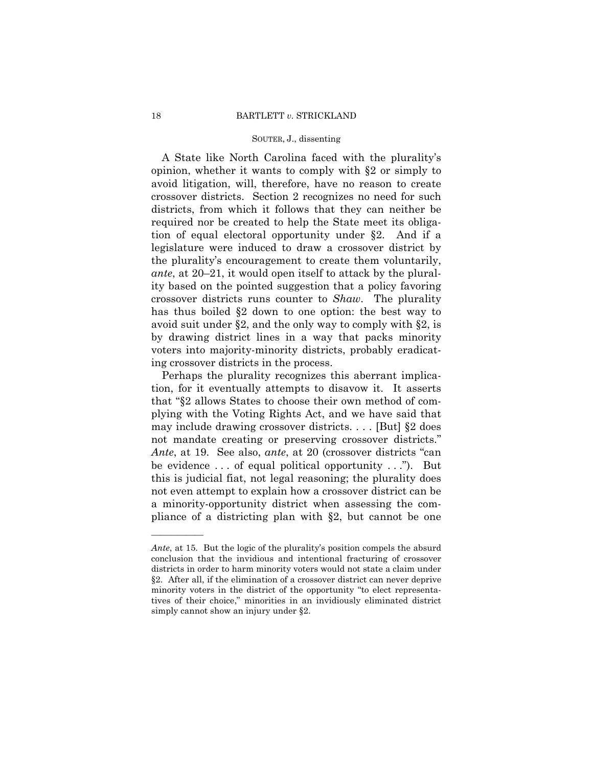A State like North Carolina faced with the plurality's opinion, whether it wants to comply with §2 or simply to avoid litigation, will, therefore, have no reason to create crossover districts. Section 2 recognizes no need for such districts, from which it follows that they can neither be required nor be created to help the State meet its obligation of equal electoral opportunity under §2. And if a legislature were induced to draw a crossover district by the plurality's encouragement to create them voluntarily, *ante*, at 20–21, it would open itself to attack by the plurality based on the pointed suggestion that a policy favoring crossover districts runs counter to *Shaw*. The plurality has thus boiled §2 down to one option: the best way to avoid suit under §2, and the only way to comply with §2, is by drawing district lines in a way that packs minority voters into majority-minority districts, probably eradicating crossover districts in the process.

Perhaps the plurality recognizes this aberrant implication, for it eventually attempts to disavow it. It asserts that "§2 allows States to choose their own method of complying with the Voting Rights Act, and we have said that may include drawing crossover districts. . . . [But] §2 does not mandate creating or preserving crossover districts." *Ante*, at 19. See also, *ante*, at 20 (crossover districts "can be evidence . . . of equal political opportunity . . ."). But this is judicial fiat, not legal reasoning; the plurality does not even attempt to explain how a crossover district can be a minority-opportunity district when assessing the compliance of a districting plan with §2, but cannot be one

---

*Ante*, at 15. But the logic of the plurality's position compels the absurd conclusion that the invidious and intentional fracturing of crossover districts in order to harm minority voters would not state a claim under §2. After all, if the elimination of a crossover district can never deprive minority voters in the district of the opportunity "to elect representatives of their choice," minorities in an invidiously eliminated district simply cannot show an injury under §2.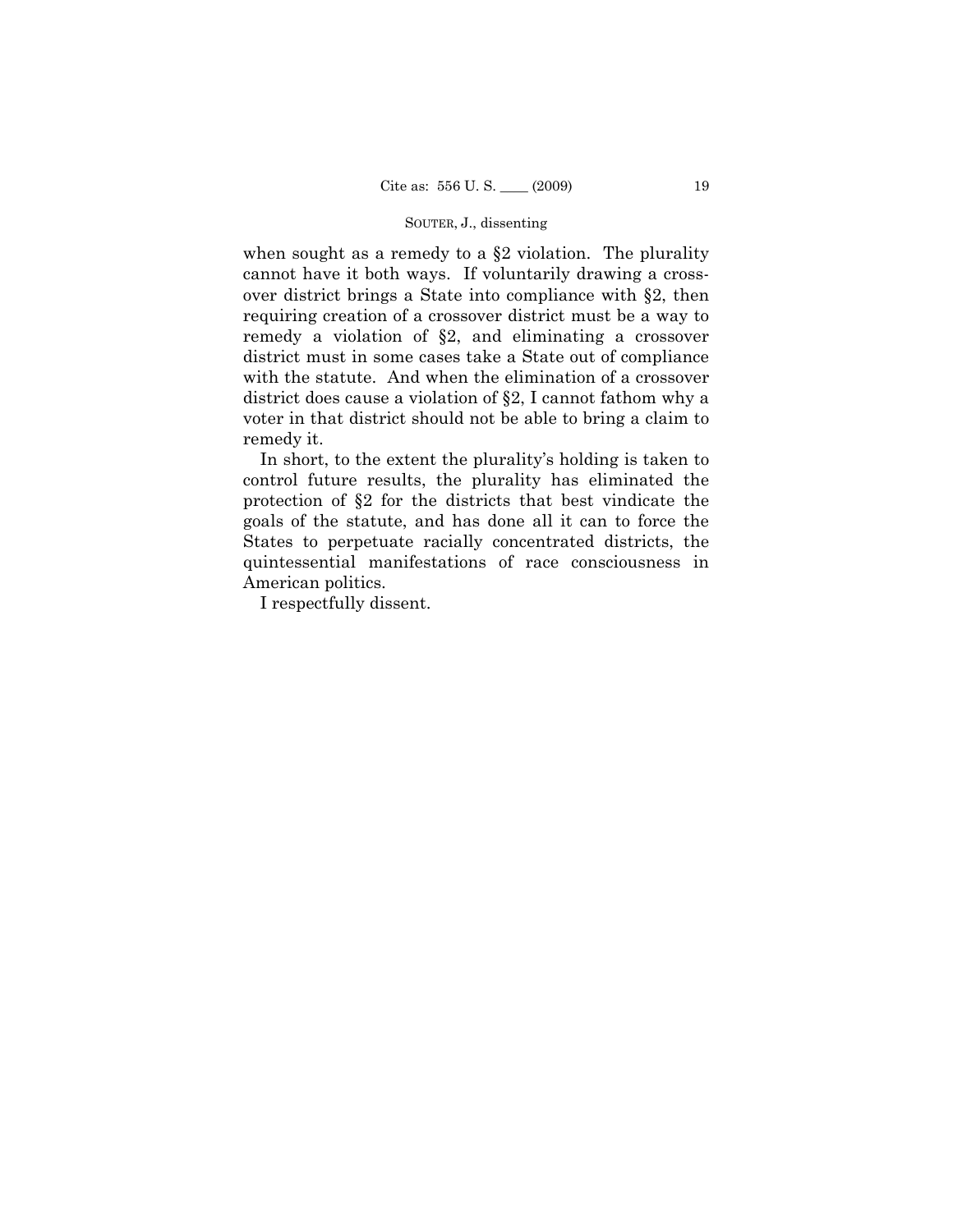when sought as a remedy to a §2 violation. The plurality cannot have it both ways. If voluntarily drawing a crossover district brings a State into compliance with §2, then requiring creation of a crossover district must be a way to remedy a violation of §2, and eliminating a crossover district must in some cases take a State out of compliance with the statute. And when the elimination of a crossover district does cause a violation of §2, I cannot fathom why a voter in that district should not be able to bring a claim to remedy it.

In short, to the extent the plurality's holding is taken to control future results, the plurality has eliminated the protection of §2 for the districts that best vindicate the goals of the statute, and has done all it can to force the States to perpetuate racially concentrated districts, the quintessential manifestations of race consciousness in American politics.

I respectfully dissent.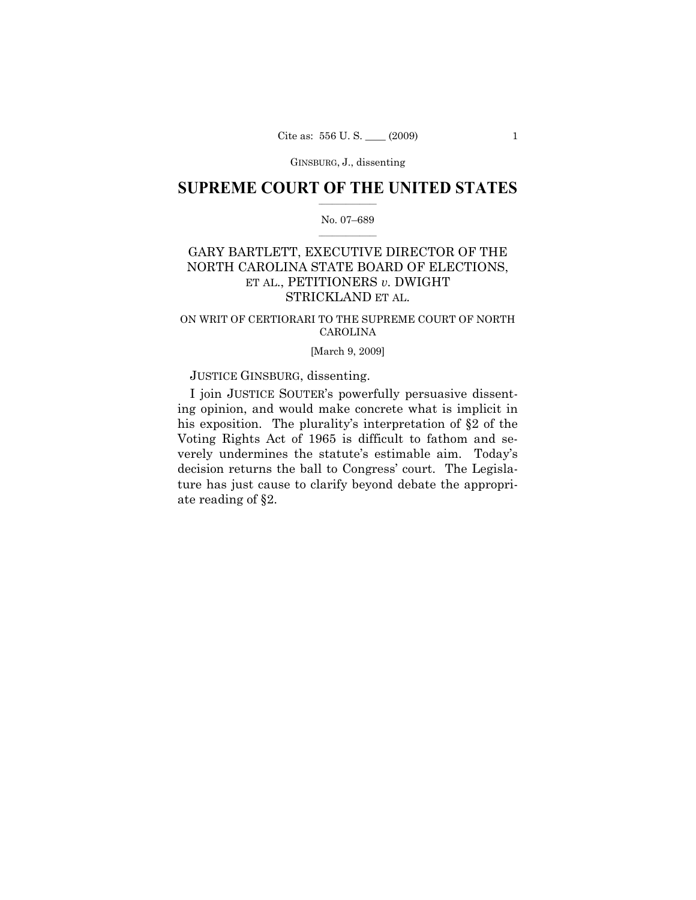# SUPREME COURT OF THE UNITED STATES

No. 07–689

GARY BARTLETT, EXECUTIVE DIRECTOR OF THE NORTH CAROLINA STATE BOARD OF ELECTIONS, ET AL., PETITIONERS *v.* DWIGHT STRICKLAND ET AL.

ON WRIT OF CERTIORARI TO THE SUPREME COURT OF NORTH CAROLINA

[March 9, 2009]

JUSTICE GINSBURG, dissenting.

I join JUSTICE SOUTER's powerfully persuasive dissenting opinion, and would make concrete what is implicit in his exposition. The plurality's interpretation of §2 of the Voting Rights Act of 1965 is difficult to fathom and severely undermines the statute's estimable aim. Today's decision returns the ball to Congress' court. The Legislature has just cause to clarify beyond debate the appropriate reading of §2.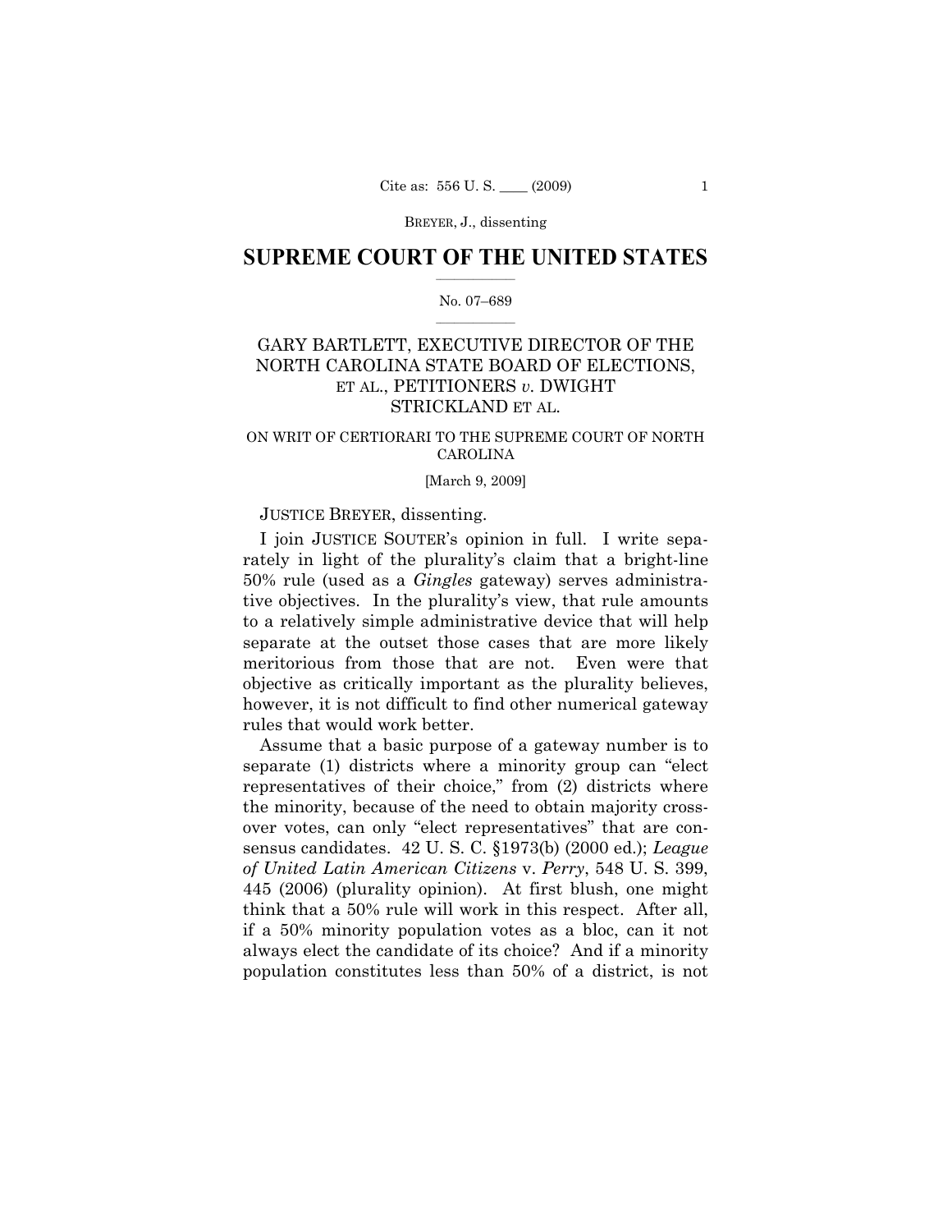BREYER, J., dissenting

## SUPREME COURT OF THE UNITED STATES

No. 07–689

GARY BARTLETT, EXECUTIVE DIRECTOR OF THE NORTH CAROLINA STATE BOARD OF ELECTIONS, ET AL., PETITIONERS *v.* DWIGHT STRICKLAND ET AL.

ON WRIT OF CERTIORARI TO THE SUPREME COURT OF NORTH CAROLINA

[March 9, 2009]

JUSTICE BREYER, dissenting.

I join JUSTICE SOUTER's opinion in full. I write separately in light of the plurality's claim that a bright-line 50% rule (used as a *Gingles* gateway) serves administrative objectives. In the plurality's view, that rule amounts to a relatively simple administrative device that will help separate at the outset those cases that are more likely meritorious from those that are not. Even were that objective as critically important as the plurality believes, however, it is not difficult to find other numerical gateway rules that would work better.

Assume that a basic purpose of a gateway number is to separate (1) districts where a minority group can "elect representatives of their choice," from (2) districts where the minority, because of the need to obtain majority crossover votes, can only "elect representatives" that are consensus candidates. 42 U. S. C. §1973(b) (2000 ed.); *League of United Latin American Citizens* v. *Perry*, 548 U. S. 399, 445 (2006) (plurality opinion). At first blush, one might think that a 50% rule will work in this respect. After all, if a 50% minority population votes as a bloc, can it not always elect the candidate of its choice? And if a minority population constitutes less than 50% of a district, is not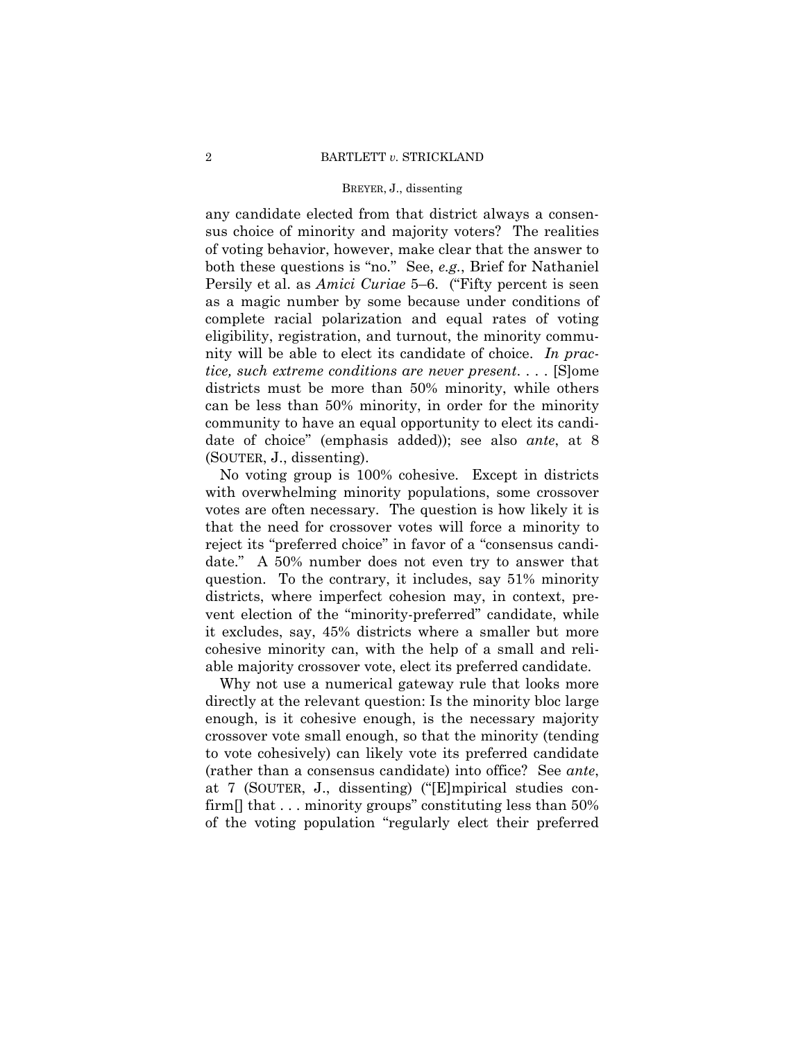any candidate elected from that district always a consensus choice of minority and majority voters? The realities of voting behavior, however, make clear that the answer to both these questions is "no." See, *e.g.*, Brief for Nathaniel Persily et al. as *Amici Curiae* 5–6. ("Fifty percent is seen as a magic number by some because under conditions of complete racial polarization and equal rates of voting eligibility, registration, and turnout, the minority community will be able to elect its candidate of choice. *In practice, such extreme conditions are never present*. . . . [S]ome districts must be more than 50% minority, while others can be less than 50% minority, in order for the minority community to have an equal opportunity to elect its candidate of choice" (emphasis added)); see also *ante*, at 8 (SOUTER, J., dissenting).

No voting group is 100% cohesive. Except in districts with overwhelming minority populations, some crossover votes are often necessary. The question is how likely it is that the need for crossover votes will force a minority to reject its "preferred choice" in favor of a "consensus candidate." A 50% number does not even try to answer that question. To the contrary, it includes, say 51% minority districts, where imperfect cohesion may, in context, prevent election of the "minority-preferred" candidate, while it excludes, say, 45% districts where a smaller but more cohesive minority can, with the help of a small and reliable majority crossover vote, elect its preferred candidate.

Why not use a numerical gateway rule that looks more directly at the relevant question: Is the minority bloc large enough, is it cohesive enough, is the necessary majority crossover vote small enough, so that the minority (tending to vote cohesively) can likely vote its preferred candidate (rather than a consensus candidate) into office? See *ante*, at 7 (SOUTER, J., dissenting) ("[E]mpirical studies confirm[] that . . . minority groups" constituting less than 50% of the voting population "regularly elect their preferred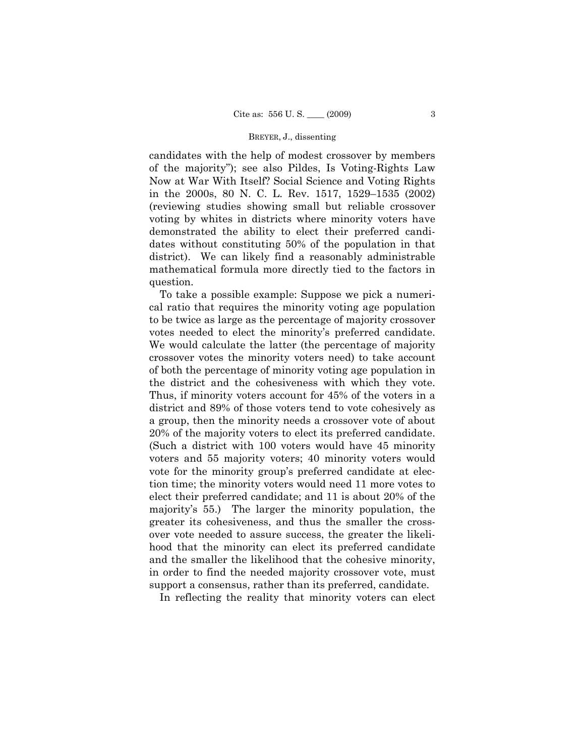candidates with the help of modest crossover by members of the majority"); see also Pildes, Is Voting-Rights Law Now at War With Itself? Social Science and Voting Rights in the 2000s, 80 N. C. L. Rev. 1517, 1529–1535 (2002) (reviewing studies showing small but reliable crossover voting by whites in districts where minority voters have demonstrated the ability to elect their preferred candidates without constituting 50% of the population in that district). We can likely find a reasonably administrable mathematical formula more directly tied to the factors in question.

To take a possible example: Suppose we pick a numerical ratio that requires the minority voting age population to be twice as large as the percentage of majority crossover votes needed to elect the minority's preferred candidate. We would calculate the latter (the percentage of majority crossover votes the minority voters need) to take account of both the percentage of minority voting age population in the district and the cohesiveness with which they vote. Thus, if minority voters account for 45% of the voters in a district and 89% of those voters tend to vote cohesively as a group, then the minority needs a crossover vote of about 20% of the majority voters to elect its preferred candidate. (Such a district with 100 voters would have 45 minority voters and 55 majority voters; 40 minority voters would vote for the minority group's preferred candidate at election time; the minority voters would need 11 more votes to elect their preferred candidate; and 11 is about 20% of the majority's 55.) The larger the minority population, the greater its cohesiveness, and thus the smaller the crossover vote needed to assure success, the greater the likelihood that the minority can elect its preferred candidate and the smaller the likelihood that the cohesive minority, in order to find the needed majority crossover vote, must support a consensus, rather than its preferred, candidate.

In reflecting the reality that minority voters can elect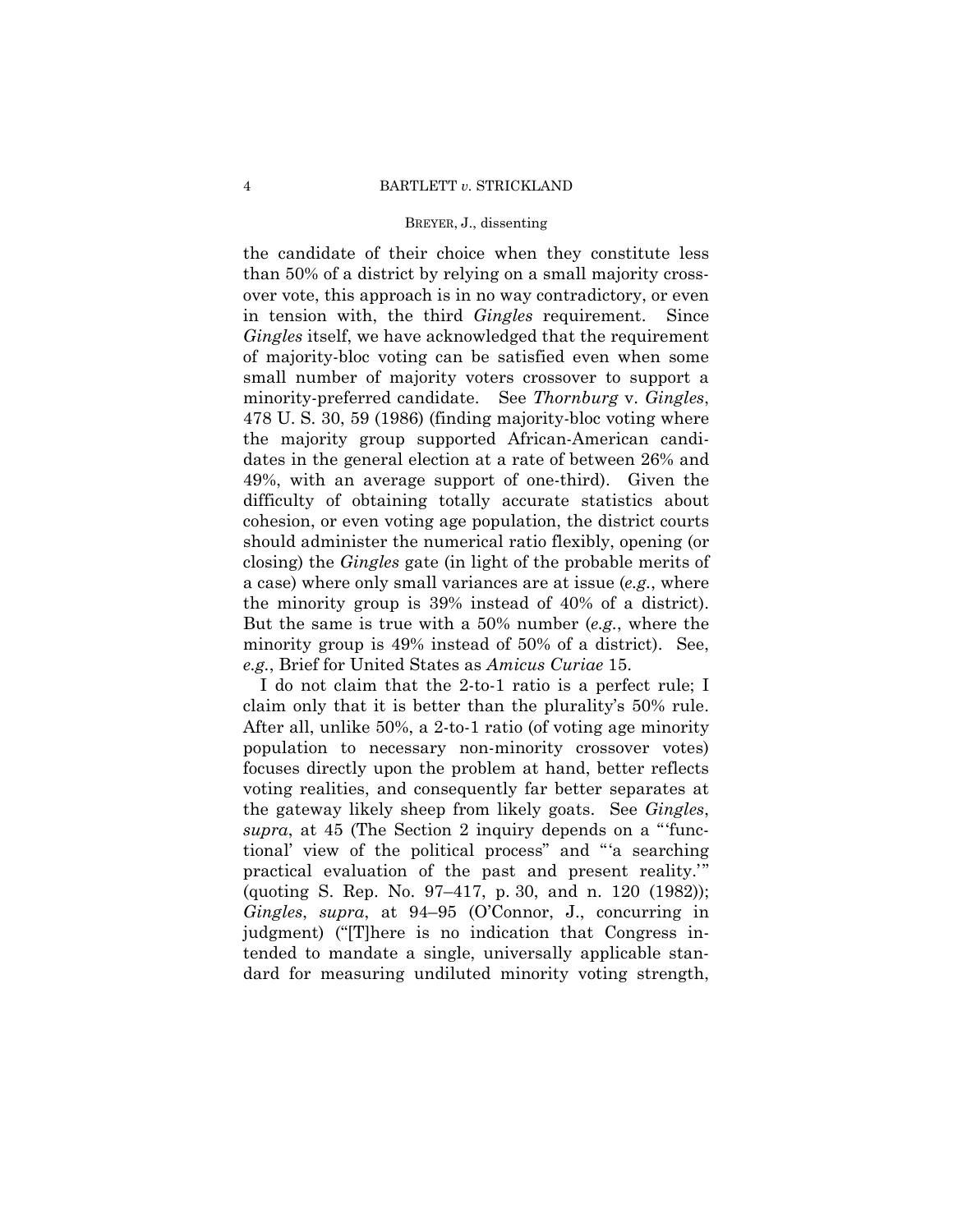the candidate of their choice when they constitute less than 50% of a district by relying on a small majority cross-over vote, this approach is in no way contradictory, or even in tension with, the third *Gingles* requirement. Since *Gingles* itself, we have acknowledged that the requirement of majority-bloc voting can be satisfied even when some small number of majority voters crossover to support a minority-preferred candidate. See *Thornburg* v. *Gingles*, 478 U. S. 30, 59 (1986) (finding majority-bloc voting where the majority group supported African-American candidates in the general election at a rate of between 26% and 49%, with an average support of one-third). Given the difficulty of obtaining totally accurate statistics about cohesion, or even voting age population, the district courts should administer the numerical ratio flexibly, opening (or closing) the *Gingles* gate (in light of the probable merits of a case) where only small variances are at issue (*e.g.*, where the minority group is 39% instead of 40% of a district). But the same is true with a 50% number (*e.g.*, where the minority group is 49% instead of 50% of a district). See, *e.g.*, Brief for United States as *Amicus Curiae* 15.

I do not claim that the 2-to-1 ratio is a perfect rule; I claim only that it is better than the plurality's 50% rule. After all, unlike 50%, a 2-to-1 ratio (of voting age minority population to necessary non-minority crossover votes) focuses directly upon the problem at hand, better reflects voting realities, and consequently far better separates at the gateway likely sheep from likely goats. See *Gingles*, *supra*, at 45 (The Section 2 inquiry depends on a "'functional' view of the political process" and "'a searching practical evaluation of the past and present reality.'" (quoting S. Rep. No. 97–417, p. 30, and n. 120 (1982)); *Gingles*, *supra*, at 94–95 (O'Connor, J., concurring in judgment) ("[T]here is no indication that Congress intended to mandate a single, universally applicable standard for measuring undiluted minority voting strength,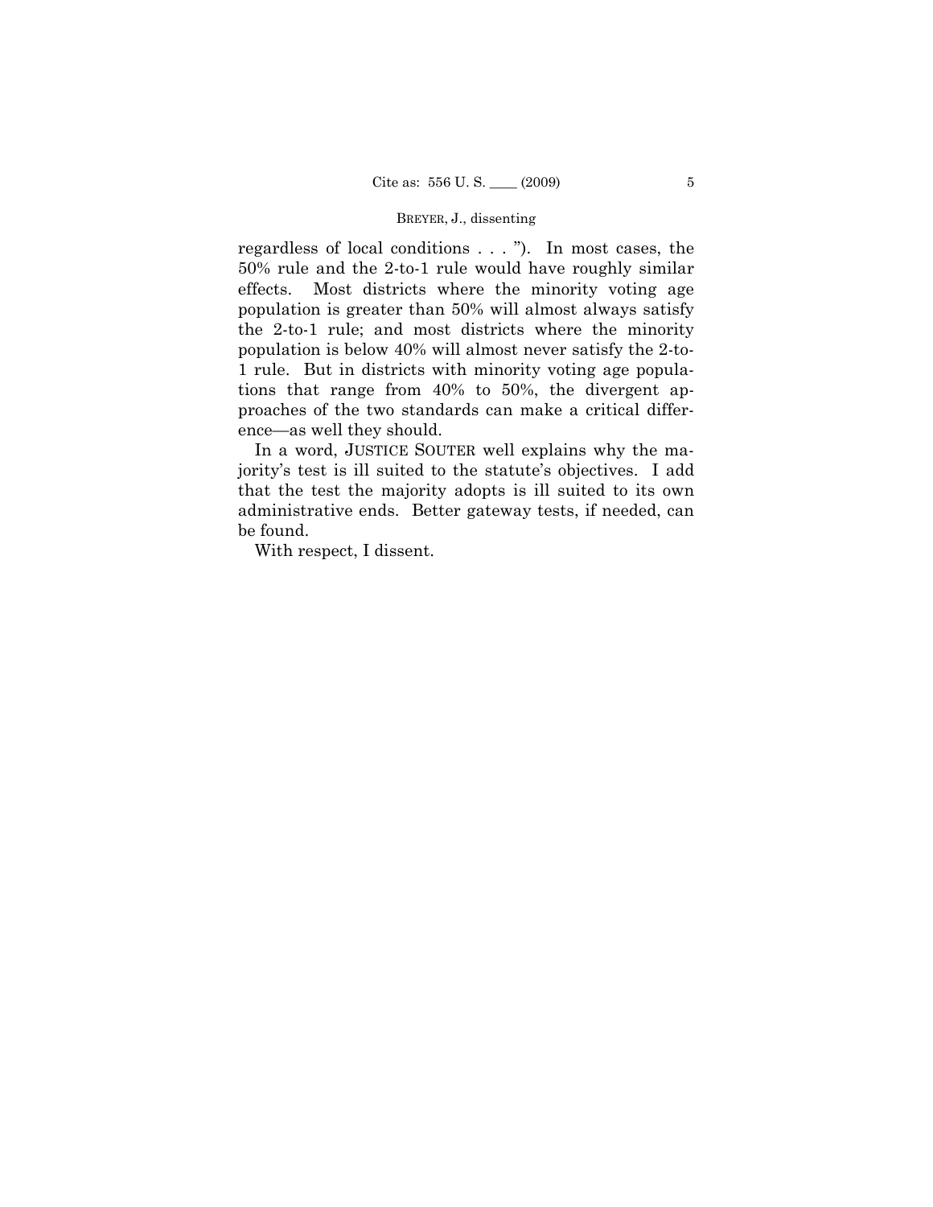regardless of local conditions . . . "). In most cases, the 50% rule and the 2-to-1 rule would have roughly similar effects. Most districts where the minority voting age population is greater than 50% will almost always satisfy the 2-to-1 rule; and most districts where the minority population is below 40% will almost never satisfy the 2-to-1 rule. But in districts with minority voting age populations that range from 40% to 50%, the divergent approaches of the two standards can make a critical difference—as well they should.

In a word, JUSTICE SOUTER well explains why the majority's test is ill suited to the statute's objectives. I add that the test the majority adopts is ill suited to its own administrative ends. Better gateway tests, if needed, can be found.

With respect, I dissent.